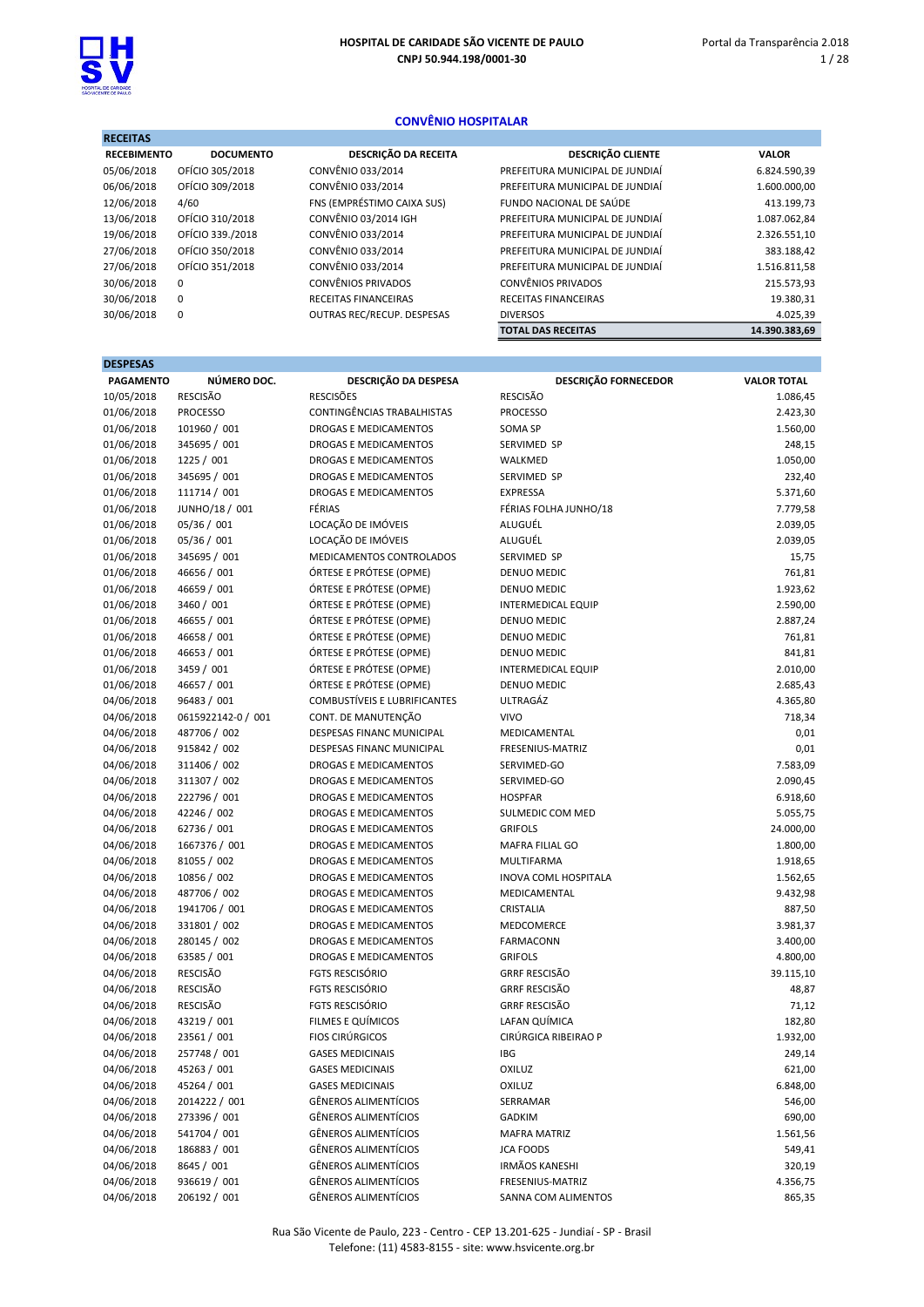# HOSPITAL DE CARIDADE SÃO VICENTE DE PAULO

**CNPJ 50.944.198/0001-30**

## CONVÊNIO HOSPITALAR

### RECEITAS

| RECEBIMENTO | DOCUMENTO | DESCRIÇÃO DA RECEITA | DESCRIÇÃO CLIENTE | VALOR |
|---|---|---|---|---|
| 05/06/2018 | OFÍCIO 305/2018 | CONVÊNIO 033/2014 | PREFEITURA MUNICIPAL DE JUNDIAÍ | 6.824.590,39 |
| 06/06/2018 | OFÍCIO 309/2018 | CONVÊNIO 033/2014 | PREFEITURA MUNICIPAL DE JUNDIAÍ | 1.600.000,00 |
| 12/06/2018 | 4/60 | FNS (EMPRÉSTIMO CAIXA SUS) | FUNDO NACIONAL DE SAÚDE | 413.199,73 |
| 13/06/2018 | OFÍCIO 310/2018 | CONVÊNIO 03/2014 IGH | PREFEITURA MUNICIPAL DE JUNDIAÍ | 1.087.062,84 |
| 19/06/2018 | OFÍCIO 339./2018 | CONVÊNIO 033/2014 | PREFEITURA MUNICIPAL DE JUNDIAÍ | 2.326.551,10 |
| 27/06/2018 | OFÍCIO 350/2018 | CONVÊNIO 033/2014 | PREFEITURA MUNICIPAL DE JUNDIAÍ | 383.188,42 |
| 27/06/2018 | OFÍCIO 351/2018 | CONVÊNIO 033/2014 | PREFEITURA MUNICIPAL DE JUNDIAÍ | 1.516.811,58 |
| 30/06/2018 | 0 | CONVÊNIOS PRIVADOS | CONVÊNIOS PRIVADOS | 215.573,93 |
| 30/06/2018 | 0 | RECEITAS FINANCEIRAS | RECEITAS FINANCEIRAS | 19.380,31 |
| 30/06/2018 | 0 | OUTRAS REC/RECUP. DESPESAS | DIVERSOS | 4.025,39 |
| | | | **TOTAL DAS RECEITAS** | **14.390.383,69** |

### DESPESAS

| PAGAMENTO | NÚMERO DOC. | DESCRIÇÃO DA DESPESA | DESCRIÇÃO FORNECEDOR | VALOR TOTAL |
|---|---|---|---|---|
| 10/05/2018 | RESCISÃO | RESCISÕES | RESCISÃO | 1.086,45 |
| 01/06/2018 | PROCESSO | CONTINGÊNCIAS TRABALHISTAS | PROCESSO | 2.423,30 |
| 01/06/2018 | 101960 / 001 | DROGAS E MEDICAMENTOS | SOMA SP | 1.560,00 |
| 01/06/2018 | 345695 / 001 | DROGAS E MEDICAMENTOS | SERVIMED SP | 248,15 |
| 01/06/2018 | 1225 / 001 | DROGAS E MEDICAMENTOS | WALKMED | 1.050,00 |
| 01/06/2018 | 345695 / 001 | DROGAS E MEDICAMENTOS | SERVIMED SP | 232,40 |
| 01/06/2018 | 111714 / 001 | DROGAS E MEDICAMENTOS | EXPRESSA | 5.371,60 |
| 01/06/2018 | JUNHO/18 / 001 | FÉRIAS | FÉRIAS FOLHA JUNHO/18 | 7.779,58 |
| 01/06/2018 | 05/36 / 001 | LOCAÇÃO DE IMÓVEIS | ALUGUÉL | 2.039,05 |
| 01/06/2018 | 05/36 / 001 | LOCAÇÃO DE IMÓVEIS | ALUGUÉL | 2.039,05 |
| 01/06/2018 | 345695 / 001 | MEDICAMENTOS CONTROLADOS | SERVIMED SP | 15,75 |
| 01/06/2018 | 46656 / 001 | ÓRTESE E PRÓTESE (OPME) | DENUO MEDIC | 761,81 |
| 01/06/2018 | 46659 / 001 | ÓRTESE E PRÓTESE (OPME) | DENUO MEDIC | 1.923,62 |
| 01/06/2018 | 3460 / 001 | ÓRTESE E PRÓTESE (OPME) | INTERMEDICAL EQUIP | 2.590,00 |
| 01/06/2018 | 46655 / 001 | ÓRTESE E PRÓTESE (OPME) | DENUO MEDIC | 2.887,24 |
| 01/06/2018 | 46658 / 001 | ÓRTESE E PRÓTESE (OPME) | DENUO MEDIC | 761,81 |
| 01/06/2018 | 46653 / 001 | ÓRTESE E PRÓTESE (OPME) | DENUO MEDIC | 841,81 |
| 01/06/2018 | 3459 / 001 | ÓRTESE E PRÓTESE (OPME) | INTERMEDICAL EQUIP | 2.010,00 |
| 01/06/2018 | 46657 / 001 | ÓRTESE E PRÓTESE (OPME) | DENUO MEDIC | 2.685,43 |
| 04/06/2018 | 96483 / 001 | COMBUSTÍVEIS E LUBRIFICANTES | ULTRAGÁZ | 4.365,80 |
| 04/06/2018 | 0615922142-0 / 001 | CONT. DE MANUTENÇÃO | VIVO | 718,34 |
| 04/06/2018 | 487706 / 002 | DESPESAS FINANC MUNICIPAL | MEDICAMENTAL | 0,01 |
| 04/06/2018 | 915842 / 002 | DESPESAS FINANC MUNICIPAL | FRESENIUS-MATRIZ | 0,01 |
| 04/06/2018 | 311406 / 002 | DROGAS E MEDICAMENTOS | SERVIMED-GO | 7.583,09 |
| 04/06/2018 | 311307 / 002 | DROGAS E MEDICAMENTOS | SERVIMED-GO | 2.090,45 |
| 04/06/2018 | 222796 / 001 | DROGAS E MEDICAMENTOS | HOSPFAR | 6.918,60 |
| 04/06/2018 | 42246 / 002 | DROGAS E MEDICAMENTOS | SULMEDIC COM MED | 5.055,75 |
| 04/06/2018 | 62736 / 001 | DROGAS E MEDICAMENTOS | GRIFOLS | 24.000,00 |
| 04/06/2018 | 1667376 / 001 | DROGAS E MEDICAMENTOS | MAFRA FILIAL GO | 1.800,00 |
| 04/06/2018 | 81055 / 002 | DROGAS E MEDICAMENTOS | MULTIFARMA | 1.918,65 |
| 04/06/2018 | 10856 / 002 | DROGAS E MEDICAMENTOS | INOVA COML HOSPITALA | 1.562,65 |
| 04/06/2018 | 487706 / 002 | DROGAS E MEDICAMENTOS | MEDICAMENTAL | 9.432,98 |
| 04/06/2018 | 1941706 / 001 | DROGAS E MEDICAMENTOS | CRISTALIA | 887,50 |
| 04/06/2018 | 331801 / 002 | DROGAS E MEDICAMENTOS | MEDCOMERCE | 3.981,37 |
| 04/06/2018 | 280145 / 002 | DROGAS E MEDICAMENTOS | FARMACONN | 3.400,00 |
| 04/06/2018 | 63585 / 001 | DROGAS E MEDICAMENTOS | GRIFOLS | 4.800,00 |
| 04/06/2018 | RESCISÃO | FGTS RESCISÓRIO | GRRF RESCISÃO | 39.115,10 |
| 04/06/2018 | RESCISÃO | FGTS RESCISÓRIO | GRRF RESCISÃO | 48,87 |
| 04/06/2018 | RESCISÃO | FGTS RESCISÓRIO | GRRF RESCISÃO | 71,12 |
| 04/06/2018 | 43219 / 001 | FILMES E QUÍMICOS | LAFAN QUÍMICA | 182,80 |
| 04/06/2018 | 23561 / 001 | FIOS CIRÚRGICOS | CIRÚRGICA RIBEIRAO P | 1.932,00 |
| 04/06/2018 | 257748 / 001 | GASES MEDICINAIS | IBG | 249,14 |
| 04/06/2018 | 45263 / 001 | GASES MEDICINAIS | OXILUZ | 621,00 |
| 04/06/2018 | 45264 / 001 | GASES MEDICINAIS | OXILUZ | 6.848,00 |
| 04/06/2018 | 2014222 / 001 | GÊNEROS ALIMENTÍCIOS | SERRAMAR | 546,00 |
| 04/06/2018 | 273396 / 001 | GÊNEROS ALIMENTÍCIOS | GADKIM | 690,00 |
| 04/06/2018 | 541704 / 001 | GÊNEROS ALIMENTÍCIOS | MAFRA MATRIZ | 1.561,56 |
| 04/06/2018 | 186883 / 001 | GÊNEROS ALIMENTÍCIOS | JCA FOODS | 549,41 |
| 04/06/2018 | 8645 / 001 | GÊNEROS ALIMENTÍCIOS | IRMÃOS KANESHI | 320,19 |
| 04/06/2018 | 936619 / 001 | GÊNEROS ALIMENTÍCIOS | FRESENIUS-MATRIZ | 4.356,75 |
| 04/06/2018 | 206192 / 001 | GÊNEROS ALIMENTÍCIOS | SANNA COM ALIMENTOS | 865,35 |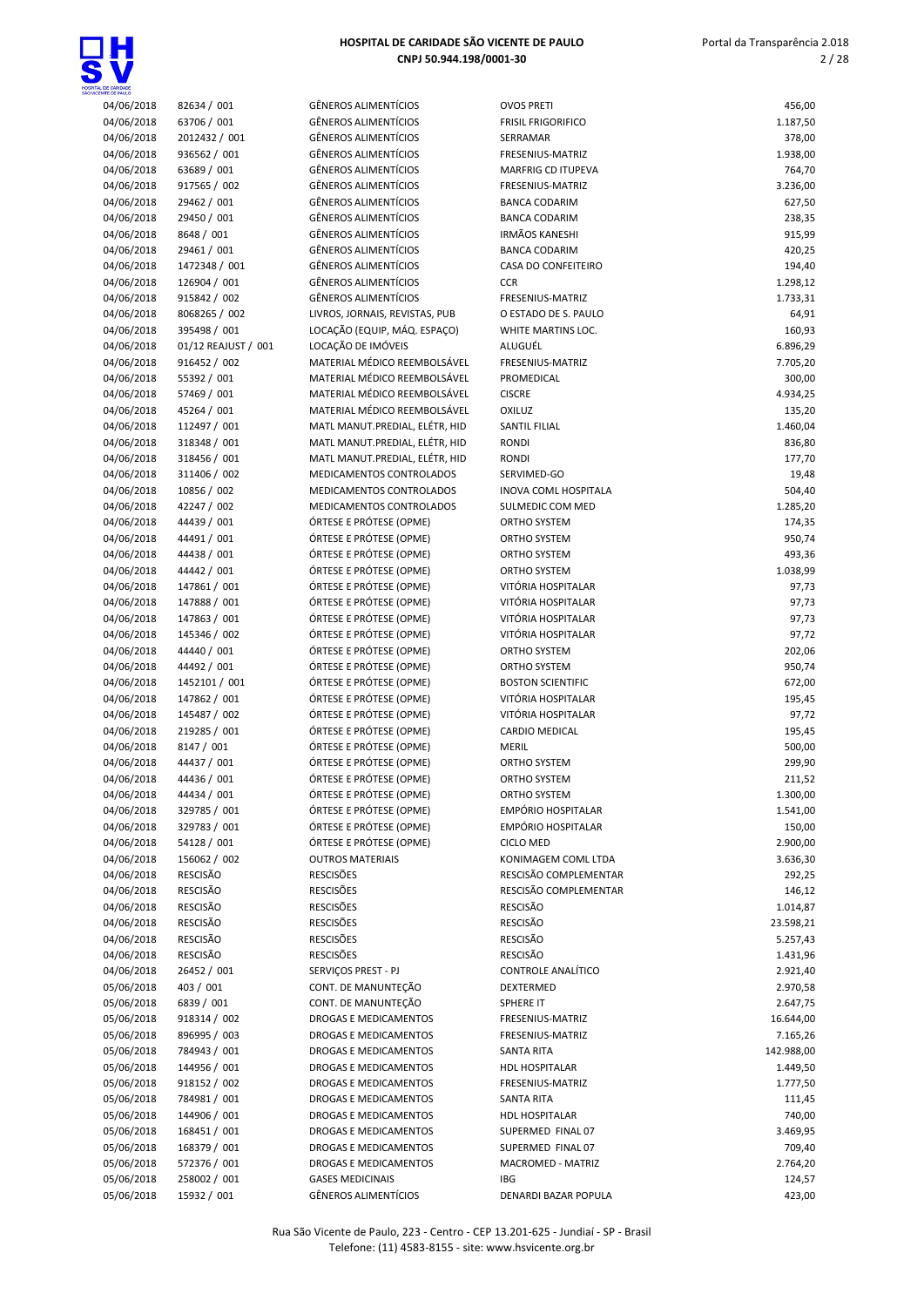| | | | | |
|---|---|---|---|---|
| 04/06/2018 | 82634 / 001 | GÊNEROS ALIMENTÍCIOS | OVOS PRETI | 456,00 |
| 04/06/2018 | 63706 / 001 | GÊNEROS ALIMENTÍCIOS | FRISIL FRIGORIFICO | 1.187,50 |
| 04/06/2018 | 2012432 / 001 | GÊNEROS ALIMENTÍCIOS | SERRAMAR | 378,00 |
| 04/06/2018 | 936562 / 001 | GÊNEROS ALIMENTÍCIOS | FRESENIUS-MATRIZ | 1.938,00 |
| 04/06/2018 | 63689 / 001 | GÊNEROS ALIMENTÍCIOS | MARFRIG CD ITUPEVA | 764,70 |
| 04/06/2018 | 917565 / 002 | GÊNEROS ALIMENTÍCIOS | FRESENIUS-MATRIZ | 3.236,00 |
| 04/06/2018 | 29462 / 001 | GÊNEROS ALIMENTÍCIOS | BANCA CODARIM | 627,50 |
| 04/06/2018 | 29450 / 001 | GÊNEROS ALIMENTÍCIOS | BANCA CODARIM | 238,35 |
| 04/06/2018 | 8648 / 001 | GÊNEROS ALIMENTÍCIOS | IRMÃOS KANESHI | 915,99 |
| 04/06/2018 | 29461 / 001 | GÊNEROS ALIMENTÍCIOS | BANCA CODARIM | 420,25 |
| 04/06/2018 | 1472348 / 001 | GÊNEROS ALIMENTÍCIOS | CASA DO CONFEITEIRO | 194,40 |
| 04/06/2018 | 126904 / 001 | GÊNEROS ALIMENTÍCIOS | CCR | 1.298,12 |
| 04/06/2018 | 915842 / 002 | GÊNEROS ALIMENTÍCIOS | FRESENIUS-MATRIZ | 1.733,31 |
| 04/06/2018 | 8068265 / 002 | LIVROS, JORNAIS, REVISTAS, PUB | O ESTADO DE S. PAULO | 64,91 |
| 04/06/2018 | 395498 / 001 | LOCAÇÃO (EQUIP, MÁQ. ESPAÇO) | WHITE MARTINS LOC. | 160,93 |
| 04/06/2018 | 01/12 REAJUST / 001 | LOCAÇÃO DE IMÓVEIS | ALUGUÉL | 6.896,29 |
| 04/06/2018 | 916452 / 002 | MATERIAL MÉDICO REEMBOLSÁVEL | FRESENIUS-MATRIZ | 7.705,20 |
| 04/06/2018 | 55392 / 001 | MATERIAL MÉDICO REEMBOLSÁVEL | PROMEDICAL | 300,00 |
| 04/06/2018 | 57469 / 001 | MATERIAL MÉDICO REEMBOLSÁVEL | CISCRE | 4.934,25 |
| 04/06/2018 | 45264 / 001 | MATERIAL MÉDICO REEMBOLSÁVEL | OXILUZ | 135,20 |
| 04/06/2018 | 112497 / 001 | MATL MANUT.PREDIAL, ELÉTR, HID | SANTIL FILIAL | 1.460,04 |
| 04/06/2018 | 318348 / 001 | MATL MANUT.PREDIAL, ELÉTR, HID | RONDI | 836,80 |
| 04/06/2018 | 318456 / 001 | MATL MANUT.PREDIAL, ELÉTR, HID | RONDI | 177,70 |
| 04/06/2018 | 311406 / 002 | MEDICAMENTOS CONTROLADOS | SERVIMED-GO | 19,48 |
| 04/06/2018 | 10856 / 002 | MEDICAMENTOS CONTROLADOS | INOVA COML HOSPITALA | 504,40 |
| 04/06/2018 | 42247 / 002 | MEDICAMENTOS CONTROLADOS | SULMEDIC COM MED | 1.285,20 |
| 04/06/2018 | 44439 / 001 | ÓRTESE E PRÓTESE (OPME) | ORTHO SYSTEM | 174,35 |
| 04/06/2018 | 44491 / 001 | ÓRTESE E PRÓTESE (OPME) | ORTHO SYSTEM | 950,74 |
| 04/06/2018 | 44438 / 001 | ÓRTESE E PRÓTESE (OPME) | ORTHO SYSTEM | 493,36 |
| 04/06/2018 | 44442 / 001 | ÓRTESE E PRÓTESE (OPME) | ORTHO SYSTEM | 1.038,99 |
| 04/06/2018 | 147861 / 001 | ÓRTESE E PRÓTESE (OPME) | VITÓRIA HOSPITALAR | 97,73 |
| 04/06/2018 | 147888 / 001 | ÓRTESE E PRÓTESE (OPME) | VITÓRIA HOSPITALAR | 97,73 |
| 04/06/2018 | 147863 / 001 | ÓRTESE E PRÓTESE (OPME) | VITÓRIA HOSPITALAR | 97,73 |
| 04/06/2018 | 145346 / 002 | ÓRTESE E PRÓTESE (OPME) | VITÓRIA HOSPITALAR | 97,72 |
| 04/06/2018 | 44440 / 001 | ÓRTESE E PRÓTESE (OPME) | ORTHO SYSTEM | 202,06 |
| 04/06/2018 | 44492 / 001 | ÓRTESE E PRÓTESE (OPME) | ORTHO SYSTEM | 950,74 |
| 04/06/2018 | 1452101 / 001 | ÓRTESE E PRÓTESE (OPME) | BOSTON SCIENTIFIC | 672,00 |
| 04/06/2018 | 147862 / 001 | ÓRTESE E PRÓTESE (OPME) | VITÓRIA HOSPITALAR | 195,45 |
| 04/06/2018 | 145487 / 002 | ÓRTESE E PRÓTESE (OPME) | VITÓRIA HOSPITALAR | 97,72 |
| 04/06/2018 | 219285 / 001 | ÓRTESE E PRÓTESE (OPME) | CARDIO MEDICAL | 195,45 |
| 04/06/2018 | 8147 / 001 | ÓRTESE E PRÓTESE (OPME) | MERIL | 500,00 |
| 04/06/2018 | 44437 / 001 | ÓRTESE E PRÓTESE (OPME) | ORTHO SYSTEM | 299,90 |
| 04/06/2018 | 44436 / 001 | ÓRTESE E PRÓTESE (OPME) | ORTHO SYSTEM | 211,52 |
| 04/06/2018 | 44434 / 001 | ÓRTESE E PRÓTESE (OPME) | ORTHO SYSTEM | 1.300,00 |
| 04/06/2018 | 329785 / 001 | ÓRTESE E PRÓTESE (OPME) | EMPÓRIO HOSPITALAR | 1.541,00 |
| 04/06/2018 | 329783 / 001 | ÓRTESE E PRÓTESE (OPME) | EMPÓRIO HOSPITALAR | 150,00 |
| 04/06/2018 | 54128 / 001 | ÓRTESE E PRÓTESE (OPME) | CICLO MED | 2.900,00 |
| 04/06/2018 | 156062 / 002 | OUTROS MATERIAIS | KONIMAGEM COML LTDA | 3.636,30 |
| 04/06/2018 | RESCISÃO | RESCISÕES | RESCISÃO COMPLEMENTAR | 292,25 |
| 04/06/2018 | RESCISÃO | RESCISÕES | RESCISÃO COMPLEMENTAR | 146,12 |
| 04/06/2018 | RESCISÃO | RESCISÕES | RESCISÃO | 1.014,87 |
| 04/06/2018 | RESCISÃO | RESCISÕES | RESCISÃO | 23.598,21 |
| 04/06/2018 | RESCISÃO | RESCISÕES | RESCISÃO | 5.257,43 |
| 04/06/2018 | RESCISÃO | RESCISÕES | RESCISÃO | 1.431,96 |
| 04/06/2018 | 26452 / 001 | SERVIÇOS PREST - PJ | CONTROLE ANALÍTICO | 2.921,40 |
| 05/06/2018 | 403 / 001 | CONT. DE MANUNTEÇÃO | DEXTERMED | 2.970,58 |
| 05/06/2018 | 6839 / 001 | CONT. DE MANUNTEÇÃO | SPHERE IT | 2.647,75 |
| 05/06/2018 | 918314 / 002 | DROGAS E MEDICAMENTOS | FRESENIUS-MATRIZ | 16.644,00 |
| 05/06/2018 | 896995 / 003 | DROGAS E MEDICAMENTOS | FRESENIUS-MATRIZ | 7.165,26 |
| 05/06/2018 | 784943 / 001 | DROGAS E MEDICAMENTOS | SANTA RITA | 142.988,00 |
| 05/06/2018 | 144956 / 001 | DROGAS E MEDICAMENTOS | HDL HOSPITALAR | 1.449,50 |
| 05/06/2018 | 918152 / 002 | DROGAS E MEDICAMENTOS | FRESENIUS-MATRIZ | 1.777,50 |
| 05/06/2018 | 784981 / 001 | DROGAS E MEDICAMENTOS | SANTA RITA | 111,45 |
| 05/06/2018 | 144906 / 001 | DROGAS E MEDICAMENTOS | HDL HOSPITALAR | 740,00 |
| 05/06/2018 | 168451 / 001 | DROGAS E MEDICAMENTOS | SUPERMED FINAL 07 | 3.469,95 |
| 05/06/2018 | 168379 / 001 | DROGAS E MEDICAMENTOS | SUPERMED FINAL 07 | 709,40 |
| 05/06/2018 | 572376 / 001 | DROGAS E MEDICAMENTOS | MACROMED - MATRIZ | 2.764,20 |
| 05/06/2018 | 258002 / 001 | GASES MEDICINAIS | IBG | 124,57 |
| 05/06/2018 | 15932 / 001 | GÊNEROS ALIMENTÍCIOS | DENARDI BAZAR POPULA | 423,00 |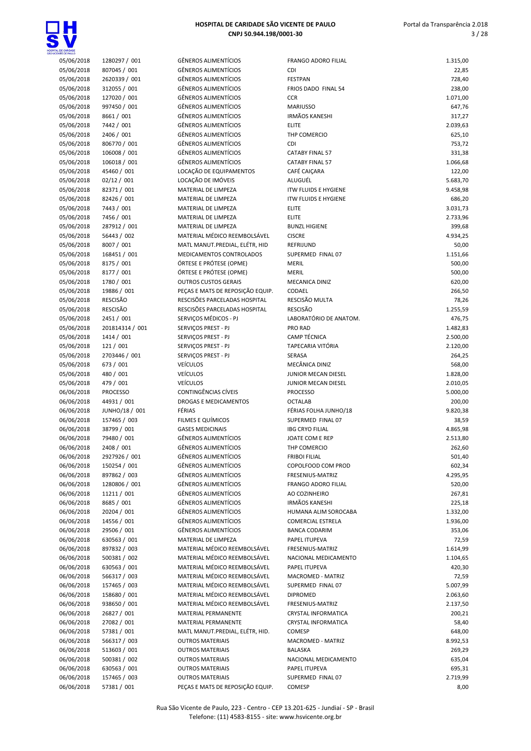| Data | Documento | Categoria | Fornecedor | Valor |
|---|---|---|---|---|
| 05/06/2018 | 1280297 / 001 | GÊNEROS ALIMENTÍCIOS | FRANGO ADORO FILIAL | 1.315,00 |
| 05/06/2018 | 807045 / 001 | GÊNEROS ALIMENTÍCIOS | CDI | 22,85 |
| 05/06/2018 | 2620339 / 001 | GÊNEROS ALIMENTÍCIOS | FESTPAN | 728,40 |
| 05/06/2018 | 312055 / 001 | GÊNEROS ALIMENTÍCIOS | FRIOS DADO FINAL 54 | 238,00 |
| 05/06/2018 | 127020 / 001 | GÊNEROS ALIMENTÍCIOS | CCR | 1.071,00 |
| 05/06/2018 | 997450 / 001 | GÊNEROS ALIMENTÍCIOS | MARIUSSO | 647,76 |
| 05/06/2018 | 8661 / 001 | GÊNEROS ALIMENTÍCIOS | IRMÃOS KANESHI | 317,27 |
| 05/06/2018 | 7442 / 001 | GÊNEROS ALIMENTÍCIOS | ELITE | 2.039,63 |
| 05/06/2018 | 2406 / 001 | GÊNEROS ALIMENTÍCIOS | THP COMERCIO | 625,10 |
| 05/06/2018 | 806770 / 001 | GÊNEROS ALIMENTÍCIOS | CDI | 753,72 |
| 05/06/2018 | 106008 / 001 | GÊNEROS ALIMENTÍCIOS | CATABY FINAL 57 | 331,38 |
| 05/06/2018 | 106018 / 001 | GÊNEROS ALIMENTÍCIOS | CATABY FINAL 57 | 1.066,68 |
| 05/06/2018 | 45460 / 001 | LOCAÇÃO DE EQUIPAMENTOS | CAFÉ CAIÇARA | 122,00 |
| 05/06/2018 | 02/12 / 001 | LOCAÇÃO DE IMÓVEIS | ALUGUÉL | 5.683,70 |
| 05/06/2018 | 82371 / 001 | MATERIAL DE LIMPEZA | ITW FLUIDS E HYGIENE | 9.458,98 |
| 05/06/2018 | 82426 / 001 | MATERIAL DE LIMPEZA | ITW FLUIDS E HYGIENE | 686,20 |
| 05/06/2018 | 7443 / 001 | MATERIAL DE LIMPEZA | ELITE | 3.031,73 |
| 05/06/2018 | 7456 / 001 | MATERIAL DE LIMPEZA | ELITE | 2.733,96 |
| 05/06/2018 | 287912 / 001 | MATERIAL DE LIMPEZA | BUNZL HIGIENE | 399,68 |
| 05/06/2018 | 56443 / 002 | MATERIAL MÉDICO REEMBOLSÁVEL | CISCRE | 4.934,25 |
| 05/06/2018 | 8007 / 001 | MATL MANUT.PREDIAL, ELÉTR, HID | REFRIJUND | 50,00 |
| 05/06/2018 | 168451 / 001 | MEDICAMENTOS CONTROLADOS | SUPERMED FINAL 07 | 1.151,66 |
| 05/06/2018 | 8175 / 001 | ÓRTESE E PRÓTESE (OPME) | MERIL | 500,00 |
| 05/06/2018 | 8177 / 001 | ÓRTESE E PRÓTESE (OPME) | MERIL | 500,00 |
| 05/06/2018 | 1780 / 001 | OUTROS CUSTOS GERAIS | MECANICA DINIZ | 620,00 |
| 05/06/2018 | 19886 / 001 | PEÇAS E MATS DE REPOSIÇÃO EQUIP. | CODAEL | 266,50 |
| 05/06/2018 | RESCISÃO | RESCISÕES PARCELADAS HOSPITAL | RESCISÃO MULTA | 78,26 |
| 05/06/2018 | RESCISÃO | RESCISÕES PARCELADAS HOSPITAL | RESCISÃO | 1.255,59 |
| 05/06/2018 | 2451 / 001 | SERVIÇOS MÉDICOS - PJ | LABORATÓRIO DE ANATOM. | 476,75 |
| 05/06/2018 | 201814314 / 001 | SERVIÇOS PREST - PJ | PRO RAD | 1.482,83 |
| 05/06/2018 | 1414 / 001 | SERVIÇOS PREST - PJ | CAMP TÉCNICA | 2.500,00 |
| 05/06/2018 | 121 / 001 | SERVIÇOS PREST - PJ | TAPECARIA VITÓRIA | 2.120,00 |
| 05/06/2018 | 2703446 / 001 | SERVIÇOS PREST - PJ | SERASA | 264,25 |
| 05/06/2018 | 673 / 001 | VEÍCULOS | MECÂNICA DINIZ | 568,00 |
| 05/06/2018 | 480 / 001 | VEÍCULOS | JUNIOR MECAN DIESEL | 1.828,00 |
| 05/06/2018 | 479 / 001 | VEÍCULOS | JUNIOR MECAN DIESEL | 2.010,05 |
| 06/06/2018 | PROCESSO | CONTINGÊNCIAS CÍVEIS | PROCESSO | 5.000,00 |
| 06/06/2018 | 44931 / 001 | DROGAS E MEDICAMENTOS | OCTALAB | 200,00 |
| 06/06/2018 | JUNHO/18 / 001 | FÉRIAS | FÉRIAS FOLHA JUNHO/18 | 9.820,38 |
| 06/06/2018 | 157465 / 003 | FILMES E QUÍMICOS | SUPERMED FINAL 07 | 38,59 |
| 06/06/2018 | 38799 / 001 | GASES MEDICINAIS | IBG CRYO FILIAL | 4.865,98 |
| 06/06/2018 | 79480 / 001 | GÊNEROS ALIMENTÍCIOS | JOATE COM E REP | 2.513,80 |
| 06/06/2018 | 2408 / 001 | GÊNEROS ALIMENTÍCIOS | THP COMERCIO | 262,60 |
| 06/06/2018 | 2927926 / 001 | GÊNEROS ALIMENTÍCIOS | FRIBOI FILIAL | 501,40 |
| 06/06/2018 | 150254 / 001 | GÊNEROS ALIMENTÍCIOS | COPOLFOOD COM PROD | 602,34 |
| 06/06/2018 | 897862 / 003 | GÊNEROS ALIMENTÍCIOS | FRESENIUS-MATRIZ | 4.295,95 |
| 06/06/2018 | 1280806 / 001 | GÊNEROS ALIMENTÍCIOS | FRANGO ADORO FILIAL | 520,00 |
| 06/06/2018 | 11211 / 001 | GÊNEROS ALIMENTÍCIOS | AO COZINHEIRO | 267,81 |
| 06/06/2018 | 8685 / 001 | GÊNEROS ALIMENTÍCIOS | IRMÃOS KANESHI | 225,18 |
| 06/06/2018 | 20204 / 001 | GÊNEROS ALIMENTÍCIOS | HUMANA ALIM SOROCABA | 1.332,00 |
| 06/06/2018 | 14556 / 001 | GÊNEROS ALIMENTÍCIOS | COMERCIAL ESTRELA | 1.936,00 |
| 06/06/2018 | 29506 / 001 | GÊNEROS ALIMENTÍCIOS | BANCA CODARIM | 353,06 |
| 06/06/2018 | 630563 / 001 | MATERIAL DE LIMPEZA | PAPEL ITUPEVA | 72,59 |
| 06/06/2018 | 897832 / 003 | MATERIAL MÉDICO REEMBOLSÁVEL | FRESENIUS-MATRIZ | 1.614,99 |
| 06/06/2018 | 500381 / 002 | MATERIAL MÉDICO REEMBOLSÁVEL | NACIONAL MEDICAMENTO | 1.104,65 |
| 06/06/2018 | 630563 / 001 | MATERIAL MÉDICO REEMBOLSÁVEL | PAPEL ITUPEVA | 420,30 |
| 06/06/2018 | 566317 / 003 | MATERIAL MÉDICO REEMBOLSÁVEL | MACROMED - MATRIZ | 72,59 |
| 06/06/2018 | 157465 / 003 | MATERIAL MÉDICO REEMBOLSÁVEL | SUPERMED FINAL 07 | 5.007,99 |
| 06/06/2018 | 158680 / 001 | MATERIAL MÉDICO REEMBOLSÁVEL | DIPROMED | 2.063,60 |
| 06/06/2018 | 938650 / 001 | MATERIAL MÉDICO REEMBOLSÁVEL | FRESENIUS-MATRIZ | 2.137,50 |
| 06/06/2018 | 26827 / 001 | MATERIAL PERMANENTE | CRYSTAL INFORMATICA | 200,21 |
| 06/06/2018 | 27082 / 001 | MATERIAL PERMANENTE | CRYSTAL INFORMATICA | 58,40 |
| 06/06/2018 | 57381 / 001 | MATL MANUT.PREDIAL, ELÉTR, HID. | COMESP | 648,00 |
| 06/06/2018 | 566317 / 003 | OUTROS MATERIAIS | MACROMED - MATRIZ | 8.992,53 |
| 06/06/2018 | 513603 / 001 | OUTROS MATERIAIS | BALASKA | 269,29 |
| 06/06/2018 | 500381 / 002 | OUTROS MATERIAIS | NACIONAL MEDICAMENTO | 635,04 |
| 06/06/2018 | 630563 / 001 | OUTROS MATERIAIS | PAPEL ITUPEVA | 695,31 |
| 06/06/2018 | 157465 / 003 | OUTROS MATERIAIS | SUPERMED FINAL 07 | 2.719,99 |
| 06/06/2018 | 57381 / 001 | PEÇAS E MATS DE REPOSIÇÃO EQUIP. | COMESP | 8,00 |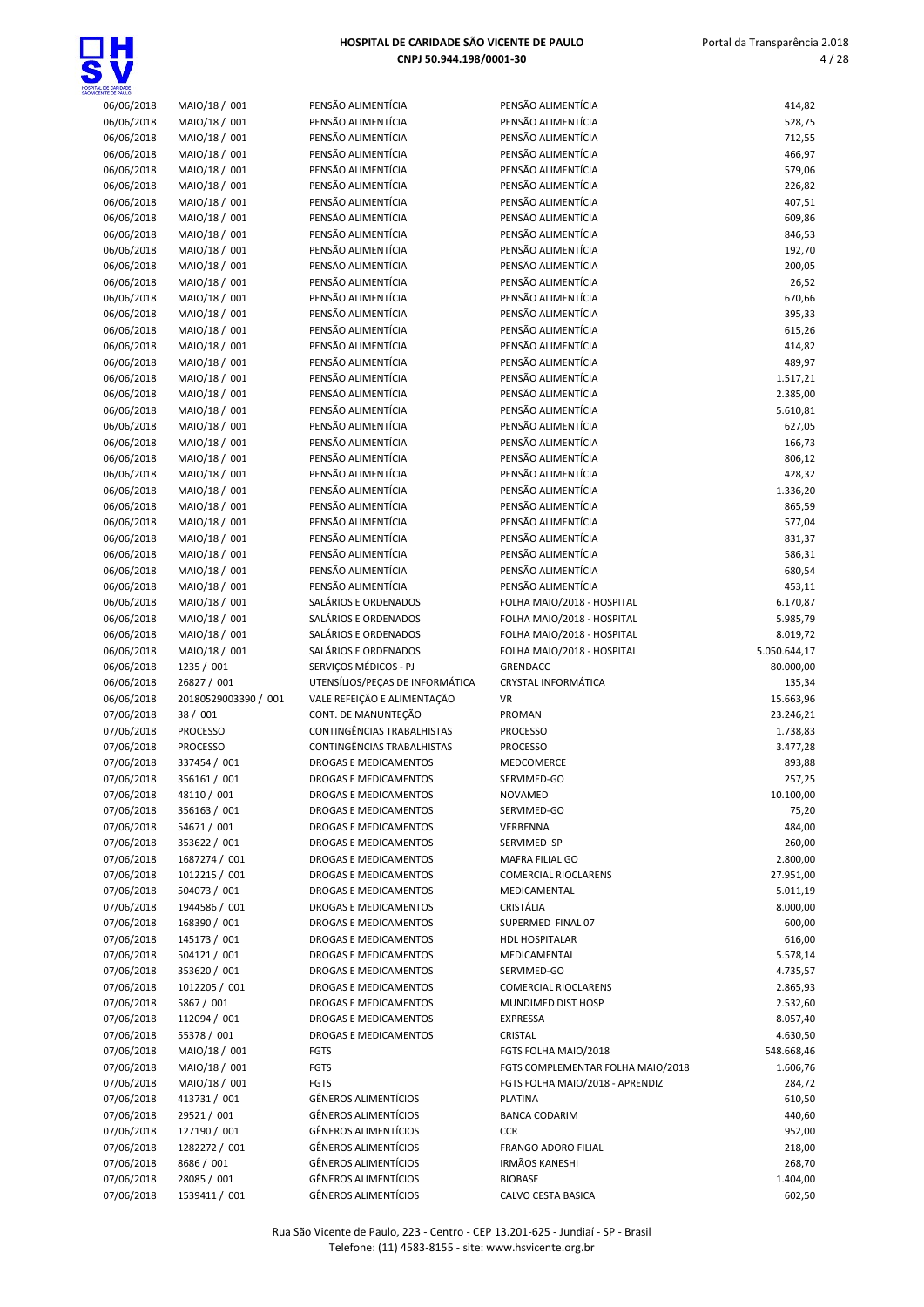| | | | | |
|---|---|---|---|---|
| 06/06/2018 | MAIO/18 / 001 | PENSÃO ALIMENTÍCIA | PENSÃO ALIMENTÍCIA | 414,82 |
| 06/06/2018 | MAIO/18 / 001 | PENSÃO ALIMENTÍCIA | PENSÃO ALIMENTÍCIA | 528,75 |
| 06/06/2018 | MAIO/18 / 001 | PENSÃO ALIMENTÍCIA | PENSÃO ALIMENTÍCIA | 712,55 |
| 06/06/2018 | MAIO/18 / 001 | PENSÃO ALIMENTÍCIA | PENSÃO ALIMENTÍCIA | 466,97 |
| 06/06/2018 | MAIO/18 / 001 | PENSÃO ALIMENTÍCIA | PENSÃO ALIMENTÍCIA | 579,06 |
| 06/06/2018 | MAIO/18 / 001 | PENSÃO ALIMENTÍCIA | PENSÃO ALIMENTÍCIA | 226,82 |
| 06/06/2018 | MAIO/18 / 001 | PENSÃO ALIMENTÍCIA | PENSÃO ALIMENTÍCIA | 407,51 |
| 06/06/2018 | MAIO/18 / 001 | PENSÃO ALIMENTÍCIA | PENSÃO ALIMENTÍCIA | 609,86 |
| 06/06/2018 | MAIO/18 / 001 | PENSÃO ALIMENTÍCIA | PENSÃO ALIMENTÍCIA | 846,53 |
| 06/06/2018 | MAIO/18 / 001 | PENSÃO ALIMENTÍCIA | PENSÃO ALIMENTÍCIA | 192,70 |
| 06/06/2018 | MAIO/18 / 001 | PENSÃO ALIMENTÍCIA | PENSÃO ALIMENTÍCIA | 200,05 |
| 06/06/2018 | MAIO/18 / 001 | PENSÃO ALIMENTÍCIA | PENSÃO ALIMENTÍCIA | 26,52 |
| 06/06/2018 | MAIO/18 / 001 | PENSÃO ALIMENTÍCIA | PENSÃO ALIMENTÍCIA | 670,66 |
| 06/06/2018 | MAIO/18 / 001 | PENSÃO ALIMENTÍCIA | PENSÃO ALIMENTÍCIA | 395,33 |
| 06/06/2018 | MAIO/18 / 001 | PENSÃO ALIMENTÍCIA | PENSÃO ALIMENTÍCIA | 615,26 |
| 06/06/2018 | MAIO/18 / 001 | PENSÃO ALIMENTÍCIA | PENSÃO ALIMENTÍCIA | 414,82 |
| 06/06/2018 | MAIO/18 / 001 | PENSÃO ALIMENTÍCIA | PENSÃO ALIMENTÍCIA | 489,97 |
| 06/06/2018 | MAIO/18 / 001 | PENSÃO ALIMENTÍCIA | PENSÃO ALIMENTÍCIA | 1.517,21 |
| 06/06/2018 | MAIO/18 / 001 | PENSÃO ALIMENTÍCIA | PENSÃO ALIMENTÍCIA | 2.385,00 |
| 06/06/2018 | MAIO/18 / 001 | PENSÃO ALIMENTÍCIA | PENSÃO ALIMENTÍCIA | 5.610,81 |
| 06/06/2018 | MAIO/18 / 001 | PENSÃO ALIMENTÍCIA | PENSÃO ALIMENTÍCIA | 627,05 |
| 06/06/2018 | MAIO/18 / 001 | PENSÃO ALIMENTÍCIA | PENSÃO ALIMENTÍCIA | 166,73 |
| 06/06/2018 | MAIO/18 / 001 | PENSÃO ALIMENTÍCIA | PENSÃO ALIMENTÍCIA | 806,12 |
| 06/06/2018 | MAIO/18 / 001 | PENSÃO ALIMENTÍCIA | PENSÃO ALIMENTÍCIA | 428,32 |
| 06/06/2018 | MAIO/18 / 001 | PENSÃO ALIMENTÍCIA | PENSÃO ALIMENTÍCIA | 1.336,20 |
| 06/06/2018 | MAIO/18 / 001 | PENSÃO ALIMENTÍCIA | PENSÃO ALIMENTÍCIA | 865,59 |
| 06/06/2018 | MAIO/18 / 001 | PENSÃO ALIMENTÍCIA | PENSÃO ALIMENTÍCIA | 577,04 |
| 06/06/2018 | MAIO/18 / 001 | PENSÃO ALIMENTÍCIA | PENSÃO ALIMENTÍCIA | 831,37 |
| 06/06/2018 | MAIO/18 / 001 | PENSÃO ALIMENTÍCIA | PENSÃO ALIMENTÍCIA | 586,31 |
| 06/06/2018 | MAIO/18 / 001 | PENSÃO ALIMENTÍCIA | PENSÃO ALIMENTÍCIA | 680,54 |
| 06/06/2018 | MAIO/18 / 001 | PENSÃO ALIMENTÍCIA | PENSÃO ALIMENTÍCIA | 453,11 |
| 06/06/2018 | MAIO/18 / 001 | SALÁRIOS E ORDENADOS | FOLHA MAIO/2018 - HOSPITAL | 6.170,87 |
| 06/06/2018 | MAIO/18 / 001 | SALÁRIOS E ORDENADOS | FOLHA MAIO/2018 - HOSPITAL | 5.985,79 |
| 06/06/2018 | MAIO/18 / 001 | SALÁRIOS E ORDENADOS | FOLHA MAIO/2018 - HOSPITAL | 8.019,72 |
| 06/06/2018 | MAIO/18 / 001 | SALÁRIOS E ORDENADOS | FOLHA MAIO/2018 - HOSPITAL | 5.050.644,17 |
| 06/06/2018 | 1235 / 001 | SERVIÇOS MÉDICOS - PJ | GRENDACC | 80.000,00 |
| 06/06/2018 | 26827 / 001 | UTENSÍLIOS/PEÇAS DE INFORMÁTICA | CRYSTAL INFORMÁTICA | 135,34 |
| 06/06/2018 | 20180529003390 / 001 | VALE REFEIÇÃO E ALIMENTAÇÃO | VR | 15.663,96 |
| 07/06/2018 | 38 / 001 | CONT. DE MANUNTEÇÃO | PROMAN | 23.246,21 |
| 07/06/2018 | PROCESSO | CONTINGÊNCIAS TRABALHISTAS | PROCESSO | 1.738,83 |
| 07/06/2018 | PROCESSO | CONTINGÊNCIAS TRABALHISTAS | PROCESSO | 3.477,28 |
| 07/06/2018 | 337454 / 001 | DROGAS E MEDICAMENTOS | MEDCOMERCE | 893,88 |
| 07/06/2018 | 356161 / 001 | DROGAS E MEDICAMENTOS | SERVIMED-GO | 257,25 |
| 07/06/2018 | 48110 / 001 | DROGAS E MEDICAMENTOS | NOVAMED | 10.100,00 |
| 07/06/2018 | 356163 / 001 | DROGAS E MEDICAMENTOS | SERVIMED-GO | 75,20 |
| 07/06/2018 | 54671 / 001 | DROGAS E MEDICAMENTOS | VERBENNA | 484,00 |
| 07/06/2018 | 353622 / 001 | DROGAS E MEDICAMENTOS | SERVIMED SP | 260,00 |
| 07/06/2018 | 1687274 / 001 | DROGAS E MEDICAMENTOS | MAFRA FILIAL GO | 2.800,00 |
| 07/06/2018 | 1012215 / 001 | DROGAS E MEDICAMENTOS | COMERCIAL RIOCLARENS | 27.951,00 |
| 07/06/2018 | 504073 / 001 | DROGAS E MEDICAMENTOS | MEDICAMENTAL | 5.011,19 |
| 07/06/2018 | 1944586 / 001 | DROGAS E MEDICAMENTOS | CRISTÁLIA | 8.000,00 |
| 07/06/2018 | 168390 / 001 | DROGAS E MEDICAMENTOS | SUPERMED FINAL 07 | 600,00 |
| 07/06/2018 | 145173 / 001 | DROGAS E MEDICAMENTOS | HDL HOSPITALAR | 616,00 |
| 07/06/2018 | 504121 / 001 | DROGAS E MEDICAMENTOS | MEDICAMENTAL | 5.578,14 |
| 07/06/2018 | 353620 / 001 | DROGAS E MEDICAMENTOS | SERVIMED-GO | 4.735,57 |
| 07/06/2018 | 1012205 / 001 | DROGAS E MEDICAMENTOS | COMERCIAL RIOCLARENS | 2.865,93 |
| 07/06/2018 | 5867 / 001 | DROGAS E MEDICAMENTOS | MUNDIMED DIST HOSP | 2.532,60 |
| 07/06/2018 | 112094 / 001 | DROGAS E MEDICAMENTOS | EXPRESSA | 8.057,40 |
| 07/06/2018 | 55378 / 001 | DROGAS E MEDICAMENTOS | CRISTAL | 4.630,50 |
| 07/06/2018 | MAIO/18 / 001 | FGTS | FGTS FOLHA MAIO/2018 | 548.668,46 |
| 07/06/2018 | MAIO/18 / 001 | FGTS | FGTS COMPLEMENTAR FOLHA MAIO/2018 | 1.606,76 |
| 07/06/2018 | MAIO/18 / 001 | FGTS | FGTS FOLHA MAIO/2018 - APRENDIZ | 284,72 |
| 07/06/2018 | 413731 / 001 | GÊNEROS ALIMENTÍCIOS | PLATINA | 610,50 |
| 07/06/2018 | 29521 / 001 | GÊNEROS ALIMENTÍCIOS | BANCA CODARIM | 440,60 |
| 07/06/2018 | 127190 / 001 | GÊNEROS ALIMENTÍCIOS | CCR | 952,00 |
| 07/06/2018 | 1282272 / 001 | GÊNEROS ALIMENTÍCIOS | FRANGO ADORO FILIAL | 218,00 |
| 07/06/2018 | 8686 / 001 | GÊNEROS ALIMENTÍCIOS | IRMÃOS KANESHI | 268,70 |
| 07/06/2018 | 28085 / 001 | GÊNEROS ALIMENTÍCIOS | BIOBASE | 1.404,00 |
| 07/06/2018 | 1539411 / 001 | GÊNEROS ALIMENTÍCIOS | CALVO CESTA BASICA | 602,50 |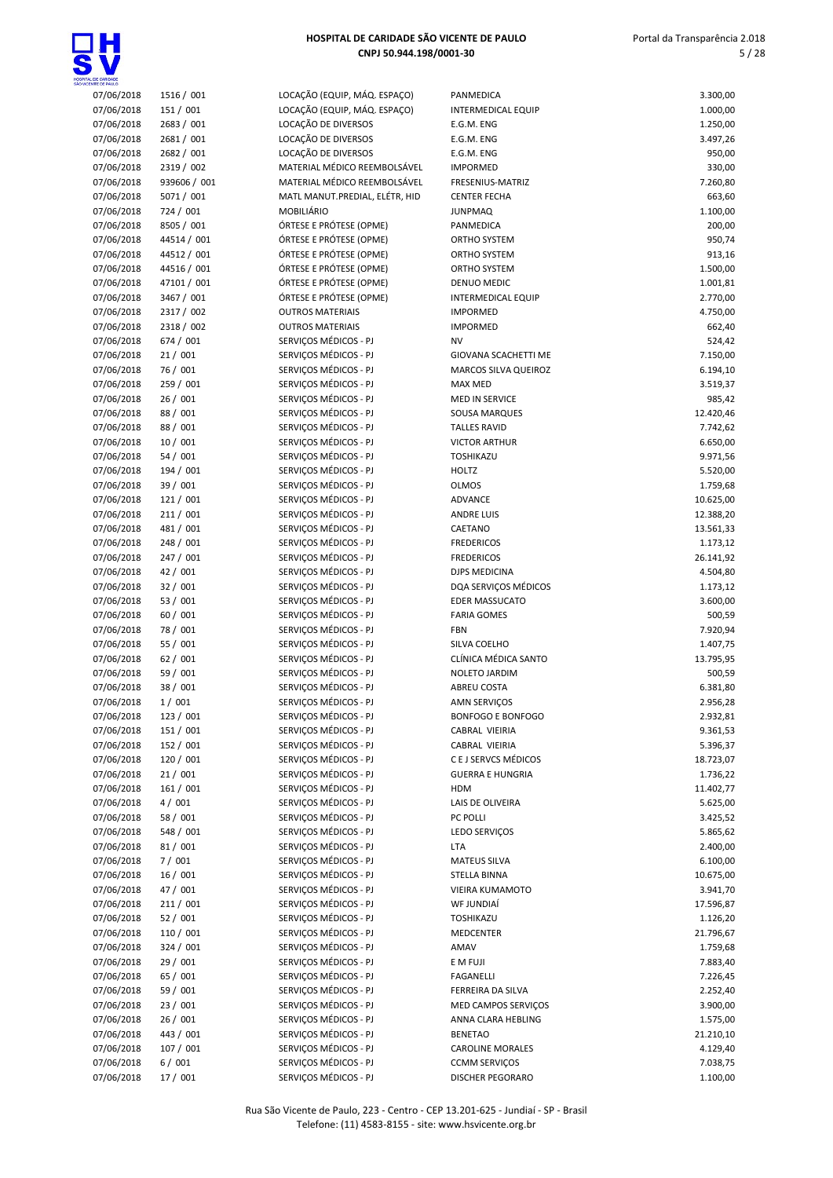| | | | | |
|---|---|---|---|---|
| 07/06/2018 | 1516 / 001 | LOCAÇÃO (EQUIP, MÁQ. ESPAÇO) | PANMEDICA | 3.300,00 |
| 07/06/2018 | 151 / 001 | LOCAÇÃO (EQUIP, MÁQ. ESPAÇO) | INTERMEDICAL EQUIP | 1.000,00 |
| 07/06/2018 | 2683 / 001 | LOCAÇÃO DE DIVERSOS | E.G.M. ENG | 1.250,00 |
| 07/06/2018 | 2681 / 001 | LOCAÇÃO DE DIVERSOS | E.G.M. ENG | 3.497,26 |
| 07/06/2018 | 2682 / 001 | LOCAÇÃO DE DIVERSOS | E.G.M. ENG | 950,00 |
| 07/06/2018 | 2319 / 002 | MATERIAL MÉDICO REEMBOLSÁVEL | IMPORMED | 330,00 |
| 07/06/2018 | 939606 / 001 | MATERIAL MÉDICO REEMBOLSÁVEL | FRESENIUS-MATRIZ | 7.260,80 |
| 07/06/2018 | 5071 / 001 | MATL MANUT.PREDIAL, ELÉTR, HID | CENTER FECHA | 663,60 |
| 07/06/2018 | 724 / 001 | MOBILIÁRIO | JUNPMAQ | 1.100,00 |
| 07/06/2018 | 8505 / 001 | ÓRTESE E PRÓTESE (OPME) | PANMEDICA | 200,00 |
| 07/06/2018 | 44514 / 001 | ÓRTESE E PRÓTESE (OPME) | ORTHO SYSTEM | 950,74 |
| 07/06/2018 | 44512 / 001 | ÓRTESE E PRÓTESE (OPME) | ORTHO SYSTEM | 913,16 |
| 07/06/2018 | 44516 / 001 | ÓRTESE E PRÓTESE (OPME) | ORTHO SYSTEM | 1.500,00 |
| 07/06/2018 | 47101 / 001 | ÓRTESE E PRÓTESE (OPME) | DENUO MEDIC | 1.001,81 |
| 07/06/2018 | 3467 / 001 | ÓRTESE E PRÓTESE (OPME) | INTERMEDICAL EQUIP | 2.770,00 |
| 07/06/2018 | 2317 / 002 | OUTROS MATERIAIS | IMPORMED | 4.750,00 |
| 07/06/2018 | 2318 / 002 | OUTROS MATERIAIS | IMPORMED | 662,40 |
| 07/06/2018 | 674 / 001 | SERVIÇOS MÉDICOS - PJ | NV | 524,42 |
| 07/06/2018 | 21 / 001 | SERVIÇOS MÉDICOS - PJ | GIOVANA SCACHETTI ME | 7.150,00 |
| 07/06/2018 | 76 / 001 | SERVIÇOS MÉDICOS - PJ | MARCOS SILVA QUEIROZ | 6.194,10 |
| 07/06/2018 | 259 / 001 | SERVIÇOS MÉDICOS - PJ | MAX MED | 3.519,37 |
| 07/06/2018 | 26 / 001 | SERVIÇOS MÉDICOS - PJ | MED IN SERVICE | 985,42 |
| 07/06/2018 | 88 / 001 | SERVIÇOS MÉDICOS - PJ | SOUSA MARQUES | 12.420,46 |
| 07/06/2018 | 88 / 001 | SERVIÇOS MÉDICOS - PJ | TALLES RAVID | 7.742,62 |
| 07/06/2018 | 10 / 001 | SERVIÇOS MÉDICOS - PJ | VICTOR ARTHUR | 6.650,00 |
| 07/06/2018 | 54 / 001 | SERVIÇOS MÉDICOS - PJ | TOSHIKAZU | 9.971,56 |
| 07/06/2018 | 194 / 001 | SERVIÇOS MÉDICOS - PJ | HOLTZ | 5.520,00 |
| 07/06/2018 | 39 / 001 | SERVIÇOS MÉDICOS - PJ | OLMOS | 1.759,68 |
| 07/06/2018 | 121 / 001 | SERVIÇOS MÉDICOS - PJ | ADVANCE | 10.625,00 |
| 07/06/2018 | 211 / 001 | SERVIÇOS MÉDICOS - PJ | ANDRE LUIS | 12.388,20 |
| 07/06/2018 | 481 / 001 | SERVIÇOS MÉDICOS - PJ | CAETANO | 13.561,33 |
| 07/06/2018 | 248 / 001 | SERVIÇOS MÉDICOS - PJ | FREDERICOS | 1.173,12 |
| 07/06/2018 | 247 / 001 | SERVIÇOS MÉDICOS - PJ | FREDERICOS | 26.141,92 |
| 07/06/2018 | 42 / 001 | SERVIÇOS MÉDICOS - PJ | DJPS MEDICINA | 4.504,80 |
| 07/06/2018 | 32 / 001 | SERVIÇOS MÉDICOS - PJ | DQA SERVIÇOS MÉDICOS | 1.173,12 |
| 07/06/2018 | 53 / 001 | SERVIÇOS MÉDICOS - PJ | EDER MASSUCATO | 3.600,00 |
| 07/06/2018 | 60 / 001 | SERVIÇOS MÉDICOS - PJ | FARIA GOMES | 500,59 |
| 07/06/2018 | 78 / 001 | SERVIÇOS MÉDICOS - PJ | FBN | 7.920,94 |
| 07/06/2018 | 55 / 001 | SERVIÇOS MÉDICOS - PJ | SILVA COELHO | 1.407,75 |
| 07/06/2018 | 62 / 001 | SERVIÇOS MÉDICOS - PJ | CLÍNICA MÉDICA SANTO | 13.795,95 |
| 07/06/2018 | 59 / 001 | SERVIÇOS MÉDICOS - PJ | NOLETO JARDIM | 500,59 |
| 07/06/2018 | 38 / 001 | SERVIÇOS MÉDICOS - PJ | ABREU COSTA | 6.381,80 |
| 07/06/2018 | 1 / 001 | SERVIÇOS MÉDICOS - PJ | AMN SERVIÇOS | 2.956,28 |
| 07/06/2018 | 123 / 001 | SERVIÇOS MÉDICOS - PJ | BONFOGO E BONFOGO | 2.932,81 |
| 07/06/2018 | 151 / 001 | SERVIÇOS MÉDICOS - PJ | CABRAL VIEIRIA | 9.361,53 |
| 07/06/2018 | 152 / 001 | SERVIÇOS MÉDICOS - PJ | CABRAL VIEIRIA | 5.396,37 |
| 07/06/2018 | 120 / 001 | SERVIÇOS MÉDICOS - PJ | C E J SERVCS MÉDICOS | 18.723,07 |
| 07/06/2018 | 21 / 001 | SERVIÇOS MÉDICOS - PJ | GUERRA E HUNGRIA | 1.736,22 |
| 07/06/2018 | 161 / 001 | SERVIÇOS MÉDICOS - PJ | HDM | 11.402,77 |
| 07/06/2018 | 4 / 001 | SERVIÇOS MÉDICOS - PJ | LAIS DE OLIVEIRA | 5.625,00 |
| 07/06/2018 | 58 / 001 | SERVIÇOS MÉDICOS - PJ | PC POLLI | 3.425,52 |
| 07/06/2018 | 548 / 001 | SERVIÇOS MÉDICOS - PJ | LEDO SERVIÇOS | 5.865,62 |
| 07/06/2018 | 81 / 001 | SERVIÇOS MÉDICOS - PJ | LTA | 2.400,00 |
| 07/06/2018 | 7 / 001 | SERVIÇOS MÉDICOS - PJ | MATEUS SILVA | 6.100,00 |
| 07/06/2018 | 16 / 001 | SERVIÇOS MÉDICOS - PJ | STELLA BINNA | 10.675,00 |
| 07/06/2018 | 47 / 001 | SERVIÇOS MÉDICOS - PJ | VIEIRA KUMAMOTO | 3.941,70 |
| 07/06/2018 | 211 / 001 | SERVIÇOS MÉDICOS - PJ | WF JUNDIAÍ | 17.596,87 |
| 07/06/2018 | 52 / 001 | SERVIÇOS MÉDICOS - PJ | TOSHIKAZU | 1.126,20 |
| 07/06/2018 | 110 / 001 | SERVIÇOS MÉDICOS - PJ | MEDCENTER | 21.796,67 |
| 07/06/2018 | 324 / 001 | SERVIÇOS MÉDICOS - PJ | AMAV | 1.759,68 |
| 07/06/2018 | 29 / 001 | SERVIÇOS MÉDICOS - PJ | E M FUJI | 7.883,40 |
| 07/06/2018 | 65 / 001 | SERVIÇOS MÉDICOS - PJ | FAGANELLI | 7.226,45 |
| 07/06/2018 | 59 / 001 | SERVIÇOS MÉDICOS - PJ | FERREIRA DA SILVA | 2.252,40 |
| 07/06/2018 | 23 / 001 | SERVIÇOS MÉDICOS - PJ | MED CAMPOS SERVIÇOS | 3.900,00 |
| 07/06/2018 | 26 / 001 | SERVIÇOS MÉDICOS - PJ | ANNA CLARA HEBLING | 1.575,00 |
| 07/06/2018 | 443 / 001 | SERVIÇOS MÉDICOS - PJ | BENETAO | 21.210,10 |
| 07/06/2018 | 107 / 001 | SERVIÇOS MÉDICOS - PJ | CAROLINE MORALES | 4.129,40 |
| 07/06/2018 | 6 / 001 | SERVIÇOS MÉDICOS - PJ | CCMM SERVIÇOS | 7.038,75 |
| 07/06/2018 | 17 / 001 | SERVIÇOS MÉDICOS - PJ | DISCHER PEGORARO | 1.100,00 |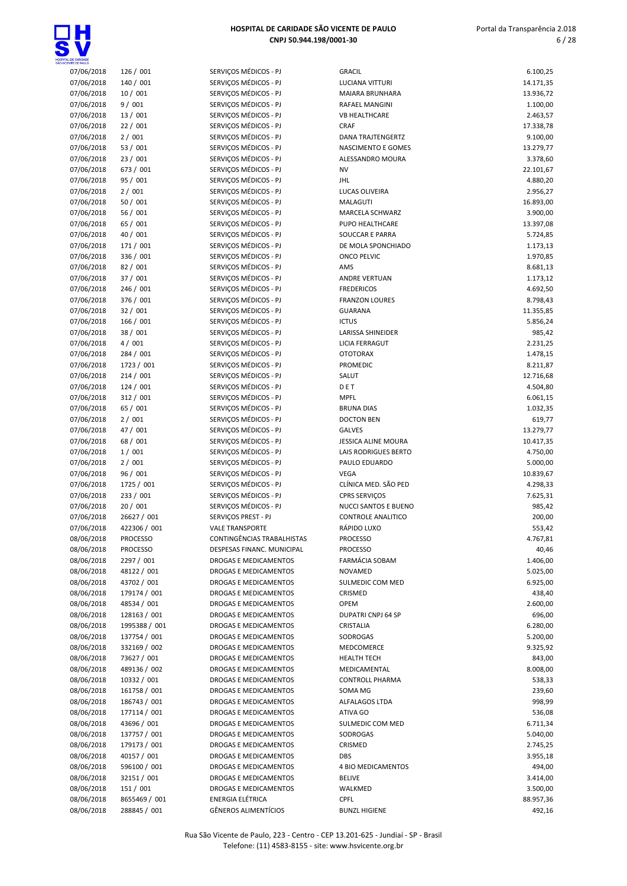| | | | | |
|---|---|---|---|---|
| 07/06/2018 | 126 / 001 | SERVIÇOS MÉDICOS - PJ | GRACIL | 6.100,25 |
| 07/06/2018 | 140 / 001 | SERVIÇOS MÉDICOS - PJ | LUCIANA VITTURI | 14.171,35 |
| 07/06/2018 | 10 / 001 | SERVIÇOS MÉDICOS - PJ | MAIARA BRUNHARA | 13.936,72 |
| 07/06/2018 | 9 / 001 | SERVIÇOS MÉDICOS - PJ | RAFAEL MANGINI | 1.100,00 |
| 07/06/2018 | 13 / 001 | SERVIÇOS MÉDICOS - PJ | VB HEALTHCARE | 2.463,57 |
| 07/06/2018 | 22 / 001 | SERVIÇOS MÉDICOS - PJ | CRAF | 17.338,78 |
| 07/06/2018 | 2 / 001 | SERVIÇOS MÉDICOS - PJ | DANA TRAJTENGERTZ | 9.100,00 |
| 07/06/2018 | 53 / 001 | SERVIÇOS MÉDICOS - PJ | NASCIMENTO E GOMES | 13.279,77 |
| 07/06/2018 | 23 / 001 | SERVIÇOS MÉDICOS - PJ | ALESSANDRO MOURA | 3.378,60 |
| 07/06/2018 | 673 / 001 | SERVIÇOS MÉDICOS - PJ | NV | 22.101,67 |
| 07/06/2018 | 95 / 001 | SERVIÇOS MÉDICOS - PJ | JHL | 4.880,20 |
| 07/06/2018 | 2 / 001 | SERVIÇOS MÉDICOS - PJ | LUCAS OLIVEIRA | 2.956,27 |
| 07/06/2018 | 50 / 001 | SERVIÇOS MÉDICOS - PJ | MALAGUTI | 16.893,00 |
| 07/06/2018 | 56 / 001 | SERVIÇOS MÉDICOS - PJ | MARCELA SCHWARZ | 3.900,00 |
| 07/06/2018 | 65 / 001 | SERVIÇOS MÉDICOS - PJ | PUPO HEALTHCARE | 13.397,08 |
| 07/06/2018 | 40 / 001 | SERVIÇOS MÉDICOS - PJ | SOUCCAR E PARRA | 5.724,85 |
| 07/06/2018 | 171 / 001 | SERVIÇOS MÉDICOS - PJ | DE MOLA SPONCHIADO | 1.173,13 |
| 07/06/2018 | 336 / 001 | SERVIÇOS MÉDICOS - PJ | ONCO PELVIC | 1.970,85 |
| 07/06/2018 | 82 / 001 | SERVIÇOS MÉDICOS - PJ | AMS | 8.681,13 |
| 07/06/2018 | 37 / 001 | SERVIÇOS MÉDICOS - PJ | ANDRE VERTUAN | 1.173,12 |
| 07/06/2018 | 246 / 001 | SERVIÇOS MÉDICOS - PJ | FREDERICOS | 4.692,50 |
| 07/06/2018 | 376 / 001 | SERVIÇOS MÉDICOS - PJ | FRANZON LOURES | 8.798,43 |
| 07/06/2018 | 32 / 001 | SERVIÇOS MÉDICOS - PJ | GUARANA | 11.355,85 |
| 07/06/2018 | 166 / 001 | SERVIÇOS MÉDICOS - PJ | ICTUS | 5.856,24 |
| 07/06/2018 | 38 / 001 | SERVIÇOS MÉDICOS - PJ | LARISSA SHINEIDER | 985,42 |
| 07/06/2018 | 4 / 001 | SERVIÇOS MÉDICOS - PJ | LICIA FERRAGUT | 2.231,25 |
| 07/06/2018 | 284 / 001 | SERVIÇOS MÉDICOS - PJ | OTOTORAX | 1.478,15 |
| 07/06/2018 | 1723 / 001 | SERVIÇOS MÉDICOS - PJ | PROMEDIC | 8.211,87 |
| 07/06/2018 | 214 / 001 | SERVIÇOS MÉDICOS - PJ | SALUT | 12.716,68 |
| 07/06/2018 | 124 / 001 | SERVIÇOS MÉDICOS - PJ | D E T | 4.504,80 |
| 07/06/2018 | 312 / 001 | SERVIÇOS MÉDICOS - PJ | MPFL | 6.061,15 |
| 07/06/2018 | 65 / 001 | SERVIÇOS MÉDICOS - PJ | BRUNA DIAS | 1.032,35 |
| 07/06/2018 | 2 / 001 | SERVIÇOS MÉDICOS - PJ | DOCTON BEN | 619,77 |
| 07/06/2018 | 47 / 001 | SERVIÇOS MÉDICOS - PJ | GALVES | 13.279,77 |
| 07/06/2018 | 68 / 001 | SERVIÇOS MÉDICOS - PJ | JESSICA ALINE MOURA | 10.417,35 |
| 07/06/2018 | 1 / 001 | SERVIÇOS MÉDICOS - PJ | LAIS RODRIGUES BERTO | 4.750,00 |
| 07/06/2018 | 2 / 001 | SERVIÇOS MÉDICOS - PJ | PAULO EDUARDO | 5.000,00 |
| 07/06/2018 | 96 / 001 | SERVIÇOS MÉDICOS - PJ | VEGA | 10.839,67 |
| 07/06/2018 | 1725 / 001 | SERVIÇOS MÉDICOS - PJ | CLÍNICA MED. SÃO PED | 4.298,33 |
| 07/06/2018 | 233 / 001 | SERVIÇOS MÉDICOS - PJ | CPRS SERVIÇOS | 7.625,31 |
| 07/06/2018 | 20 / 001 | SERVIÇOS MÉDICOS - PJ | NUCCI SANTOS E BUENO | 985,42 |
| 07/06/2018 | 26627 / 001 | SERVIÇOS PREST - PJ | CONTROLE ANALITICO | 200,00 |
| 07/06/2018 | 422306 / 001 | VALE TRANSPORTE | RÁPIDO LUXO | 553,42 |
| 08/06/2018 | PROCESSO | CONTINGÊNCIAS TRABALHISTAS | PROCESSO | 4.767,81 |
| 08/06/2018 | PROCESSO | DESPESAS FINANC. MUNICIPAL | PROCESSO | 40,46 |
| 08/06/2018 | 2297 / 001 | DROGAS E MEDICAMENTOS | FARMÁCIA SOBAM | 1.406,00 |
| 08/06/2018 | 48122 / 001 | DROGAS E MEDICAMENTOS | NOVAMED | 5.025,00 |
| 08/06/2018 | 43702 / 001 | DROGAS E MEDICAMENTOS | SULMEDIC COM MED | 6.925,00 |
| 08/06/2018 | 179174 / 001 | DROGAS E MEDICAMENTOS | CRISMED | 438,40 |
| 08/06/2018 | 48534 / 001 | DROGAS E MEDICAMENTOS | OPEM | 2.600,00 |
| 08/06/2018 | 128163 / 001 | DROGAS E MEDICAMENTOS | DUPATRI CNPJ 64 SP | 696,00 |
| 08/06/2018 | 1995388 / 001 | DROGAS E MEDICAMENTOS | CRISTALIA | 6.280,00 |
| 08/06/2018 | 137754 / 001 | DROGAS E MEDICAMENTOS | SODROGAS | 5.200,00 |
| 08/06/2018 | 332169 / 002 | DROGAS E MEDICAMENTOS | MEDCOMERCE | 9.325,92 |
| 08/06/2018 | 73627 / 001 | DROGAS E MEDICAMENTOS | HEALTH TECH | 843,00 |
| 08/06/2018 | 489136 / 002 | DROGAS E MEDICAMENTOS | MEDICAMENTAL | 8.008,00 |
| 08/06/2018 | 10332 / 001 | DROGAS E MEDICAMENTOS | CONTROLL PHARMA | 538,33 |
| 08/06/2018 | 161758 / 001 | DROGAS E MEDICAMENTOS | SOMA MG | 239,60 |
| 08/06/2018 | 186743 / 001 | DROGAS E MEDICAMENTOS | ALFALAGOS LTDA | 998,99 |
| 08/06/2018 | 177114 / 001 | DROGAS E MEDICAMENTOS | ATIVA GO | 536,08 |
| 08/06/2018 | 43696 / 001 | DROGAS E MEDICAMENTOS | SULMEDIC COM MED | 6.711,34 |
| 08/06/2018 | 137757 / 001 | DROGAS E MEDICAMENTOS | SODROGAS | 5.040,00 |
| 08/06/2018 | 179173 / 001 | DROGAS E MEDICAMENTOS | CRISMED | 2.745,25 |
| 08/06/2018 | 40157 / 001 | DROGAS E MEDICAMENTOS | DBS | 3.955,18 |
| 08/06/2018 | 596100 / 001 | DROGAS E MEDICAMENTOS | 4 BIO MEDICAMENTOS | 494,00 |
| 08/06/2018 | 32151 / 001 | DROGAS E MEDICAMENTOS | BELIVE | 3.414,00 |
| 08/06/2018 | 151 / 001 | DROGAS E MEDICAMENTOS | WALKMED | 3.500,00 |
| 08/06/2018 | 8655469 / 001 | ENERGIA ELÉTRICA | CPFL | 88.957,36 |
| 08/06/2018 | 288845 / 001 | GÊNEROS ALIMENTÍCIOS | BUNZL HIGIENE | 492,16 |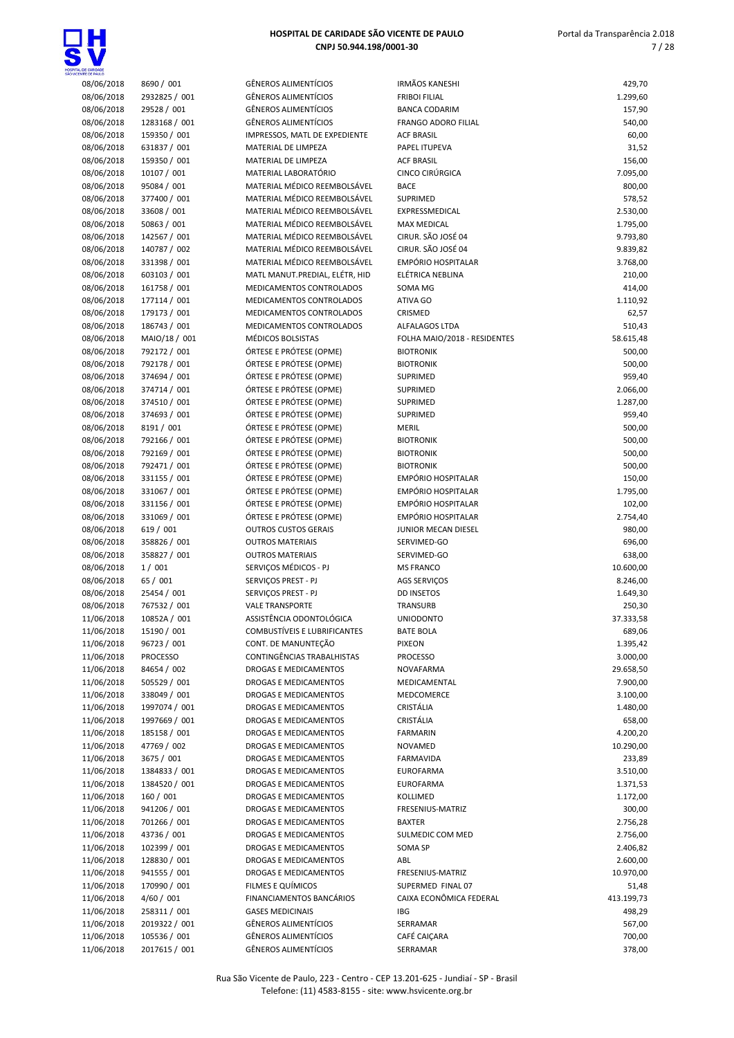| | | | | |
|---|---|---|---|---|
| 08/06/2018 | 8690 / 001 | GÊNEROS ALIMENTÍCIOS | IRMÃOS KANESHI | 429,70 |
| 08/06/2018 | 2932825 / 001 | GÊNEROS ALIMENTÍCIOS | FRIBOI FILIAL | 1.299,60 |
| 08/06/2018 | 29528 / 001 | GÊNEROS ALIMENTÍCIOS | BANCA CODARIM | 157,90 |
| 08/06/2018 | 1283168 / 001 | GÊNEROS ALIMENTÍCIOS | FRANGO ADORO FILIAL | 540,00 |
| 08/06/2018 | 159350 / 001 | IMPRESSOS, MATL DE EXPEDIENTE | ACF BRASIL | 60,00 |
| 08/06/2018 | 631837 / 001 | MATERIAL DE LIMPEZA | PAPEL ITUPEVA | 31,52 |
| 08/06/2018 | 159350 / 001 | MATERIAL DE LIMPEZA | ACF BRASIL | 156,00 |
| 08/06/2018 | 10107 / 001 | MATERIAL LABORATÓRIO | CINCO CIRÚRGICA | 7.095,00 |
| 08/06/2018 | 95084 / 001 | MATERIAL MÉDICO REEMBOLSÁVEL | BACE | 800,00 |
| 08/06/2018 | 377400 / 001 | MATERIAL MÉDICO REEMBOLSÁVEL | SUPRIMED | 578,52 |
| 08/06/2018 | 33608 / 001 | MATERIAL MÉDICO REEMBOLSÁVEL | EXPRESSMEDICAL | 2.530,00 |
| 08/06/2018 | 50863 / 001 | MATERIAL MÉDICO REEMBOLSÁVEL | MAX MEDICAL | 1.795,00 |
| 08/06/2018 | 142567 / 001 | MATERIAL MÉDICO REEMBOLSÁVEL | CIRUR. SÃO JOSÉ 04 | 9.793,80 |
| 08/06/2018 | 140787 / 002 | MATERIAL MÉDICO REEMBOLSÁVEL | CIRUR. SÃO JOSÉ 04 | 9.839,82 |
| 08/06/2018 | 331398 / 001 | MATERIAL MÉDICO REEMBOLSÁVEL | EMPÓRIO HOSPITALAR | 3.768,00 |
| 08/06/2018 | 603103 / 001 | MATL MANUT.PREDIAL, ELÉTR, HID | ELÉTRICA NEBLINA | 210,00 |
| 08/06/2018 | 161758 / 001 | MEDICAMENTOS CONTROLADOS | SOMA MG | 414,00 |
| 08/06/2018 | 177114 / 001 | MEDICAMENTOS CONTROLADOS | ATIVA GO | 1.110,92 |
| 08/06/2018 | 179173 / 001 | MEDICAMENTOS CONTROLADOS | CRISMED | 62,57 |
| 08/06/2018 | 186743 / 001 | MEDICAMENTOS CONTROLADOS | ALFALAGOS LTDA | 510,43 |
| 08/06/2018 | MAIO/18 / 001 | MÉDICOS BOLSISTAS | FOLHA MAIO/2018 - RESIDENTES | 58.615,48 |
| 08/06/2018 | 792172 / 001 | ÓRTESE E PRÓTESE (OPME) | BIOTRONIK | 500,00 |
| 08/06/2018 | 792178 / 001 | ÓRTESE E PRÓTESE (OPME) | BIOTRONIK | 500,00 |
| 08/06/2018 | 374694 / 001 | ÓRTESE E PRÓTESE (OPME) | SUPRIMED | 959,40 |
| 08/06/2018 | 374714 / 001 | ÓRTESE E PRÓTESE (OPME) | SUPRIMED | 2.066,00 |
| 08/06/2018 | 374510 / 001 | ÓRTESE E PRÓTESE (OPME) | SUPRIMED | 1.287,00 |
| 08/06/2018 | 374693 / 001 | ÓRTESE E PRÓTESE (OPME) | SUPRIMED | 959,40 |
| 08/06/2018 | 8191 / 001 | ÓRTESE E PRÓTESE (OPME) | MERIL | 500,00 |
| 08/06/2018 | 792166 / 001 | ÓRTESE E PRÓTESE (OPME) | BIOTRONIK | 500,00 |
| 08/06/2018 | 792169 / 001 | ÓRTESE E PRÓTESE (OPME) | BIOTRONIK | 500,00 |
| 08/06/2018 | 792471 / 001 | ÓRTESE E PRÓTESE (OPME) | BIOTRONIK | 500,00 |
| 08/06/2018 | 331155 / 001 | ÓRTESE E PRÓTESE (OPME) | EMPÓRIO HOSPITALAR | 150,00 |
| 08/06/2018 | 331067 / 001 | ÓRTESE E PRÓTESE (OPME) | EMPÓRIO HOSPITALAR | 1.795,00 |
| 08/06/2018 | 331156 / 001 | ÓRTESE E PRÓTESE (OPME) | EMPÓRIO HOSPITALAR | 102,00 |
| 08/06/2018 | 331069 / 001 | ÓRTESE E PRÓTESE (OPME) | EMPÓRIO HOSPITALAR | 2.754,40 |
| 08/06/2018 | 619 / 001 | OUTROS CUSTOS GERAIS | JUNIOR MECAN DIESEL | 980,00 |
| 08/06/2018 | 358826 / 001 | OUTROS MATERIAIS | SERVIMED-GO | 696,00 |
| 08/06/2018 | 358827 / 001 | OUTROS MATERIAIS | SERVIMED-GO | 638,00 |
| 08/06/2018 | 1 / 001 | SERVIÇOS MÉDICOS - PJ | MS FRANCO | 10.600,00 |
| 08/06/2018 | 65 / 001 | SERVIÇOS PREST - PJ | AGS SERVIÇOS | 8.246,00 |
| 08/06/2018 | 25454 / 001 | SERVIÇOS PREST - PJ | DD INSETOS | 1.649,30 |
| 08/06/2018 | 767532 / 001 | VALE TRANSPORTE | TRANSURB | 250,30 |
| 11/06/2018 | 10852A / 001 | ASSISTÊNCIA ODONTOLÓGICA | UNIODONTO | 37.333,58 |
| 11/06/2018 | 15190 / 001 | COMBUSTÍVEIS E LUBRIFICANTES | BATE BOLA | 689,06 |
| 11/06/2018 | 96723 / 001 | CONT. DE MANUNTEÇÃO | PIXEON | 1.395,42 |
| 11/06/2018 | PROCESSO | CONTINGÊNCIAS TRABALHISTAS | PROCESSO | 3.000,00 |
| 11/06/2018 | 84654 / 002 | DROGAS E MEDICAMENTOS | NOVAFARMA | 29.658,50 |
| 11/06/2018 | 505529 / 001 | DROGAS E MEDICAMENTOS | MEDICAMENTAL | 7.900,00 |
| 11/06/2018 | 338049 / 001 | DROGAS E MEDICAMENTOS | MEDCOMERCE | 3.100,00 |
| 11/06/2018 | 1997074 / 001 | DROGAS E MEDICAMENTOS | CRISTÁLIA | 1.480,00 |
| 11/06/2018 | 1997669 / 001 | DROGAS E MEDICAMENTOS | CRISTÁLIA | 658,00 |
| 11/06/2018 | 185158 / 001 | DROGAS E MEDICAMENTOS | FARMARIN | 4.200,20 |
| 11/06/2018 | 47769 / 002 | DROGAS E MEDICAMENTOS | NOVAMED | 10.290,00 |
| 11/06/2018 | 3675 / 001 | DROGAS E MEDICAMENTOS | FARMAVIDA | 233,89 |
| 11/06/2018 | 1384833 / 001 | DROGAS E MEDICAMENTOS | EUROFARMA | 3.510,00 |
| 11/06/2018 | 1384520 / 001 | DROGAS E MEDICAMENTOS | EUROFARMA | 1.371,53 |
| 11/06/2018 | 160 / 001 | DROGAS E MEDICAMENTOS | KOLLIMED | 1.172,00 |
| 11/06/2018 | 941206 / 001 | DROGAS E MEDICAMENTOS | FRESENIUS-MATRIZ | 300,00 |
| 11/06/2018 | 701266 / 001 | DROGAS E MEDICAMENTOS | BAXTER | 2.756,28 |
| 11/06/2018 | 43736 / 001 | DROGAS E MEDICAMENTOS | SULMEDIC COM MED | 2.756,00 |
| 11/06/2018 | 102399 / 001 | DROGAS E MEDICAMENTOS | SOMA SP | 2.406,82 |
| 11/06/2018 | 128830 / 001 | DROGAS E MEDICAMENTOS | ABL | 2.600,00 |
| 11/06/2018 | 941555 / 001 | DROGAS E MEDICAMENTOS | FRESENIUS-MATRIZ | 10.970,00 |
| 11/06/2018 | 170990 / 001 | FILMES E QUÍMICOS | SUPERMED FINAL 07 | 51,48 |
| 11/06/2018 | 4/60 / 001 | FINANCIAMENTOS BANCÁRIOS | CAIXA ECONÔMICA FEDERAL | 413.199,73 |
| 11/06/2018 | 258311 / 001 | GASES MEDICINAIS | IBG | 498,29 |
| 11/06/2018 | 2019322 / 001 | GÊNEROS ALIMENTÍCIOS | SERRAMAR | 567,00 |
| 11/06/2018 | 105536 / 001 | GÊNEROS ALIMENTÍCIOS | CAFÉ CAIÇARA | 700,00 |
| 11/06/2018 | 2017615 / 001 | GÊNEROS ALIMENTÍCIOS | SERRAMAR | 378,00 |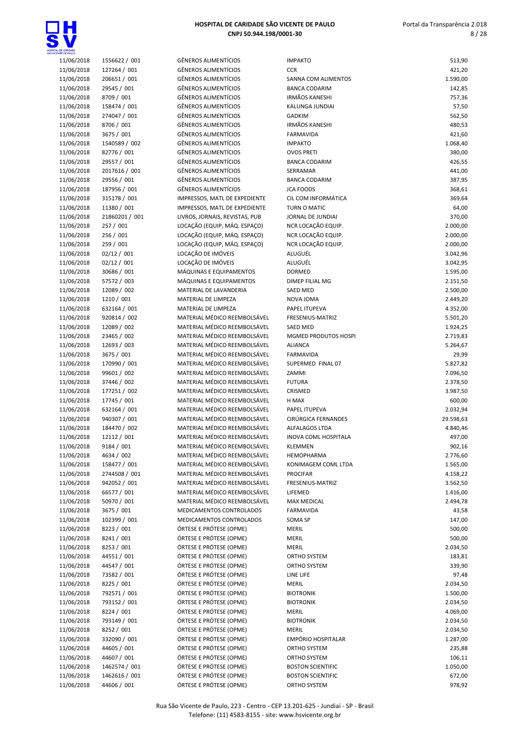| | | | | |
|---|---|---|---|---|
| 11/06/2018 | 1556622 / 001 | GÊNEROS ALIMENTÍCIOS | IMPAKTO | 513,90 |
| 11/06/2018 | 127264 / 001 | GÊNEROS ALIMENTÍCIOS | CCR | 421,20 |
| 11/06/2018 | 206651 / 001 | GÊNEROS ALIMENTÍCIOS | SANNA COM ALIMENTOS | 1.590,00 |
| 11/06/2018 | 29545 / 001 | GÊNEROS ALIMENTÍCIOS | BANCA CODARIM | 142,85 |
| 11/06/2018 | 8709 / 001 | GÊNEROS ALIMENTÍCIOS | IRMÃOS KANESHI | 757,36 |
| 11/06/2018 | 158474 / 001 | GÊNEROS ALIMENTÍCIOS | KALUNGA JUNDIAI | 57,50 |
| 11/06/2018 | 274047 / 001 | GÊNEROS ALIMENTÍCIOS | GADKIM | 562,50 |
| 11/06/2018 | 8706 / 001 | GÊNEROS ALIMENTÍCIOS | IRMÃOS KANESHI | 480,53 |
| 11/06/2018 | 3675 / 001 | GÊNEROS ALIMENTÍCIOS | FARMAVIDA | 421,60 |
| 11/06/2018 | 1540589 / 002 | GÊNEROS ALIMENTÍCIOS | IMPAKTO | 1.068,40 |
| 11/06/2018 | 82776 / 001 | GÊNEROS ALIMENTÍCIOS | OVOS PRETI | 380,00 |
| 11/06/2018 | 29557 / 001 | GÊNEROS ALIMENTÍCIOS | BANCA CODARIM | 426,55 |
| 11/06/2018 | 2017616 / 001 | GÊNEROS ALIMENTÍCIOS | SERRAMAR | 441,00 |
| 11/06/2018 | 29556 / 001 | GÊNEROS ALIMENTÍCIOS | BANCA CODARIM | 387,95 |
| 11/06/2018 | 187956 / 001 | GÊNEROS ALIMENTÍCIOS | JCA FOODS | 368,61 |
| 11/06/2018 | 315178 / 001 | IMPRESSOS, MATL DE EXPEDIENTE | CIL COM INFORMÁTICA | 369,64 |
| 11/06/2018 | 11380 / 001 | IMPRESSOS, MATL DE EXPEDIENTE | TURN O MATIC | 64,00 |
| 11/06/2018 | 21860201 / 001 | LIVROS, JORNAIS, REVISTAS, PUB | JORNAL DE JUNDIAI | 370,00 |
| 11/06/2018 | 257 / 001 | LOCAÇÃO (EQUIP, MÁQ. ESPAÇO) | NCR LOCAÇÃO EQUIP. | 2.000,00 |
| 11/06/2018 | 256 / 001 | LOCAÇÃO (EQUIP, MÁQ. ESPAÇO) | NCR LOCAÇÃO EQUIP. | 2.000,00 |
| 11/06/2018 | 259 / 001 | LOCAÇÃO (EQUIP, MÁQ. ESPAÇO) | NCR LOCAÇÃO EQUIP. | 2.000,00 |
| 11/06/2018 | 02/12 / 001 | LOCAÇÃO DE IMÓVEIS | ALUGUÉL | 3.042,96 |
| 11/06/2018 | 02/12 / 001 | LOCAÇÃO DE IMÓVEIS | ALUGUÉL | 3.042,95 |
| 11/06/2018 | 30686 / 001 | MÁQUINAS E EQUIPAMENTOS | DORMED | 1.595,00 |
| 11/06/2018 | 57572 / 003 | MÁQUINAS E EQUIPAMENTOS | DIMEP FILIAL MG | 2.151,50 |
| 11/06/2018 | 12089 / 002 | MATERIAL DE LAVANDERIA | SAED MED | 2.500,00 |
| 11/06/2018 | 1210 / 001 | MATERIAL DE LIMPEZA | NOVA JOMA | 2.449,20 |
| 11/06/2018 | 632164 / 001 | MATERIAL DE LIMPEZA | PAPEL ITUPEVA | 4.352,00 |
| 11/06/2018 | 920814 / 002 | MATERIAL MÉDICO REEMBOLSÁVEL | FRESENIUS-MATRIZ | 5.501,20 |
| 11/06/2018 | 12089 / 002 | MATERIAL MÉDICO REEMBOLSÁVEL | SAED MED | 1.924,25 |
| 11/06/2018 | 23465 / 002 | MATERIAL MÉDICO REEMBOLSÁVEL | MGMED PRODUTOS HOSPI | 2.719,83 |
| 11/06/2018 | 12693 / 003 | MATERIAL MÉDICO REEMBOLSÁVEL | ALIANCA | 5.264,67 |
| 11/06/2018 | 3675 / 001 | MATERIAL MÉDICO REEMBOLSÁVEL | FARMAVIDA | 29,99 |
| 11/06/2018 | 170990 / 001 | MATERIAL MÉDICO REEMBOLSÁVEL | SUPERMED FINAL 07 | 5.827,82 |
| 11/06/2018 | 99601 / 002 | MATERIAL MÉDICO REEMBOLSÁVEL | ZAMMI | 7.096,50 |
| 11/06/2018 | 37446 / 002 | MATERIAL MÉDICO REEMBOLSÁVEL | FUTURA | 2.378,50 |
| 11/06/2018 | 177251 / 002 | MATERIAL MÉDICO REEMBOLSÁVEL | CRISMED | 3.987,50 |
| 11/06/2018 | 17745 / 001 | MATERIAL MÉDICO REEMBOLSÁVEL | H MAX | 600,00 |
| 11/06/2018 | 632164 / 001 | MATERIAL MÉDICO REEMBOLSÁVEL | PAPEL ITUPEVA | 2.032,94 |
| 11/06/2018 | 940307 / 001 | MATERIAL MÉDICO REEMBOLSÁVEL | CIRÚRGICA FERNANDES | 29.598,63 |
| 11/06/2018 | 184470 / 002 | MATERIAL MÉDICO REEMBOLSÁVEL | ALFALAGOS LTDA | 4.840,46 |
| 11/06/2018 | 12112 / 001 | MATERIAL MÉDICO REEMBOLSÁVEL | INOVA COML HOSPITALA | 497,00 |
| 11/06/2018 | 9184 / 001 | MATERIAL MÉDICO REEMBOLSÁVEL | KLEMMEN | 902,16 |
| 11/06/2018 | 4634 / 002 | MATERIAL MÉDICO REEMBOLSÁVEL | HEMOPHARMA | 2.776,60 |
| 11/06/2018 | 158477 / 001 | MATERIAL MÉDICO REEMBOLSÁVEL | KONIMAGEM COML LTDA | 1.565,00 |
| 11/06/2018 | 2744508 / 001 | MATERIAL MÉDICO REEMBOLSÁVEL | PROCIFAR | 4.158,22 |
| 11/06/2018 | 942052 / 001 | MATERIAL MÉDICO REEMBOLSÁVEL | FRESENIUS-MATRIZ | 3.562,50 |
| 11/06/2018 | 66577 / 001 | MATERIAL MÉDICO REEMBOLSÁVEL | LIFEMED | 1.416,00 |
| 11/06/2018 | 50970 / 001 | MATERIAL MÉDICO REEMBOLSÁVEL | MAX MEDICAL | 2.494,78 |
| 11/06/2018 | 3675 / 001 | MEDICAMENTOS CONTROLADOS | FARMAVIDA | 43,58 |
| 11/06/2018 | 102399 / 001 | MEDICAMENTOS CONTROLADOS | SOMA SP | 147,00 |
| 11/06/2018 | 8223 / 001 | ÓRTESE E PRÓTESE (OPME) | MERIL | 500,00 |
| 11/06/2018 | 8241 / 001 | ÓRTESE E PRÓTESE (OPME) | MERIL | 500,00 |
| 11/06/2018 | 8253 / 001 | ÓRTESE E PRÓTESE (OPME) | MERIL | 2.034,50 |
| 11/06/2018 | 44551 / 001 | ÓRTESE E PRÓTESE (OPME) | ORTHO SYSTEM | 183,81 |
| 11/06/2018 | 44547 / 001 | ÓRTESE E PRÓTESE (OPME) | ORTHO SYSTEM | 339,90 |
| 11/06/2018 | 73582 / 001 | ÓRTESE E PRÓTESE (OPME) | LINE LIFE | 97,48 |
| 11/06/2018 | 8225 / 001 | ÓRTESE E PRÓTESE (OPME) | MERIL | 2.034,50 |
| 11/06/2018 | 792571 / 001 | ÓRTESE E PRÓTESE (OPME) | BIOTRONIK | 1.500,00 |
| 11/06/2018 | 793152 / 001 | ÓRTESE E PRÓTESE (OPME) | BIOTRONIK | 2.034,50 |
| 11/06/2018 | 8224 / 001 | ÓRTESE E PRÓTESE (OPME) | MERIL | 4.069,00 |
| 11/06/2018 | 793149 / 001 | ÓRTESE E PRÓTESE (OPME) | BIOTRONIK | 2.034,50 |
| 11/06/2018 | 8252 / 001 | ÓRTESE E PRÓTESE (OPME) | MERIL | 2.034,50 |
| 11/06/2018 | 332090 / 001 | ÓRTESE E PRÓTESE (OPME) | EMPÓRIO HOSPITALAR | 1.287,00 |
| 11/06/2018 | 44605 / 001 | ÓRTESE E PRÓTESE (OPME) | ORTHO SYSTEM | 235,88 |
| 11/06/2018 | 44607 / 001 | ÓRTESE E PRÓTESE (OPME) | ORTHO SYSTEM | 106,11 |
| 11/06/2018 | 1462574 / 001 | ÓRTESE E PRÓTESE (OPME) | BOSTON SCIENTIFIC | 1.050,00 |
| 11/06/2018 | 1462616 / 001 | ÓRTESE E PRÓTESE (OPME) | BOSTON SCIENTIFIC | 672,00 |
| 11/06/2018 | 44606 / 001 | ÓRTESE E PRÓTESE (OPME) | ORTHO SYSTEM | 978,92 |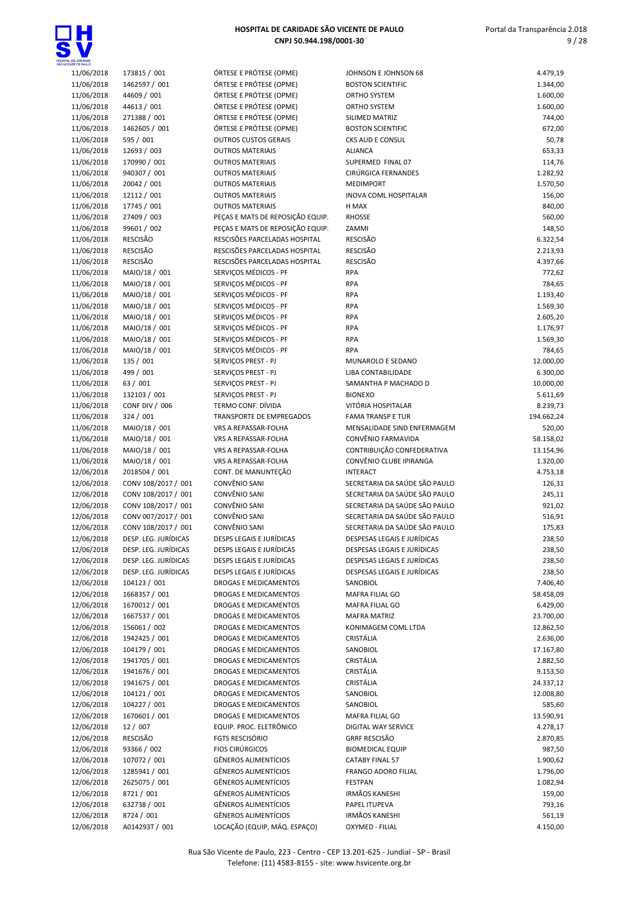| | | | | |
|---|---|---|---|---|
| 11/06/2018 | 173815 / 001 | ÓRTESE E PRÓTESE (OPME) | JOHNSON E JOHNSON 68 | 4.479,19 |
| 11/06/2018 | 1462597 / 001 | ÓRTESE E PRÓTESE (OPME) | BOSTON SCIENTIFIC | 1.344,00 |
| 11/06/2018 | 44609 / 001 | ÓRTESE E PRÓTESE (OPME) | ORTHO SYSTEM | 1.600,00 |
| 11/06/2018 | 44613 / 001 | ÓRTESE E PRÓTESE (OPME) | ORTHO SYSTEM | 1.600,00 |
| 11/06/2018 | 271388 / 001 | ÓRTESE E PRÓTESE (OPME) | SILIMED MATRIZ | 744,00 |
| 11/06/2018 | 1462605 / 001 | ÓRTESE E PRÓTESE (OPME) | BOSTON SCIENTIFIC | 672,00 |
| 11/06/2018 | 595 / 001 | OUTROS CUSTOS GERAIS | CKS AUD E CONSUL | 50,78 |
| 11/06/2018 | 12693 / 003 | OUTROS MATERIAIS | ALIANCA | 653,33 |
| 11/06/2018 | 170990 / 001 | OUTROS MATERIAIS | SUPERMED FINAL 07 | 114,76 |
| 11/06/2018 | 940307 / 001 | OUTROS MATERIAIS | CIRÚRGICA FERNANDES | 1.282,92 |
| 11/06/2018 | 20042 / 001 | OUTROS MATERIAIS | MEDIMPORT | 1.570,50 |
| 11/06/2018 | 12112 / 001 | OUTROS MATERIAIS | INOVA COML HOSPITALAR | 156,00 |
| 11/06/2018 | 17745 / 001 | OUTROS MATERIAIS | H MAX | 840,00 |
| 11/06/2018 | 27409 / 003 | PEÇAS E MATS DE REPOSIÇÃO EQUIP. | RHOSSE | 560,00 |
| 11/06/2018 | 99601 / 002 | PEÇAS E MATS DE REPOSIÇÃO EQUIP. | ZAMMI | 148,50 |
| 11/06/2018 | RESCISÃO | RESCISÕES PARCELADAS HOSPITAL | RESCISÃO | 6.322,54 |
| 11/06/2018 | RESCISÃO | RESCISÕES PARCELADAS HOSPITAL | RESCISÃO | 2.213,93 |
| 11/06/2018 | RESCISÃO | RESCISÕES PARCELADAS HOSPITAL | RESCISÃO | 4.397,66 |
| 11/06/2018 | MAIO/18 / 001 | SERVIÇOS MÉDICOS - PF | RPA | 772,62 |
| 11/06/2018 | MAIO/18 / 001 | SERVIÇOS MÉDICOS - PF | RPA | 784,65 |
| 11/06/2018 | MAIO/18 / 001 | SERVIÇOS MÉDICOS - PF | RPA | 1.193,40 |
| 11/06/2018 | MAIO/18 / 001 | SERVIÇOS MÉDICOS - PF | RPA | 1.569,30 |
| 11/06/2018 | MAIO/18 / 001 | SERVIÇOS MÉDICOS - PF | RPA | 2.605,20 |
| 11/06/2018 | MAIO/18 / 001 | SERVIÇOS MÉDICOS - PF | RPA | 1.176,97 |
| 11/06/2018 | MAIO/18 / 001 | SERVIÇOS MÉDICOS - PF | RPA | 1.569,30 |
| 11/06/2018 | MAIO/18 / 001 | SERVIÇOS MÉDICOS - PF | RPA | 784,65 |
| 11/06/2018 | 135 / 001 | SERVIÇOS PREST - PJ | MUNAROLO E SEDANO | 12.000,00 |
| 11/06/2018 | 499 / 001 | SERVIÇOS PREST - PJ | LIBA CONTABILIDADE | 6.300,00 |
| 11/06/2018 | 63 / 001 | SERVIÇOS PREST - PJ | SAMANTHA P MACHADO D | 10.000,00 |
| 11/06/2018 | 132103 / 001 | SERVIÇOS PREST - PJ | BIONEXO | 5.611,69 |
| 11/06/2018 | CONF DIV / 006 | TERMO CONF. DÍVIDA | VITÓRIA HOSPITALAR | 8.239,73 |
| 11/06/2018 | 324 / 001 | TRANSPORTE DE EMPREGADOS | FAMA TRANSP E TUR | 194.662,24 |
| 11/06/2018 | MAIO/18 / 001 | VRS A REPASSAR-FOLHA | MENSALIDADE SIND ENFERMAGEM | 520,00 |
| 11/06/2018 | MAIO/18 / 001 | VRS A REPASSAR-FOLHA | CONVÊNIO FARMAVIDA | 58.158,02 |
| 11/06/2018 | MAIO/18 / 001 | VRS A REPASSAR-FOLHA | CONTRIBUIÇÃO CONFEDERATIVA | 13.154,96 |
| 11/06/2018 | MAIO/18 / 001 | VRS A REPASSAR-FOLHA | CONVÊNIO CLUBE IPIRANGA | 1.320,00 |
| 12/06/2018 | 2018504 / 001 | CONT. DE MANUNTEÇÃO | INTERACT | 4.753,18 |
| 12/06/2018 | CONV 108/2017 / 001 | CONVÊNIO SANI | SECRETARIA DA SAÚDE SÃO PAULO | 126,31 |
| 12/06/2018 | CONV 108/2017 / 001 | CONVÊNIO SANI | SECRETARIA DA SAÚDE SÃO PAULO | 245,11 |
| 12/06/2018 | CONV 108/2017 / 001 | CONVÊNIO SANI | SECRETARIA DA SAÚDE SÃO PAULO | 921,02 |
| 12/06/2018 | CONV 007/2017 / 001 | CONVÊNIO SANI | SECRETARIA DA SAÚDE SÃO PAULO | 516,91 |
| 12/06/2018 | CONV 108/2017 / 001 | CONVÊNIO SANI | SECRETARIA DA SAÚDE SÃO PAULO | 175,83 |
| 12/06/2018 | DESP. LEG. JURÍDICAS | DESPS LEGAIS E JURÍDICAS | DESPESAS LEGAIS E JURÍDICAS | 238,50 |
| 12/06/2018 | DESP. LEG. JURÍDICAS | DESPS LEGAIS E JURÍDICAS | DESPESAS LEGAIS E JURÍDICAS | 238,50 |
| 12/06/2018 | DESP. LEG. JURÍDICAS | DESPS LEGAIS E JURÍDICAS | DESPESAS LEGAIS E JURÍDICAS | 238,50 |
| 12/06/2018 | DESP. LEG. JURÍDICAS | DESPS LEGAIS E JURÍDICAS | DESPESAS LEGAIS E JURÍDICAS | 238,50 |
| 12/06/2018 | 104123 / 001 | DROGAS E MEDICAMENTOS | SANOBIOL | 7.406,40 |
| 12/06/2018 | 1668357 / 001 | DROGAS E MEDICAMENTOS | MAFRA FILIAL GO | 58.458,09 |
| 12/06/2018 | 1670012 / 001 | DROGAS E MEDICAMENTOS | MAFRA FILIAL GO | 6.429,00 |
| 12/06/2018 | 1667537 / 001 | DROGAS E MEDICAMENTOS | MAFRA MATRIZ | 23.700,00 |
| 12/06/2018 | 156061 / 002 | DROGAS E MEDICAMENTOS | KONIMAGEM COML LTDA | 12.862,50 |
| 12/06/2018 | 1942425 / 001 | DROGAS E MEDICAMENTOS | CRISTÁLIA | 2.636,00 |
| 12/06/2018 | 104179 / 001 | DROGAS E MEDICAMENTOS | SANOBIOL | 17.167,80 |
| 12/06/2018 | 1941705 / 001 | DROGAS E MEDICAMENTOS | CRISTÁLIA | 2.882,50 |
| 12/06/2018 | 1941676 / 001 | DROGAS E MEDICAMENTOS | CRISTÁLIA | 9.153,50 |
| 12/06/2018 | 1941675 / 001 | DROGAS E MEDICAMENTOS | CRISTÁLIA | 24.337,12 |
| 12/06/2018 | 104121 / 001 | DROGAS E MEDICAMENTOS | SANOBIOL | 12.008,80 |
| 12/06/2018 | 104227 / 001 | DROGAS E MEDICAMENTOS | SANOBIOL | 585,60 |
| 12/06/2018 | 1670601 / 001 | DROGAS E MEDICAMENTOS | MAFRA FILIAL GO | 13.590,91 |
| 12/06/2018 | 12 / 007 | EQUIP. PROC. ELETRÔNICO | DIGITAL WAY SERVICE | 4.278,17 |
| 12/06/2018 | RESCISÃO | FGTS RESCISÓRIO | GRRF RESCISÃO | 2.870,85 |
| 12/06/2018 | 93366 / 002 | FIOS CIRÚRGICOS | BIOMEDICAL EQUIP | 987,50 |
| 12/06/2018 | 107072 / 001 | GÊNEROS ALIMENTÍCIOS | CATABY FINAL 57 | 1.900,62 |
| 12/06/2018 | 1285941 / 001 | GÊNEROS ALIMENTÍCIOS | FRANGO ADORO FILIAL | 1.796,00 |
| 12/06/2018 | 2625075 / 001 | GÊNEROS ALIMENTÍCIOS | FESTPAN | 1.082,94 |
| 12/06/2018 | 8721 / 001 | GÊNEROS ALIMENTÍCIOS | IRMÃOS KANESHI | 159,00 |
| 12/06/2018 | 632738 / 001 | GÊNEROS ALIMENTÍCIOS | PAPEL ITUPEVA | 793,16 |
| 12/06/2018 | 8724 / 001 | GÊNEROS ALIMENTÍCIOS | IRMÃOS KANESHI | 561,19 |
| 12/06/2018 | A014293T / 001 | LOCAÇÃO (EQUIP, MÁQ. ESPAÇO) | OXYMED - FILIAL | 4.150,00 |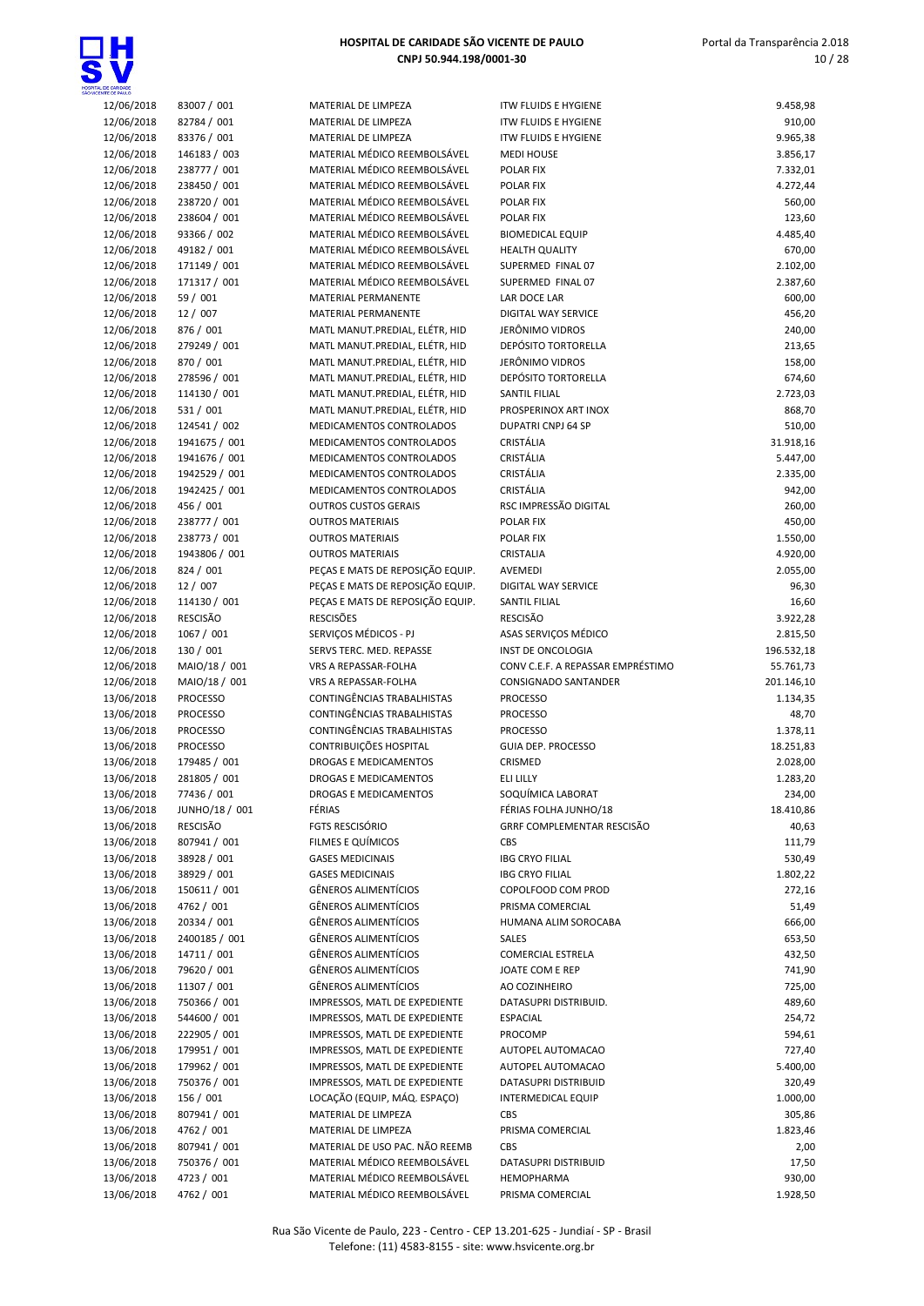| | | | | |
|---|---|---|---|---|
| 12/06/2018 | 83007 / 001 | MATERIAL DE LIMPEZA | ITW FLUIDS E HYGIENE | 9.458,98 |
| 12/06/2018 | 82784 / 001 | MATERIAL DE LIMPEZA | ITW FLUIDS E HYGIENE | 910,00 |
| 12/06/2018 | 83376 / 001 | MATERIAL DE LIMPEZA | ITW FLUIDS E HYGIENE | 9.965,38 |
| 12/06/2018 | 146183 / 003 | MATERIAL MÉDICO REEMBOLSÁVEL | MEDI HOUSE | 3.856,17 |
| 12/06/2018 | 238777 / 001 | MATERIAL MÉDICO REEMBOLSÁVEL | POLAR FIX | 7.332,01 |
| 12/06/2018 | 238450 / 001 | MATERIAL MÉDICO REEMBOLSÁVEL | POLAR FIX | 4.272,44 |
| 12/06/2018 | 238720 / 001 | MATERIAL MÉDICO REEMBOLSÁVEL | POLAR FIX | 560,00 |
| 12/06/2018 | 238604 / 001 | MATERIAL MÉDICO REEMBOLSÁVEL | POLAR FIX | 123,60 |
| 12/06/2018 | 93366 / 002 | MATERIAL MÉDICO REEMBOLSÁVEL | BIOMEDICAL EQUIP | 4.485,40 |
| 12/06/2018 | 49182 / 001 | MATERIAL MÉDICO REEMBOLSÁVEL | HEALTH QUALITY | 670,00 |
| 12/06/2018 | 171149 / 001 | MATERIAL MÉDICO REEMBOLSÁVEL | SUPERMED FINAL 07 | 2.102,00 |
| 12/06/2018 | 171317 / 001 | MATERIAL MÉDICO REEMBOLSÁVEL | SUPERMED FINAL 07 | 2.387,60 |
| 12/06/2018 | 59 / 001 | MATERIAL PERMANENTE | LAR DOCE LAR | 600,00 |
| 12/06/2018 | 12 / 007 | MATERIAL PERMANENTE | DIGITAL WAY SERVICE | 456,20 |
| 12/06/2018 | 876 / 001 | MATL MANUT.PREDIAL, ELÉTR, HID | JERÔNIMO VIDROS | 240,00 |
| 12/06/2018 | 279249 / 001 | MATL MANUT.PREDIAL, ELÉTR, HID | DEPÓSITO TORTORELLA | 213,65 |
| 12/06/2018 | 870 / 001 | MATL MANUT.PREDIAL, ELÉTR, HID | JERÔNIMO VIDROS | 158,00 |
| 12/06/2018 | 278596 / 001 | MATL MANUT.PREDIAL, ELÉTR, HID | DEPÓSITO TORTORELLA | 674,60 |
| 12/06/2018 | 114130 / 001 | MATL MANUT.PREDIAL, ELÉTR, HID | SANTIL FILIAL | 2.723,03 |
| 12/06/2018 | 531 / 001 | MATL MANUT.PREDIAL, ELÉTR, HID | PROSPERINOX ART INOX | 868,70 |
| 12/06/2018 | 124541 / 002 | MEDICAMENTOS CONTROLADOS | DUPATRI CNPJ 64 SP | 510,00 |
| 12/06/2018 | 1941675 / 001 | MEDICAMENTOS CONTROLADOS | CRISTÁLIA | 31.918,16 |
| 12/06/2018 | 1941676 / 001 | MEDICAMENTOS CONTROLADOS | CRISTÁLIA | 5.447,00 |
| 12/06/2018 | 1942529 / 001 | MEDICAMENTOS CONTROLADOS | CRISTÁLIA | 2.335,00 |
| 12/06/2018 | 1942425 / 001 | MEDICAMENTOS CONTROLADOS | CRISTÁLIA | 942,00 |
| 12/06/2018 | 456 / 001 | OUTROS CUSTOS GERAIS | RSC IMPRESSÃO DIGITAL | 260,00 |
| 12/06/2018 | 238777 / 001 | OUTROS MATERIAIS | POLAR FIX | 450,00 |
| 12/06/2018 | 238773 / 001 | OUTROS MATERIAIS | POLAR FIX | 1.550,00 |
| 12/06/2018 | 1943806 / 001 | OUTROS MATERIAIS | CRISTALIA | 4.920,00 |
| 12/06/2018 | 824 / 001 | PEÇAS E MATS DE REPOSIÇÃO EQUIP. | AVEMEDI | 2.055,00 |
| 12/06/2018 | 12 / 007 | PEÇAS E MATS DE REPOSIÇÃO EQUIP. | DIGITAL WAY SERVICE | 96,30 |
| 12/06/2018 | 114130 / 001 | PEÇAS E MATS DE REPOSIÇÃO EQUIP. | SANTIL FILIAL | 16,60 |
| 12/06/2018 | RESCISÃO | RESCISÕES | RESCISÃO | 3.922,28 |
| 12/06/2018 | 1067 / 001 | SERVIÇOS MÉDICOS - PJ | ASAS SERVIÇOS MÉDICO | 2.815,50 |
| 12/06/2018 | 130 / 001 | SERVS TERC. MED. REPASSE | INST DE ONCOLOGIA | 196.532,18 |
| 12/06/2018 | MAIO/18 / 001 | VRS A REPASSAR-FOLHA | CONV C.E.F. A REPASSAR EMPRÉSTIMO | 55.761,73 |
| 12/06/2018 | MAIO/18 / 001 | VRS A REPASSAR-FOLHA | CONSIGNADO SANTANDER | 201.146,10 |
| 13/06/2018 | PROCESSO | CONTINGÊNCIAS TRABALHISTAS | PROCESSO | 1.134,35 |
| 13/06/2018 | PROCESSO | CONTINGÊNCIAS TRABALHISTAS | PROCESSO | 48,70 |
| 13/06/2018 | PROCESSO | CONTINGÊNCIAS TRABALHISTAS | PROCESSO | 1.378,11 |
| 13/06/2018 | PROCESSO | CONTRIBUIÇÕES HOSPITAL | GUIA DEP. PROCESSO | 18.251,83 |
| 13/06/2018 | 179485 / 001 | DROGAS E MEDICAMENTOS | CRISMED | 2.028,00 |
| 13/06/2018 | 281805 / 001 | DROGAS E MEDICAMENTOS | ELI LILLY | 1.283,20 |
| 13/06/2018 | 77436 / 001 | DROGAS E MEDICAMENTOS | SOQUÍMICA LABORAT | 234,00 |
| 13/06/2018 | JUNHO/18 / 001 | FÉRIAS | FÉRIAS FOLHA JUNHO/18 | 18.410,86 |
| 13/06/2018 | RESCISÃO | FGTS RESCISÓRIO | GRRF COMPLEMENTAR RESCISÃO | 40,63 |
| 13/06/2018 | 807941 / 001 | FILMES E QUÍMICOS | CBS | 111,79 |
| 13/06/2018 | 38928 / 001 | GASES MEDICINAIS | IBG CRYO FILIAL | 530,49 |
| 13/06/2018 | 38929 / 001 | GASES MEDICINAIS | IBG CRYO FILIAL | 1.802,22 |
| 13/06/2018 | 150611 / 001 | GÊNEROS ALIMENTÍCIOS | COPOLFOOD COM PROD | 272,16 |
| 13/06/2018 | 4762 / 001 | GÊNEROS ALIMENTÍCIOS | PRISMA COMERCIAL | 51,49 |
| 13/06/2018 | 20334 / 001 | GÊNEROS ALIMENTÍCIOS | HUMANA ALIM SOROCABA | 666,00 |
| 13/06/2018 | 2400185 / 001 | GÊNEROS ALIMENTÍCIOS | SALES | 653,50 |
| 13/06/2018 | 14711 / 001 | GÊNEROS ALIMENTÍCIOS | COMERCIAL ESTRELA | 432,50 |
| 13/06/2018 | 79620 / 001 | GÊNEROS ALIMENTÍCIOS | JOATE COM E REP | 741,90 |
| 13/06/2018 | 11307 / 001 | GÊNEROS ALIMENTÍCIOS | AO COZINHEIRO | 725,00 |
| 13/06/2018 | 750366 / 001 | IMPRESSOS, MATL DE EXPEDIENTE | DATASUPRI DISTRIBUID. | 489,60 |
| 13/06/2018 | 544600 / 001 | IMPRESSOS, MATL DE EXPEDIENTE | ESPACIAL | 254,72 |
| 13/06/2018 | 222905 / 001 | IMPRESSOS, MATL DE EXPEDIENTE | PROCOMP | 594,61 |
| 13/06/2018 | 179951 / 001 | IMPRESSOS, MATL DE EXPEDIENTE | AUTOPEL AUTOMACAO | 727,40 |
| 13/06/2018 | 179962 / 001 | IMPRESSOS, MATL DE EXPEDIENTE | AUTOPEL AUTOMACAO | 5.400,00 |
| 13/06/2018 | 750376 / 001 | IMPRESSOS, MATL DE EXPEDIENTE | DATASUPRI DISTRIBUID | 320,49 |
| 13/06/2018 | 156 / 001 | LOCAÇÃO (EQUIP, MÁQ. ESPAÇO) | INTERMEDICAL EQUIP | 1.000,00 |
| 13/06/2018 | 807941 / 001 | MATERIAL DE LIMPEZA | CBS | 305,86 |
| 13/06/2018 | 4762 / 001 | MATERIAL DE LIMPEZA | PRISMA COMERCIAL | 1.823,46 |
| 13/06/2018 | 807941 / 001 | MATERIAL DE USO PAC. NÃO REEMB | CBS | 2,00 |
| 13/06/2018 | 750376 / 001 | MATERIAL MÉDICO REEMBOLSÁVEL | DATASUPRI DISTRIBUID | 17,50 |
| 13/06/2018 | 4723 / 001 | MATERIAL MÉDICO REEMBOLSÁVEL | HEMOPHARMA | 930,00 |
| 13/06/2018 | 4762 / 001 | MATERIAL MÉDICO REEMBOLSÁVEL | PRISMA COMERCIAL | 1.928,50 |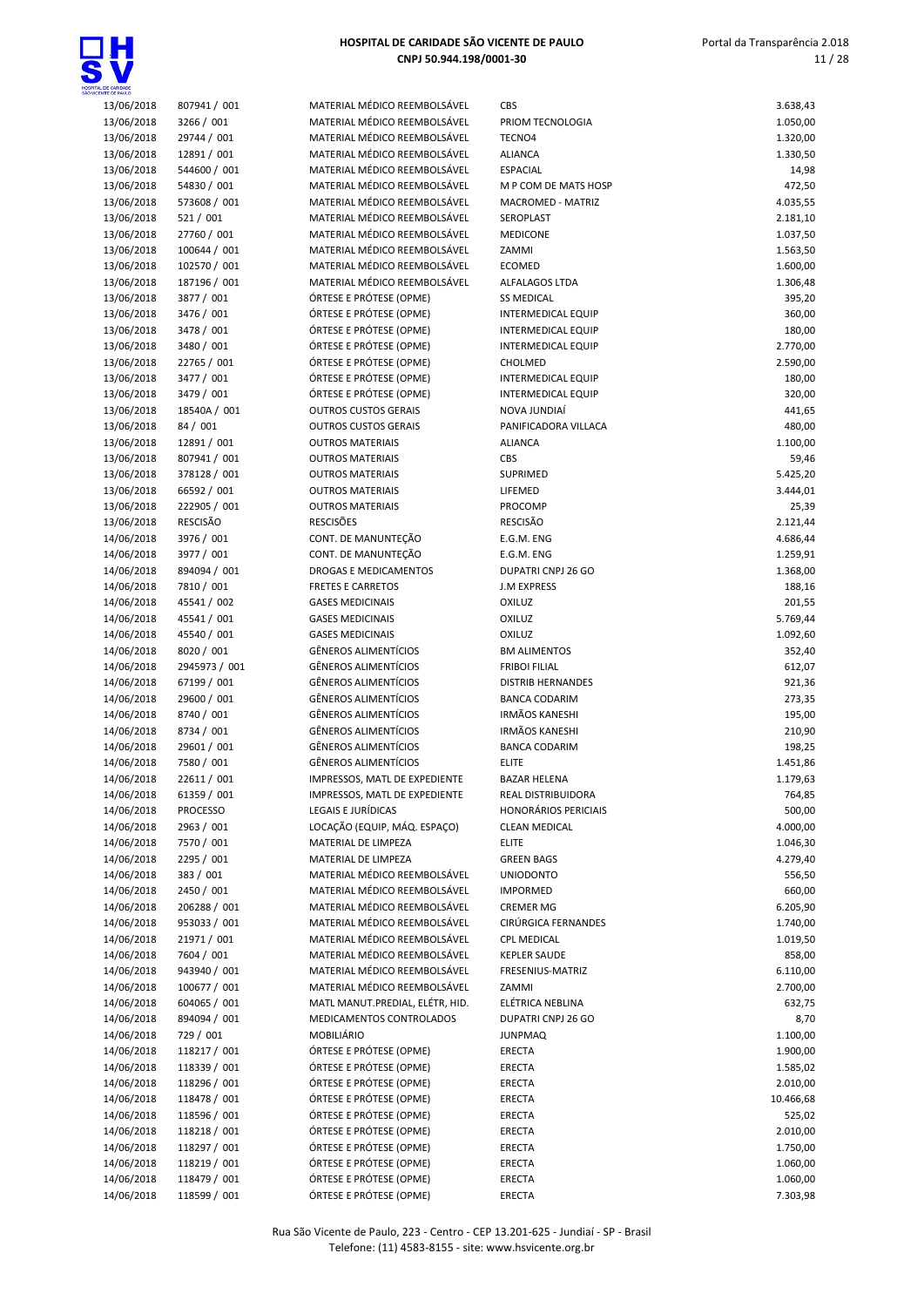| | | | | |
|---|---|---|---|---|
| 13/06/2018 | 807941 / 001 | MATERIAL MÉDICO REEMBOLSÁVEL | CBS | 3.638,43 |
| 13/06/2018 | 3266 / 001 | MATERIAL MÉDICO REEMBOLSÁVEL | PRIOM TECNOLOGIA | 1.050,00 |
| 13/06/2018 | 29744 / 001 | MATERIAL MÉDICO REEMBOLSÁVEL | TECNO4 | 1.320,00 |
| 13/06/2018 | 12891 / 001 | MATERIAL MÉDICO REEMBOLSÁVEL | ALIANCA | 1.330,50 |
| 13/06/2018 | 544600 / 001 | MATERIAL MÉDICO REEMBOLSÁVEL | ESPACIAL | 14,98 |
| 13/06/2018 | 54830 / 001 | MATERIAL MÉDICO REEMBOLSÁVEL | M P COM DE MATS HOSP | 472,50 |
| 13/06/2018 | 573608 / 001 | MATERIAL MÉDICO REEMBOLSÁVEL | MACROMED - MATRIZ | 4.035,55 |
| 13/06/2018 | 521 / 001 | MATERIAL MÉDICO REEMBOLSÁVEL | SEROPLAST | 2.181,10 |
| 13/06/2018 | 27760 / 001 | MATERIAL MÉDICO REEMBOLSÁVEL | MEDICONE | 1.037,50 |
| 13/06/2018 | 100644 / 001 | MATERIAL MÉDICO REEMBOLSÁVEL | ZAMMI | 1.563,50 |
| 13/06/2018 | 102570 / 001 | MATERIAL MÉDICO REEMBOLSÁVEL | ECOMED | 1.600,00 |
| 13/06/2018 | 187196 / 001 | MATERIAL MÉDICO REEMBOLSÁVEL | ALFALAGOS LTDA | 1.306,48 |
| 13/06/2018 | 3877 / 001 | ÓRTESE E PRÓTESE (OPME) | SS MEDICAL | 395,20 |
| 13/06/2018 | 3476 / 001 | ÓRTESE E PRÓTESE (OPME) | INTERMEDICAL EQUIP | 360,00 |
| 13/06/2018 | 3478 / 001 | ÓRTESE E PRÓTESE (OPME) | INTERMEDICAL EQUIP | 180,00 |
| 13/06/2018 | 3480 / 001 | ÓRTESE E PRÓTESE (OPME) | INTERMEDICAL EQUIP | 2.770,00 |
| 13/06/2018 | 22765 / 001 | ÓRTESE E PRÓTESE (OPME) | CHOLMED | 2.590,00 |
| 13/06/2018 | 3477 / 001 | ÓRTESE E PRÓTESE (OPME) | INTERMEDICAL EQUIP | 180,00 |
| 13/06/2018 | 3479 / 001 | ÓRTESE E PRÓTESE (OPME) | INTERMEDICAL EQUIP | 320,00 |
| 13/06/2018 | 18540A / 001 | OUTROS CUSTOS GERAIS | NOVA JUNDIAÍ | 441,65 |
| 13/06/2018 | 84 / 001 | OUTROS CUSTOS GERAIS | PANIFICADORA VILLACA | 480,00 |
| 13/06/2018 | 12891 / 001 | OUTROS MATERIAIS | ALIANCA | 1.100,00 |
| 13/06/2018 | 807941 / 001 | OUTROS MATERIAIS | CBS | 59,46 |
| 13/06/2018 | 378128 / 001 | OUTROS MATERIAIS | SUPRIMED | 5.425,20 |
| 13/06/2018 | 66592 / 001 | OUTROS MATERIAIS | LIFEMED | 3.444,01 |
| 13/06/2018 | 222905 / 001 | OUTROS MATERIAIS | PROCOMP | 25,39 |
| 13/06/2018 | RESCISÃO | RESCISÕES | RESCISÃO | 2.121,44 |
| 14/06/2018 | 3976 / 001 | CONT. DE MANUNTEÇÃO | E.G.M. ENG | 4.686,44 |
| 14/06/2018 | 3977 / 001 | CONT. DE MANUNTEÇÃO | E.G.M. ENG | 1.259,91 |
| 14/06/2018 | 894094 / 001 | DROGAS E MEDICAMENTOS | DUPATRI CNPJ 26 GO | 1.368,00 |
| 14/06/2018 | 7810 / 001 | FRETES E CARRETOS | J.M EXPRESS | 188,16 |
| 14/06/2018 | 45541 / 002 | GASES MEDICINAIS | OXILUZ | 201,55 |
| 14/06/2018 | 45541 / 001 | GASES MEDICINAIS | OXILUZ | 5.769,44 |
| 14/06/2018 | 45540 / 001 | GASES MEDICINAIS | OXILUZ | 1.092,60 |
| 14/06/2018 | 8020 / 001 | GÊNEROS ALIMENTÍCIOS | BM ALIMENTOS | 352,40 |
| 14/06/2018 | 2945973 / 001 | GÊNEROS ALIMENTÍCIOS | FRIBOI FILIAL | 612,07 |
| 14/06/2018 | 67199 / 001 | GÊNEROS ALIMENTÍCIOS | DISTRIB HERNANDES | 921,36 |
| 14/06/2018 | 29600 / 001 | GÊNEROS ALIMENTÍCIOS | BANCA CODARIM | 273,35 |
| 14/06/2018 | 8740 / 001 | GÊNEROS ALIMENTÍCIOS | IRMÃOS KANESHI | 195,00 |
| 14/06/2018 | 8734 / 001 | GÊNEROS ALIMENTÍCIOS | IRMÃOS KANESHI | 210,90 |
| 14/06/2018 | 29601 / 001 | GÊNEROS ALIMENTÍCIOS | BANCA CODARIM | 198,25 |
| 14/06/2018 | 7580 / 001 | GÊNEROS ALIMENTÍCIOS | ELITE | 1.451,86 |
| 14/06/2018 | 22611 / 001 | IMPRESSOS, MATL DE EXPEDIENTE | BAZAR HELENA | 1.179,63 |
| 14/06/2018 | 61359 / 001 | IMPRESSOS, MATL DE EXPEDIENTE | REAL DISTRIBUIDORA | 764,85 |
| 14/06/2018 | PROCESSO | LEGAIS E JURÍDICAS | HONORÁRIOS PERICIAIS | 500,00 |
| 14/06/2018 | 2963 / 001 | LOCAÇÃO (EQUIP, MÁQ. ESPAÇO) | CLEAN MEDICAL | 4.000,00 |
| 14/06/2018 | 7570 / 001 | MATERIAL DE LIMPEZA | ELITE | 1.046,30 |
| 14/06/2018 | 2295 / 001 | MATERIAL DE LIMPEZA | GREEN BAGS | 4.279,40 |
| 14/06/2018 | 383 / 001 | MATERIAL MÉDICO REEMBOLSÁVEL | UNIODONTO | 556,50 |
| 14/06/2018 | 2450 / 001 | MATERIAL MÉDICO REEMBOLSÁVEL | IMPORMED | 660,00 |
| 14/06/2018 | 206288 / 001 | MATERIAL MÉDICO REEMBOLSÁVEL | CREMER MG | 6.205,90 |
| 14/06/2018 | 953033 / 001 | MATERIAL MÉDICO REEMBOLSÁVEL | CIRÚRGICA FERNANDES | 1.740,00 |
| 14/06/2018 | 21971 / 001 | MATERIAL MÉDICO REEMBOLSÁVEL | CPL MEDICAL | 1.019,50 |
| 14/06/2018 | 7604 / 001 | MATERIAL MÉDICO REEMBOLSÁVEL | KEPLER SAUDE | 858,00 |
| 14/06/2018 | 943940 / 001 | MATERIAL MÉDICO REEMBOLSÁVEL | FRESENIUS-MATRIZ | 6.110,00 |
| 14/06/2018 | 100677 / 001 | MATERIAL MÉDICO REEMBOLSÁVEL | ZAMMI | 2.700,00 |
| 14/06/2018 | 604065 / 001 | MATL MANUT.PREDIAL, ELÉTR, HID. | ELÉTRICA NEBLINA | 632,75 |
| 14/06/2018 | 894094 / 001 | MEDICAMENTOS CONTROLADOS | DUPATRI CNPJ 26 GO | 8,70 |
| 14/06/2018 | 729 / 001 | MOBILIÁRIO | JUNPMAQ | 1.100,00 |
| 14/06/2018 | 118217 / 001 | ÓRTESE E PRÓTESE (OPME) | ERECTA | 1.900,00 |
| 14/06/2018 | 118339 / 001 | ÓRTESE E PRÓTESE (OPME) | ERECTA | 1.585,02 |
| 14/06/2018 | 118296 / 001 | ÓRTESE E PRÓTESE (OPME) | ERECTA | 2.010,00 |
| 14/06/2018 | 118478 / 001 | ÓRTESE E PRÓTESE (OPME) | ERECTA | 10.466,68 |
| 14/06/2018 | 118596 / 001 | ÓRTESE E PRÓTESE (OPME) | ERECTA | 525,02 |
| 14/06/2018 | 118218 / 001 | ÓRTESE E PRÓTESE (OPME) | ERECTA | 2.010,00 |
| 14/06/2018 | 118297 / 001 | ÓRTESE E PRÓTESE (OPME) | ERECTA | 1.750,00 |
| 14/06/2018 | 118219 / 001 | ÓRTESE E PRÓTESE (OPME) | ERECTA | 1.060,00 |
| 14/06/2018 | 118479 / 001 | ÓRTESE E PRÓTESE (OPME) | ERECTA | 1.060,00 |
| 14/06/2018 | 118599 / 001 | ÓRTESE E PRÓTESE (OPME) | ERECTA | 7.303,98 |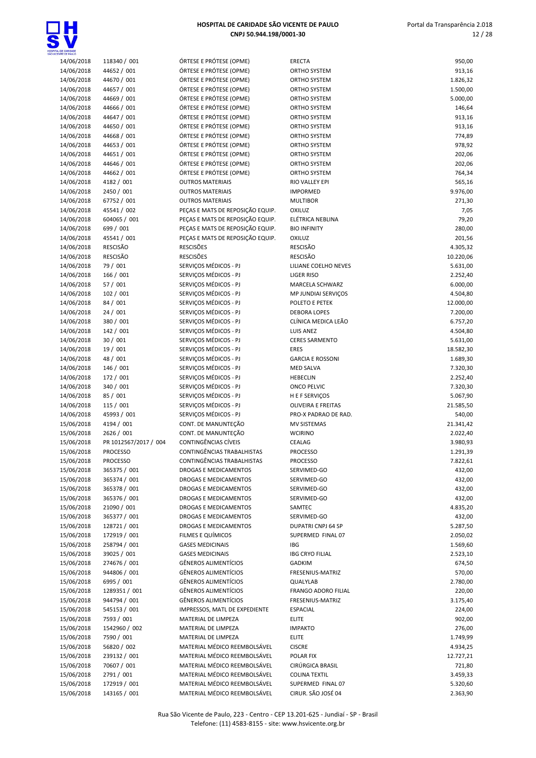| 14/06/2018 | 118340 / 001 | ÓRTESE E PRÓTESE (OPME) | ERECTA | 950,00 |
|---|---|---|---|---|
| 14/06/2018 | 44652 / 001 | ÓRTESE E PRÓTESE (OPME) | ORTHO SYSTEM | 913,16 |
| 14/06/2018 | 44670 / 001 | ÓRTESE E PRÓTESE (OPME) | ORTHO SYSTEM | 1.826,32 |
| 14/06/2018 | 44657 / 001 | ÓRTESE E PRÓTESE (OPME) | ORTHO SYSTEM | 1.500,00 |
| 14/06/2018 | 44669 / 001 | ÓRTESE E PRÓTESE (OPME) | ORTHO SYSTEM | 5.000,00 |
| 14/06/2018 | 44666 / 001 | ÓRTESE E PRÓTESE (OPME) | ORTHO SYSTEM | 146,64 |
| 14/06/2018 | 44647 / 001 | ÓRTESE E PRÓTESE (OPME) | ORTHO SYSTEM | 913,16 |
| 14/06/2018 | 44650 / 001 | ÓRTESE E PRÓTESE (OPME) | ORTHO SYSTEM | 913,16 |
| 14/06/2018 | 44668 / 001 | ÓRTESE E PRÓTESE (OPME) | ORTHO SYSTEM | 774,89 |
| 14/06/2018 | 44653 / 001 | ÓRTESE E PRÓTESE (OPME) | ORTHO SYSTEM | 978,92 |
| 14/06/2018 | 44651 / 001 | ÓRTESE E PRÓTESE (OPME) | ORTHO SYSTEM | 202,06 |
| 14/06/2018 | 44646 / 001 | ÓRTESE E PRÓTESE (OPME) | ORTHO SYSTEM | 202,06 |
| 14/06/2018 | 44662 / 001 | ÓRTESE E PRÓTESE (OPME) | ORTHO SYSTEM | 764,34 |
| 14/06/2018 | 4182 / 001 | OUTROS MATERIAIS | RIO VALLEY EPI | 565,16 |
| 14/06/2018 | 2450 / 001 | OUTROS MATERIAIS | IMPORMED | 9.976,00 |
| 14/06/2018 | 67752 / 001 | OUTROS MATERIAIS | MULTIBOR | 271,30 |
| 14/06/2018 | 45541 / 002 | PEÇAS E MATS DE REPOSIÇÃO EQUIP. | OXILUZ | 7,05 |
| 14/06/2018 | 604065 / 001 | PEÇAS E MATS DE REPOSIÇÃO EQUIP. | ELÉTRICA NEBLINA | 79,20 |
| 14/06/2018 | 699 / 001 | PEÇAS E MATS DE REPOSIÇÃO EQUIP. | BIO INFINITY | 280,00 |
| 14/06/2018 | 45541 / 001 | PEÇAS E MATS DE REPOSIÇÃO EQUIP. | OXILUZ | 201,56 |
| 14/06/2018 | RESCISÃO | RESCISÕES | RESCISÃO | 4.305,32 |
| 14/06/2018 | RESCISÃO | RESCISÕES | RESCISÃO | 10.220,06 |
| 14/06/2018 | 79 / 001 | SERVIÇOS MÉDICOS - PJ | LILIANE COELHO NEVES | 5.631,00 |
| 14/06/2018 | 166 / 001 | SERVIÇOS MÉDICOS - PJ | LIGER RISO | 2.252,40 |
| 14/06/2018 | 57 / 001 | SERVIÇOS MÉDICOS - PJ | MARCELA SCHWARZ | 6.000,00 |
| 14/06/2018 | 102 / 001 | SERVIÇOS MÉDICOS - PJ | MP JUNDIAI SERVIÇOS | 4.504,80 |
| 14/06/2018 | 84 / 001 | SERVIÇOS MÉDICOS - PJ | POLETO E PETEK | 12.000,00 |
| 14/06/2018 | 24 / 001 | SERVIÇOS MÉDICOS - PJ | DEBORA LOPES | 7.200,00 |
| 14/06/2018 | 380 / 001 | SERVIÇOS MÉDICOS - PJ | CLÍNICA MEDICA LEÃO | 6.757,20 |
| 14/06/2018 | 142 / 001 | SERVIÇOS MÉDICOS - PJ | LUIS ANEZ | 4.504,80 |
| 14/06/2018 | 30 / 001 | SERVIÇOS MÉDICOS - PJ | CERES SARMENTO | 5.631,00 |
| 14/06/2018 | 19 / 001 | SERVIÇOS MÉDICOS - PJ | ERES | 18.582,30 |
| 14/06/2018 | 48 / 001 | SERVIÇOS MÉDICOS - PJ | GARCIA E ROSSONI | 1.689,30 |
| 14/06/2018 | 146 / 001 | SERVIÇOS MÉDICOS - PJ | MED SALVA | 7.320,30 |
| 14/06/2018 | 172 / 001 | SERVIÇOS MÉDICOS - PJ | HEBECLIN | 2.252,40 |
| 14/06/2018 | 340 / 001 | SERVIÇOS MÉDICOS - PJ | ONCO PELVIC | 7.320,30 |
| 14/06/2018 | 85 / 001 | SERVIÇOS MÉDICOS - PJ | H E F SERVIÇOS | 5.067,90 |
| 14/06/2018 | 115 / 001 | SERVIÇOS MÉDICOS - PJ | OLIVEIRA E FREITAS | 21.585,50 |
| 14/06/2018 | 45993 / 001 | SERVIÇOS MÉDICOS - PJ | PRO-X PADRAO DE RAD. | 540,00 |
| 15/06/2018 | 4194 / 001 | CONT. DE MANUNTEÇÃO | MV SISTEMAS | 21.341,42 |
| 15/06/2018 | 2626 / 001 | CONT. DE MANUNTEÇÃO | WCIRINO | 2.022,40 |
| 15/06/2018 | PR 1012567/2017 / 004 | CONTINGÊNCIAS CÍVEIS | CEALAG | 3.980,93 |
| 15/06/2018 | PROCESSO | CONTINGÊNCIAS TRABALHISTAS | PROCESSO | 1.291,39 |
| 15/06/2018 | PROCESSO | CONTINGÊNCIAS TRABALHISTAS | PROCESSO | 7.822,61 |
| 15/06/2018 | 365375 / 001 | DROGAS E MEDICAMENTOS | SERVIMED-GO | 432,00 |
| 15/06/2018 | 365374 / 001 | DROGAS E MEDICAMENTOS | SERVIMED-GO | 432,00 |
| 15/06/2018 | 365378 / 001 | DROGAS E MEDICAMENTOS | SERVIMED-GO | 432,00 |
| 15/06/2018 | 365376 / 001 | DROGAS E MEDICAMENTOS | SERVIMED-GO | 432,00 |
| 15/06/2018 | 21090 / 001 | DROGAS E MEDICAMENTOS | SAMTEC | 4.835,20 |
| 15/06/2018 | 365377 / 001 | DROGAS E MEDICAMENTOS | SERVIMED-GO | 432,00 |
| 15/06/2018 | 128721 / 001 | DROGAS E MEDICAMENTOS | DUPATRI CNPJ 64 SP | 5.287,50 |
| 15/06/2018 | 172919 / 001 | FILMES E QUÍMICOS | SUPERMED FINAL 07 | 2.050,02 |
| 15/06/2018 | 258794 / 001 | GASES MEDICINAIS | IBG | 1.569,60 |
| 15/06/2018 | 39025 / 001 | GASES MEDICINAIS | IBG CRYO FILIAL | 2.523,10 |
| 15/06/2018 | 274676 / 001 | GÊNEROS ALIMENTÍCIOS | GADKIM | 674,50 |
| 15/06/2018 | 944806 / 001 | GÊNEROS ALIMENTÍCIOS | FRESENIUS-MATRIZ | 570,00 |
| 15/06/2018 | 6995 / 001 | GÊNEROS ALIMENTÍCIOS | QUALYLAB | 2.780,00 |
| 15/06/2018 | 1289351 / 001 | GÊNEROS ALIMENTÍCIOS | FRANGO ADORO FILIAL | 220,00 |
| 15/06/2018 | 944794 / 001 | GÊNEROS ALIMENTÍCIOS | FRESENIUS-MATRIZ | 3.175,40 |
| 15/06/2018 | 545153 / 001 | IMPRESSOS, MATL DE EXPEDIENTE | ESPACIAL | 224,00 |
| 15/06/2018 | 7593 / 001 | MATERIAL DE LIMPEZA | ELITE | 902,00 |
| 15/06/2018 | 1542960 / 002 | MATERIAL DE LIMPEZA | IMPAKTO | 276,00 |
| 15/06/2018 | 7590 / 001 | MATERIAL DE LIMPEZA | ELITE | 1.749,99 |
| 15/06/2018 | 56820 / 002 | MATERIAL MÉDICO REEMBOLSÁVEL | CISCRE | 4.934,25 |
| 15/06/2018 | 239132 / 001 | MATERIAL MÉDICO REEMBOLSÁVEL | POLAR FIX | 12.727,21 |
| 15/06/2018 | 70607 / 001 | MATERIAL MÉDICO REEMBOLSÁVEL | CIRÚRGICA BRASIL | 721,80 |
| 15/06/2018 | 2791 / 001 | MATERIAL MÉDICO REEMBOLSÁVEL | COLINA TEXTIL | 3.459,33 |
| 15/06/2018 | 172919 / 001 | MATERIAL MÉDICO REEMBOLSÁVEL | SUPERMED FINAL 07 | 5.320,60 |
| 15/06/2018 | 143165 / 001 | MATERIAL MÉDICO REEMBOLSÁVEL | CIRUR. SÃO JOSÉ 04 | 2.363,90 |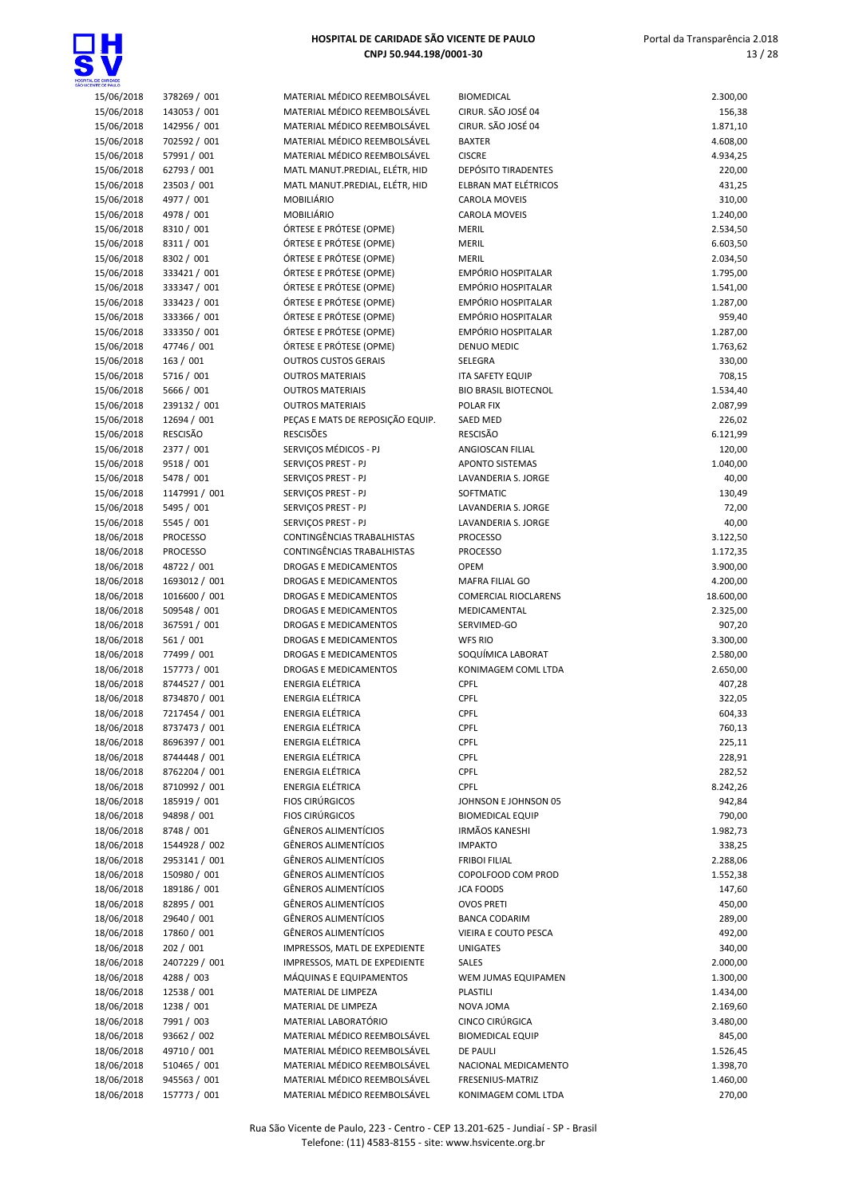| | | | | |
|---|---|---|---|---|
| 15/06/2018 | 378269 / 001 | MATERIAL MÉDICO REEMBOLSÁVEL | BIOMEDICAL | 2.300,00 |
| 15/06/2018 | 143053 / 001 | MATERIAL MÉDICO REEMBOLSÁVEL | CIRUR. SÃO JOSÉ 04 | 156,38 |
| 15/06/2018 | 142956 / 001 | MATERIAL MÉDICO REEMBOLSÁVEL | CIRUR. SÃO JOSÉ 04 | 1.871,10 |
| 15/06/2018 | 702592 / 001 | MATERIAL MÉDICO REEMBOLSÁVEL | BAXTER | 4.608,00 |
| 15/06/2018 | 57991 / 001 | MATERIAL MÉDICO REEMBOLSÁVEL | CISCRE | 4.934,25 |
| 15/06/2018 | 62793 / 001 | MATL MANUT.PREDIAL, ELÉTR, HID | DEPÓSITO TIRADENTES | 220,00 |
| 15/06/2018 | 23503 / 001 | MATL MANUT.PREDIAL, ELÉTR, HID | ELBRAN MAT ELÉTRICOS | 431,25 |
| 15/06/2018 | 4977 / 001 | MOBILIÁRIO | CAROLA MOVEIS | 310,00 |
| 15/06/2018 | 4978 / 001 | MOBILIÁRIO | CAROLA MOVEIS | 1.240,00 |
| 15/06/2018 | 8310 / 001 | ÓRTESE E PRÓTESE (OPME) | MERIL | 2.534,50 |
| 15/06/2018 | 8311 / 001 | ÓRTESE E PRÓTESE (OPME) | MERIL | 6.603,50 |
| 15/06/2018 | 8302 / 001 | ÓRTESE E PRÓTESE (OPME) | MERIL | 2.034,50 |
| 15/06/2018 | 333421 / 001 | ÓRTESE E PRÓTESE (OPME) | EMPÓRIO HOSPITALAR | 1.795,00 |
| 15/06/2018 | 333347 / 001 | ÓRTESE E PRÓTESE (OPME) | EMPÓRIO HOSPITALAR | 1.541,00 |
| 15/06/2018 | 333423 / 001 | ÓRTESE E PRÓTESE (OPME) | EMPÓRIO HOSPITALAR | 1.287,00 |
| 15/06/2018 | 333366 / 001 | ÓRTESE E PRÓTESE (OPME) | EMPÓRIO HOSPITALAR | 959,40 |
| 15/06/2018 | 333350 / 001 | ÓRTESE E PRÓTESE (OPME) | EMPÓRIO HOSPITALAR | 1.287,00 |
| 15/06/2018 | 47746 / 001 | ÓRTESE E PRÓTESE (OPME) | DENUO MEDIC | 1.763,62 |
| 15/06/2018 | 163 / 001 | OUTROS CUSTOS GERAIS | SELEGRA | 330,00 |
| 15/06/2018 | 5716 / 001 | OUTROS MATERIAIS | ITA SAFETY EQUIP | 708,15 |
| 15/06/2018 | 5666 / 001 | OUTROS MATERIAIS | BIO BRASIL BIOTECNOL | 1.534,40 |
| 15/06/2018 | 239132 / 001 | OUTROS MATERIAIS | POLAR FIX | 2.087,99 |
| 15/06/2018 | 12694 / 001 | PEÇAS E MATS DE REPOSIÇÃO EQUIP. | SAED MED | 226,02 |
| 15/06/2018 | RESCISÃO | RESCISÕES | RESCISÃO | 6.121,99 |
| 15/06/2018 | 2377 / 001 | SERVIÇOS MÉDICOS - PJ | ANGIOSCAN FILIAL | 120,00 |
| 15/06/2018 | 9518 / 001 | SERVIÇOS PREST - PJ | APONTO SISTEMAS | 1.040,00 |
| 15/06/2018 | 5478 / 001 | SERVIÇOS PREST - PJ | LAVANDERIA S. JORGE | 40,00 |
| 15/06/2018 | 1147991 / 001 | SERVIÇOS PREST - PJ | SOFTMATIC | 130,49 |
| 15/06/2018 | 5495 / 001 | SERVIÇOS PREST - PJ | LAVANDERIA S. JORGE | 72,00 |
| 15/06/2018 | 5545 / 001 | SERVIÇOS PREST - PJ | LAVANDERIA S. JORGE | 40,00 |
| 18/06/2018 | PROCESSO | CONTINGÊNCIAS TRABALHISTAS | PROCESSO | 3.122,50 |
| 18/06/2018 | PROCESSO | CONTINGÊNCIAS TRABALHISTAS | PROCESSO | 1.172,35 |
| 18/06/2018 | 48722 / 001 | DROGAS E MEDICAMENTOS | OPEM | 3.900,00 |
| 18/06/2018 | 1693012 / 001 | DROGAS E MEDICAMENTOS | MAFRA FILIAL GO | 4.200,00 |
| 18/06/2018 | 1016600 / 001 | DROGAS E MEDICAMENTOS | COMERCIAL RIOCLARENS | 18.600,00 |
| 18/06/2018 | 509548 / 001 | DROGAS E MEDICAMENTOS | MEDICAMENTAL | 2.325,00 |
| 18/06/2018 | 367591 / 001 | DROGAS E MEDICAMENTOS | SERVIMED-GO | 907,20 |
| 18/06/2018 | 561 / 001 | DROGAS E MEDICAMENTOS | WFS RIO | 3.300,00 |
| 18/06/2018 | 77499 / 001 | DROGAS E MEDICAMENTOS | SOQUÍMICA LABORAT | 2.580,00 |
| 18/06/2018 | 157773 / 001 | DROGAS E MEDICAMENTOS | KONIMAGEM COML LTDA | 2.650,00 |
| 18/06/2018 | 8744527 / 001 | ENERGIA ELÉTRICA | CPFL | 407,28 |
| 18/06/2018 | 8734870 / 001 | ENERGIA ELÉTRICA | CPFL | 322,05 |
| 18/06/2018 | 7217454 / 001 | ENERGIA ELÉTRICA | CPFL | 604,33 |
| 18/06/2018 | 8737473 / 001 | ENERGIA ELÉTRICA | CPFL | 760,13 |
| 18/06/2018 | 8696397 / 001 | ENERGIA ELÉTRICA | CPFL | 225,11 |
| 18/06/2018 | 8744448 / 001 | ENERGIA ELÉTRICA | CPFL | 228,91 |
| 18/06/2018 | 8762204 / 001 | ENERGIA ELÉTRICA | CPFL | 282,52 |
| 18/06/2018 | 8710992 / 001 | ENERGIA ELÉTRICA | CPFL | 8.242,26 |
| 18/06/2018 | 185919 / 001 | FIOS CIRÚRGICOS | JOHNSON E JOHNSON 05 | 942,84 |
| 18/06/2018 | 94898 / 001 | FIOS CIRÚRGICOS | BIOMEDICAL EQUIP | 790,00 |
| 18/06/2018 | 8748 / 001 | GÊNEROS ALIMENTÍCIOS | IRMÃOS KANESHI | 1.982,73 |
| 18/06/2018 | 1544928 / 002 | GÊNEROS ALIMENTÍCIOS | IMPAKTO | 338,25 |
| 18/06/2018 | 2953141 / 001 | GÊNEROS ALIMENTÍCIOS | FRIBOI FILIAL | 2.288,06 |
| 18/06/2018 | 150980 / 001 | GÊNEROS ALIMENTÍCIOS | COPOLFOOD COM PROD | 1.552,38 |
| 18/06/2018 | 189186 / 001 | GÊNEROS ALIMENTÍCIOS | JCA FOODS | 147,60 |
| 18/06/2018 | 82895 / 001 | GÊNEROS ALIMENTÍCIOS | OVOS PRETI | 450,00 |
| 18/06/2018 | 29640 / 001 | GÊNEROS ALIMENTÍCIOS | BANCA CODARIM | 289,00 |
| 18/06/2018 | 17860 / 001 | GÊNEROS ALIMENTÍCIOS | VIEIRA E COUTO PESCA | 492,00 |
| 18/06/2018 | 202 / 001 | IMPRESSOS, MATL DE EXPEDIENTE | UNIGATES | 340,00 |
| 18/06/2018 | 2407229 / 001 | IMPRESSOS, MATL DE EXPEDIENTE | SALES | 2.000,00 |
| 18/06/2018 | 4288 / 003 | MÁQUINAS E EQUIPAMENTOS | WEM JUMAS EQUIPAMEN | 1.300,00 |
| 18/06/2018 | 12538 / 001 | MATERIAL DE LIMPEZA | PLASTILI | 1.434,00 |
| 18/06/2018 | 1238 / 001 | MATERIAL DE LIMPEZA | NOVA JOMA | 2.169,60 |
| 18/06/2018 | 7991 / 003 | MATERIAL LABORATÓRIO | CINCO CIRÚRGICA | 3.480,00 |
| 18/06/2018 | 93662 / 002 | MATERIAL MÉDICO REEMBOLSÁVEL | BIOMEDICAL EQUIP | 845,00 |
| 18/06/2018 | 49710 / 001 | MATERIAL MÉDICO REEMBOLSÁVEL | DE PAULI | 1.526,45 |
| 18/06/2018 | 510465 / 001 | MATERIAL MÉDICO REEMBOLSÁVEL | NACIONAL MEDICAMENTO | 1.398,70 |
| 18/06/2018 | 945563 / 001 | MATERIAL MÉDICO REEMBOLSÁVEL | FRESENIUS-MATRIZ | 1.460,00 |
| 18/06/2018 | 157773 / 001 | MATERIAL MÉDICO REEMBOLSÁVEL | KONIMAGEM COML LTDA | 270,00 |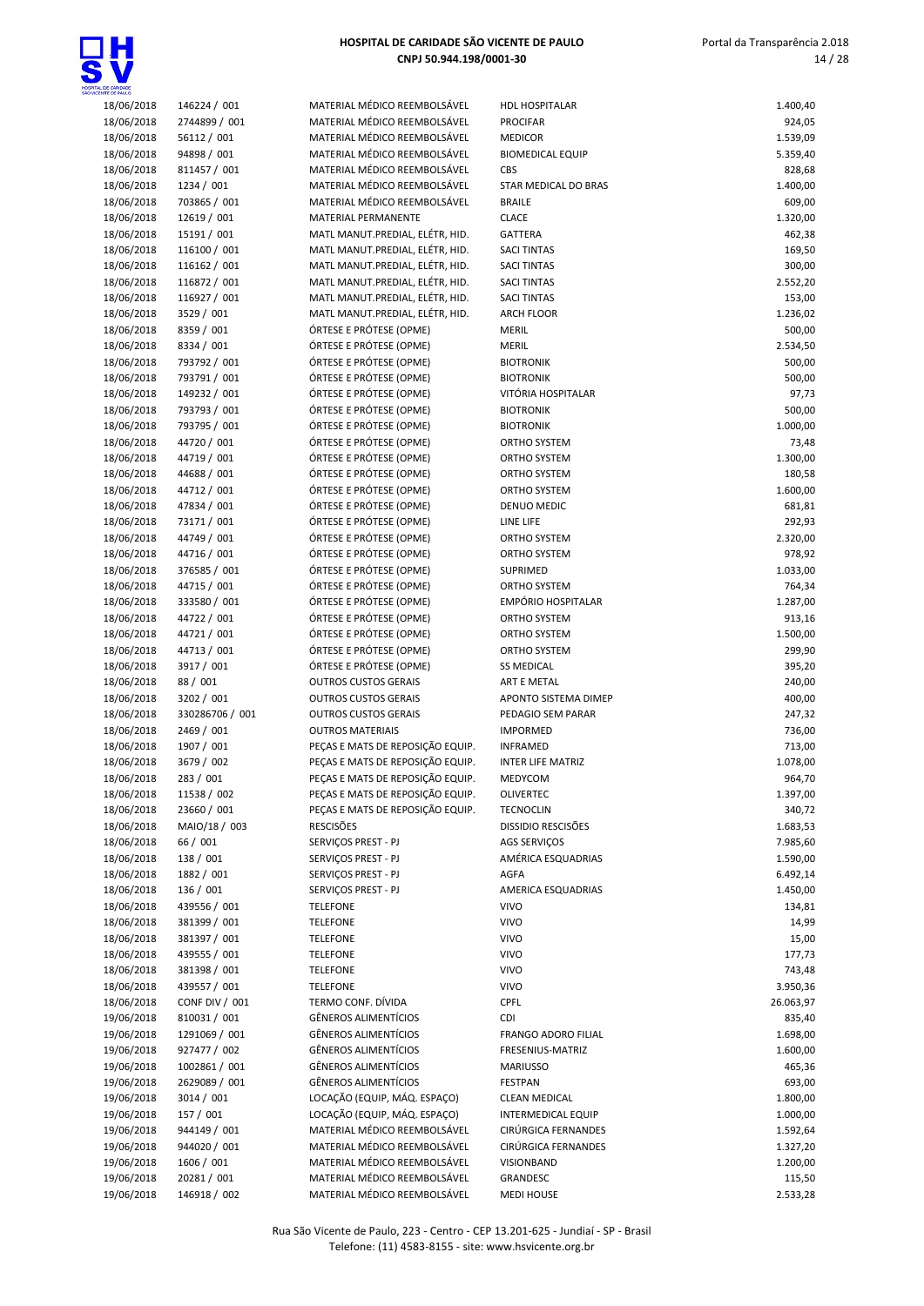| | | | | |
|---|---|---|---|---|
| 18/06/2018 | 146224 / 001 | MATERIAL MÉDICO REEMBOLSÁVEL | HDL HOSPITALAR | 1.400,40 |
| 18/06/2018 | 2744899 / 001 | MATERIAL MÉDICO REEMBOLSÁVEL | PROCIFAR | 924,05 |
| 18/06/2018 | 56112 / 001 | MATERIAL MÉDICO REEMBOLSÁVEL | MEDICOR | 1.539,09 |
| 18/06/2018 | 94898 / 001 | MATERIAL MÉDICO REEMBOLSÁVEL | BIOMEDICAL EQUIP | 5.359,40 |
| 18/06/2018 | 811457 / 001 | MATERIAL MÉDICO REEMBOLSÁVEL | CBS | 828,68 |
| 18/06/2018 | 1234 / 001 | MATERIAL MÉDICO REEMBOLSÁVEL | STAR MEDICAL DO BRAS | 1.400,00 |
| 18/06/2018 | 703865 / 001 | MATERIAL MÉDICO REEMBOLSÁVEL | BRAILE | 609,00 |
| 18/06/2018 | 12619 / 001 | MATERIAL PERMANENTE | CLACE | 1.320,00 |
| 18/06/2018 | 15191 / 001 | MATL MANUT.PREDIAL, ELÉTR, HID. | GATTERA | 462,38 |
| 18/06/2018 | 116100 / 001 | MATL MANUT.PREDIAL, ELÉTR, HID. | SACI TINTAS | 169,50 |
| 18/06/2018 | 116162 / 001 | MATL MANUT.PREDIAL, ELÉTR, HID. | SACI TINTAS | 300,00 |
| 18/06/2018 | 116872 / 001 | MATL MANUT.PREDIAL, ELÉTR, HID. | SACI TINTAS | 2.552,20 |
| 18/06/2018 | 116927 / 001 | MATL MANUT.PREDIAL, ELÉTR, HID. | SACI TINTAS | 153,00 |
| 18/06/2018 | 3529 / 001 | MATL MANUT.PREDIAL, ELÉTR, HID. | ARCH FLOOR | 1.236,02 |
| 18/06/2018 | 8359 / 001 | ÓRTESE E PRÓTESE (OPME) | MERIL | 500,00 |
| 18/06/2018 | 8334 / 001 | ÓRTESE E PRÓTESE (OPME) | MERIL | 2.534,50 |
| 18/06/2018 | 793792 / 001 | ÓRTESE E PRÓTESE (OPME) | BIOTRONIK | 500,00 |
| 18/06/2018 | 793791 / 001 | ÓRTESE E PRÓTESE (OPME) | BIOTRONIK | 500,00 |
| 18/06/2018 | 149232 / 001 | ÓRTESE E PRÓTESE (OPME) | VITÓRIA HOSPITALAR | 97,73 |
| 18/06/2018 | 793793 / 001 | ÓRTESE E PRÓTESE (OPME) | BIOTRONIK | 500,00 |
| 18/06/2018 | 793795 / 001 | ÓRTESE E PRÓTESE (OPME) | BIOTRONIK | 1.000,00 |
| 18/06/2018 | 44720 / 001 | ÓRTESE E PRÓTESE (OPME) | ORTHO SYSTEM | 73,48 |
| 18/06/2018 | 44719 / 001 | ÓRTESE E PRÓTESE (OPME) | ORTHO SYSTEM | 1.300,00 |
| 18/06/2018 | 44688 / 001 | ÓRTESE E PRÓTESE (OPME) | ORTHO SYSTEM | 180,58 |
| 18/06/2018 | 44712 / 001 | ÓRTESE E PRÓTESE (OPME) | ORTHO SYSTEM | 1.600,00 |
| 18/06/2018 | 47834 / 001 | ÓRTESE E PRÓTESE (OPME) | DENUO MEDIC | 681,81 |
| 18/06/2018 | 73171 / 001 | ÓRTESE E PRÓTESE (OPME) | LINE LIFE | 292,93 |
| 18/06/2018 | 44749 / 001 | ÓRTESE E PRÓTESE (OPME) | ORTHO SYSTEM | 2.320,00 |
| 18/06/2018 | 44716 / 001 | ÓRTESE E PRÓTESE (OPME) | ORTHO SYSTEM | 978,92 |
| 18/06/2018 | 376585 / 001 | ÓRTESE E PRÓTESE (OPME) | SUPRIMED | 1.033,00 |
| 18/06/2018 | 44715 / 001 | ÓRTESE E PRÓTESE (OPME) | ORTHO SYSTEM | 764,34 |
| 18/06/2018 | 333580 / 001 | ÓRTESE E PRÓTESE (OPME) | EMPÓRIO HOSPITALAR | 1.287,00 |
| 18/06/2018 | 44722 / 001 | ÓRTESE E PRÓTESE (OPME) | ORTHO SYSTEM | 913,16 |
| 18/06/2018 | 44721 / 001 | ÓRTESE E PRÓTESE (OPME) | ORTHO SYSTEM | 1.500,00 |
| 18/06/2018 | 44713 / 001 | ÓRTESE E PRÓTESE (OPME) | ORTHO SYSTEM | 299,90 |
| 18/06/2018 | 3917 / 001 | ÓRTESE E PRÓTESE (OPME) | SS MEDICAL | 395,20 |
| 18/06/2018 | 88 / 001 | OUTROS CUSTOS GERAIS | ART E METAL | 240,00 |
| 18/06/2018 | 3202 / 001 | OUTROS CUSTOS GERAIS | APONTO SISTEMA DIMEP | 400,00 |
| 18/06/2018 | 330286706 / 001 | OUTROS CUSTOS GERAIS | PEDAGIO SEM PARAR | 247,32 |
| 18/06/2018 | 2469 / 001 | OUTROS MATERIAIS | IMPORMED | 736,00 |
| 18/06/2018 | 1907 / 001 | PEÇAS E MATS DE REPOSIÇÃO EQUIP. | INFRAMED | 713,00 |
| 18/06/2018 | 3679 / 002 | PEÇAS E MATS DE REPOSIÇÃO EQUIP. | INTER LIFE MATRIZ | 1.078,00 |
| 18/06/2018 | 283 / 001 | PEÇAS E MATS DE REPOSIÇÃO EQUIP. | MEDYCOM | 964,70 |
| 18/06/2018 | 11538 / 002 | PEÇAS E MATS DE REPOSIÇÃO EQUIP. | OLIVERTEC | 1.397,00 |
| 18/06/2018 | 23660 / 001 | PEÇAS E MATS DE REPOSIÇÃO EQUIP. | TECNOCLIN | 340,72 |
| 18/06/2018 | MAIO/18 / 003 | RESCISÕES | DISSIDIO RESCISÕES | 1.683,53 |
| 18/06/2018 | 66 / 001 | SERVIÇOS PREST - PJ | AGS SERVIÇOS | 7.985,60 |
| 18/06/2018 | 138 / 001 | SERVIÇOS PREST - PJ | AMÉRICA ESQUADRIAS | 1.590,00 |
| 18/06/2018 | 1882 / 001 | SERVIÇOS PREST - PJ | AGFA | 6.492,14 |
| 18/06/2018 | 136 / 001 | SERVIÇOS PREST - PJ | AMERICA ESQUADRIAS | 1.450,00 |
| 18/06/2018 | 439556 / 001 | TELEFONE | VIVO | 134,81 |
| 18/06/2018 | 381399 / 001 | TELEFONE | VIVO | 14,99 |
| 18/06/2018 | 381397 / 001 | TELEFONE | VIVO | 15,00 |
| 18/06/2018 | 439555 / 001 | TELEFONE | VIVO | 177,73 |
| 18/06/2018 | 381398 / 001 | TELEFONE | VIVO | 743,48 |
| 18/06/2018 | 439557 / 001 | TELEFONE | VIVO | 3.950,36 |
| 18/06/2018 | CONF DIV / 001 | TERMO CONF. DÍVIDA | CPFL | 26.063,97 |
| 19/06/2018 | 810031 / 001 | GÊNEROS ALIMENTÍCIOS | CDI | 835,40 |
| 19/06/2018 | 1291069 / 001 | GÊNEROS ALIMENTÍCIOS | FRANGO ADORO FILIAL | 1.698,00 |
| 19/06/2018 | 927477 / 002 | GÊNEROS ALIMENTÍCIOS | FRESENIUS-MATRIZ | 1.600,00 |
| 19/06/2018 | 1002861 / 001 | GÊNEROS ALIMENTÍCIOS | MARIUSSO | 465,36 |
| 19/06/2018 | 2629089 / 001 | GÊNEROS ALIMENTÍCIOS | FESTPAN | 693,00 |
| 19/06/2018 | 3014 / 001 | LOCAÇÃO (EQUIP, MÁQ. ESPAÇO) | CLEAN MEDICAL | 1.800,00 |
| 19/06/2018 | 157 / 001 | LOCAÇÃO (EQUIP, MÁQ. ESPAÇO) | INTERMEDICAL EQUIP | 1.000,00 |
| 19/06/2018 | 944149 / 001 | MATERIAL MÉDICO REEMBOLSÁVEL | CIRÚRGICA FERNANDES | 1.592,64 |
| 19/06/2018 | 944020 / 001 | MATERIAL MÉDICO REEMBOLSÁVEL | CIRÚRGICA FERNANDES | 1.327,20 |
| 19/06/2018 | 1606 / 001 | MATERIAL MÉDICO REEMBOLSÁVEL | VISIONBAND | 1.200,00 |
| 19/06/2018 | 20281 / 001 | MATERIAL MÉDICO REEMBOLSÁVEL | GRANDESC | 115,50 |
| 19/06/2018 | 146918 / 002 | MATERIAL MÉDICO REEMBOLSÁVEL | MEDI HOUSE | 2.533,28 |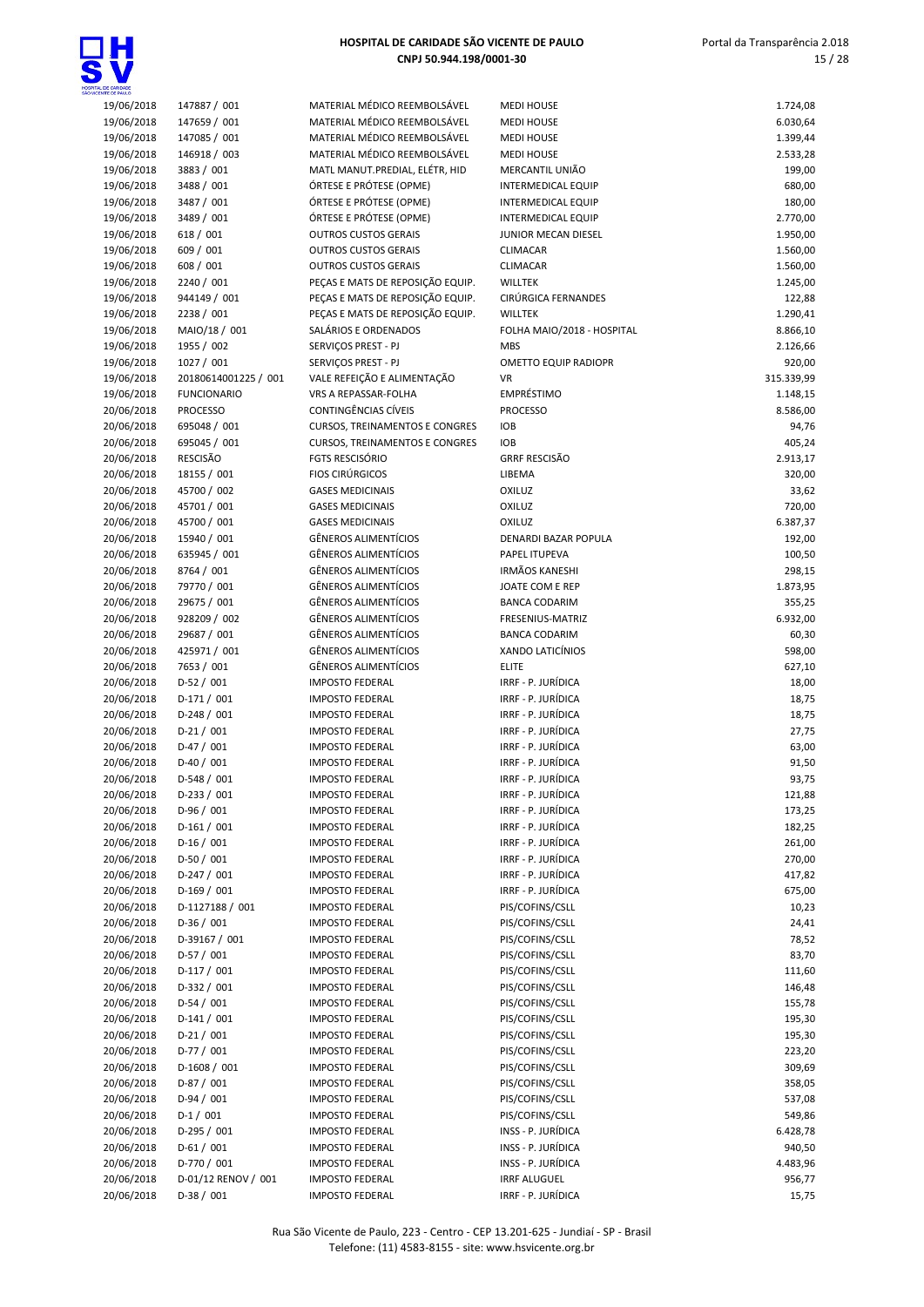| | | | | |
|---|---|---|---|---|
| 19/06/2018 | 147887 / 001 | MATERIAL MÉDICO REEMBOLSÁVEL | MEDI HOUSE | 1.724,08 |
| 19/06/2018 | 147659 / 001 | MATERIAL MÉDICO REEMBOLSÁVEL | MEDI HOUSE | 6.030,64 |
| 19/06/2018 | 147085 / 001 | MATERIAL MÉDICO REEMBOLSÁVEL | MEDI HOUSE | 1.399,44 |
| 19/06/2018 | 146918 / 003 | MATERIAL MÉDICO REEMBOLSÁVEL | MEDI HOUSE | 2.533,28 |
| 19/06/2018 | 3883 / 001 | MATL MANUT.PREDIAL, ELÉTR, HID | MERCANTIL UNIÃO | 199,00 |
| 19/06/2018 | 3488 / 001 | ÓRTESE E PRÓTESE (OPME) | INTERMEDICAL EQUIP | 680,00 |
| 19/06/2018 | 3487 / 001 | ÓRTESE E PRÓTESE (OPME) | INTERMEDICAL EQUIP | 180,00 |
| 19/06/2018 | 3489 / 001 | ÓRTESE E PRÓTESE (OPME) | INTERMEDICAL EQUIP | 2.770,00 |
| 19/06/2018 | 618 / 001 | OUTROS CUSTOS GERAIS | JUNIOR MECAN DIESEL | 1.950,00 |
| 19/06/2018 | 609 / 001 | OUTROS CUSTOS GERAIS | CLIMACAR | 1.560,00 |
| 19/06/2018 | 608 / 001 | OUTROS CUSTOS GERAIS | CLIMACAR | 1.560,00 |
| 19/06/2018 | 2240 / 001 | PEÇAS E MATS DE REPOSIÇÃO EQUIP. | WILLTEK | 1.245,00 |
| 19/06/2018 | 944149 / 001 | PEÇAS E MATS DE REPOSIÇÃO EQUIP. | CIRÚRGICA FERNANDES | 122,88 |
| 19/06/2018 | 2238 / 001 | PEÇAS E MATS DE REPOSIÇÃO EQUIP. | WILLTEK | 1.290,41 |
| 19/06/2018 | MAIO/18 / 001 | SALÁRIOS E ORDENADOS | FOLHA MAIO/2018 - HOSPITAL | 8.866,10 |
| 19/06/2018 | 1955 / 002 | SERVIÇOS PREST - PJ | MBS | 2.126,66 |
| 19/06/2018 | 1027 / 001 | SERVIÇOS PREST - PJ | OMETTO EQUIP RADIOPR | 920,00 |
| 19/06/2018 | 20180614001225 / 001 | VALE REFEIÇÃO E ALIMENTAÇÃO | VR | 315.339,99 |
| 19/06/2018 | FUNCIONARIO | VRS A REPASSAR-FOLHA | EMPRÉSTIMO | 1.148,15 |
| 20/06/2018 | PROCESSO | CONTINGÊNCIAS CÍVEIS | PROCESSO | 8.586,00 |
| 20/06/2018 | 695048 / 001 | CURSOS, TREINAMENTOS E CONGRES | IOB | 94,76 |
| 20/06/2018 | 695045 / 001 | CURSOS, TREINAMENTOS E CONGRES | IOB | 405,24 |
| 20/06/2018 | RESCISÃO | FGTS RESCISÓRIO | GRRF RESCISÃO | 2.913,17 |
| 20/06/2018 | 18155 / 001 | FIOS CIRÚRGICOS | LIBEMA | 320,00 |
| 20/06/2018 | 45700 / 002 | GASES MEDICINAIS | OXILUZ | 33,62 |
| 20/06/2018 | 45701 / 001 | GASES MEDICINAIS | OXILUZ | 720,00 |
| 20/06/2018 | 45700 / 001 | GASES MEDICINAIS | OXILUZ | 6.387,37 |
| 20/06/2018 | 15940 / 001 | GÊNEROS ALIMENTÍCIOS | DENARDI BAZAR POPULA | 192,00 |
| 20/06/2018 | 635945 / 001 | GÊNEROS ALIMENTÍCIOS | PAPEL ITUPEVA | 100,50 |
| 20/06/2018 | 8764 / 001 | GÊNEROS ALIMENTÍCIOS | IRMÃOS KANESHI | 298,15 |
| 20/06/2018 | 79770 / 001 | GÊNEROS ALIMENTÍCIOS | JOATE COM E REP | 1.873,95 |
| 20/06/2018 | 29675 / 001 | GÊNEROS ALIMENTÍCIOS | BANCA CODARIM | 355,25 |
| 20/06/2018 | 928209 / 002 | GÊNEROS ALIMENTÍCIOS | FRESENIUS-MATRIZ | 6.932,00 |
| 20/06/2018 | 29687 / 001 | GÊNEROS ALIMENTÍCIOS | BANCA CODARIM | 60,30 |
| 20/06/2018 | 425971 / 001 | GÊNEROS ALIMENTÍCIOS | XANDO LATICÍNIOS | 598,00 |
| 20/06/2018 | 7653 / 001 | GÊNEROS ALIMENTÍCIOS | ELITE | 627,10 |
| 20/06/2018 | D-52 / 001 | IMPOSTO FEDERAL | IRRF - P. JURÍDICA | 18,00 |
| 20/06/2018 | D-171 / 001 | IMPOSTO FEDERAL | IRRF - P. JURÍDICA | 18,75 |
| 20/06/2018 | D-248 / 001 | IMPOSTO FEDERAL | IRRF - P. JURÍDICA | 18,75 |
| 20/06/2018 | D-21 / 001 | IMPOSTO FEDERAL | IRRF - P. JURÍDICA | 27,75 |
| 20/06/2018 | D-47 / 001 | IMPOSTO FEDERAL | IRRF - P. JURÍDICA | 63,00 |
| 20/06/2018 | D-40 / 001 | IMPOSTO FEDERAL | IRRF - P. JURÍDICA | 91,50 |
| 20/06/2018 | D-548 / 001 | IMPOSTO FEDERAL | IRRF - P. JURÍDICA | 93,75 |
| 20/06/2018 | D-233 / 001 | IMPOSTO FEDERAL | IRRF - P. JURÍDICA | 121,88 |
| 20/06/2018 | D-96 / 001 | IMPOSTO FEDERAL | IRRF - P. JURÍDICA | 173,25 |
| 20/06/2018 | D-161 / 001 | IMPOSTO FEDERAL | IRRF - P. JURÍDICA | 182,25 |
| 20/06/2018 | D-16 / 001 | IMPOSTO FEDERAL | IRRF - P. JURÍDICA | 261,00 |
| 20/06/2018 | D-50 / 001 | IMPOSTO FEDERAL | IRRF - P. JURÍDICA | 270,00 |
| 20/06/2018 | D-247 / 001 | IMPOSTO FEDERAL | IRRF - P. JURÍDICA | 417,82 |
| 20/06/2018 | D-169 / 001 | IMPOSTO FEDERAL | IRRF - P. JURÍDICA | 675,00 |
| 20/06/2018 | D-1127188 / 001 | IMPOSTO FEDERAL | PIS/COFINS/CSLL | 10,23 |
| 20/06/2018 | D-36 / 001 | IMPOSTO FEDERAL | PIS/COFINS/CSLL | 24,41 |
| 20/06/2018 | D-39167 / 001 | IMPOSTO FEDERAL | PIS/COFINS/CSLL | 78,52 |
| 20/06/2018 | D-57 / 001 | IMPOSTO FEDERAL | PIS/COFINS/CSLL | 83,70 |
| 20/06/2018 | D-117 / 001 | IMPOSTO FEDERAL | PIS/COFINS/CSLL | 111,60 |
| 20/06/2018 | D-332 / 001 | IMPOSTO FEDERAL | PIS/COFINS/CSLL | 146,48 |
| 20/06/2018 | D-54 / 001 | IMPOSTO FEDERAL | PIS/COFINS/CSLL | 155,78 |
| 20/06/2018 | D-141 / 001 | IMPOSTO FEDERAL | PIS/COFINS/CSLL | 195,30 |
| 20/06/2018 | D-21 / 001 | IMPOSTO FEDERAL | PIS/COFINS/CSLL | 195,30 |
| 20/06/2018 | D-77 / 001 | IMPOSTO FEDERAL | PIS/COFINS/CSLL | 223,20 |
| 20/06/2018 | D-1608 / 001 | IMPOSTO FEDERAL | PIS/COFINS/CSLL | 309,69 |
| 20/06/2018 | D-87 / 001 | IMPOSTO FEDERAL | PIS/COFINS/CSLL | 358,05 |
| 20/06/2018 | D-94 / 001 | IMPOSTO FEDERAL | PIS/COFINS/CSLL | 537,08 |
| 20/06/2018 | D-1 / 001 | IMPOSTO FEDERAL | PIS/COFINS/CSLL | 549,86 |
| 20/06/2018 | D-295 / 001 | IMPOSTO FEDERAL | INSS - P. JURÍDICA | 6.428,78 |
| 20/06/2018 | D-61 / 001 | IMPOSTO FEDERAL | INSS - P. JURÍDICA | 940,50 |
| 20/06/2018 | D-770 / 001 | IMPOSTO FEDERAL | INSS - P. JURÍDICA | 4.483,96 |
| 20/06/2018 | D-01/12 RENOV / 001 | IMPOSTO FEDERAL | IRRF ALUGUEL | 956,77 |
| 20/06/2018 | D-38 / 001 | IMPOSTO FEDERAL | IRRF - P. JURÍDICA | 15,75 |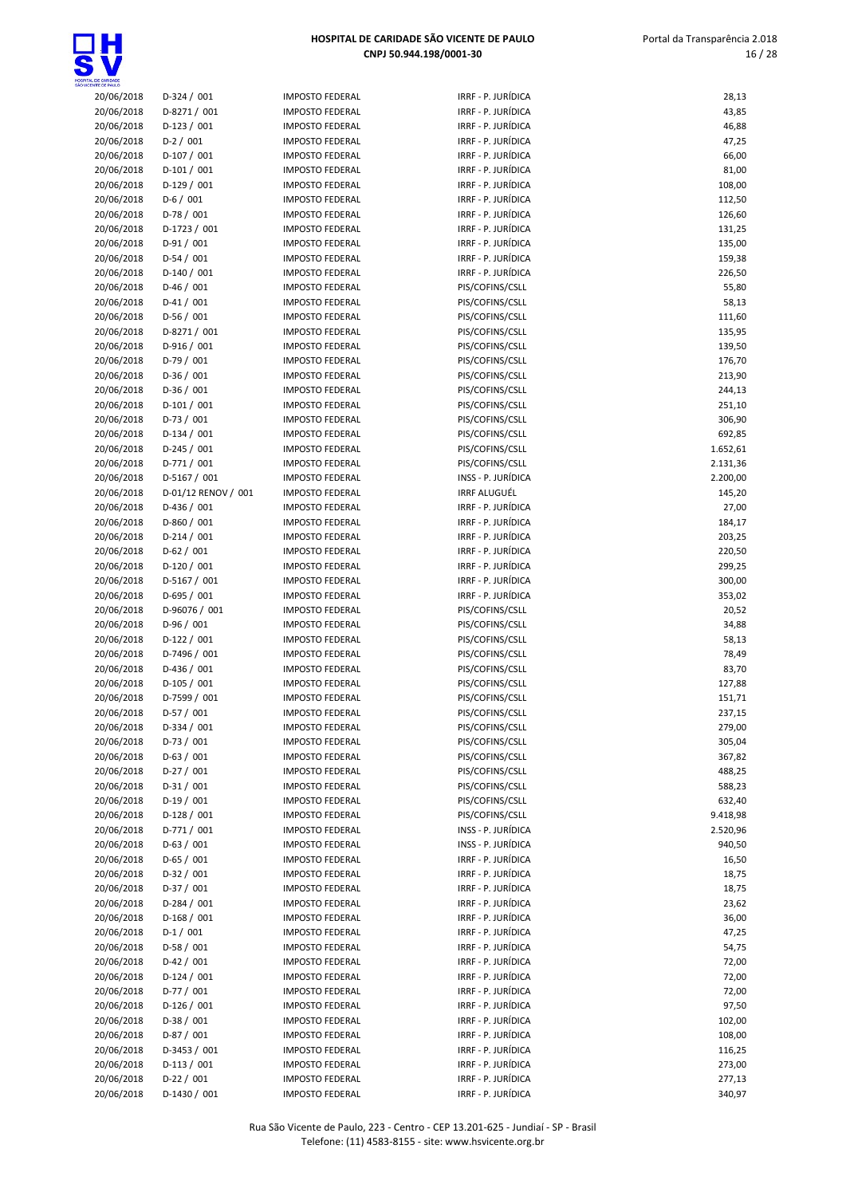| | | | | |
|---|---|---|---|---|
| 20/06/2018 | D-324 / 001 | IMPOSTO FEDERAL | IRRF - P. JURÍDICA | 28,13 |
| 20/06/2018 | D-8271 / 001 | IMPOSTO FEDERAL | IRRF - P. JURÍDICA | 43,85 |
| 20/06/2018 | D-123 / 001 | IMPOSTO FEDERAL | IRRF - P. JURÍDICA | 46,88 |
| 20/06/2018 | D-2 / 001 | IMPOSTO FEDERAL | IRRF - P. JURÍDICA | 47,25 |
| 20/06/2018 | D-107 / 001 | IMPOSTO FEDERAL | IRRF - P. JURÍDICA | 66,00 |
| 20/06/2018 | D-101 / 001 | IMPOSTO FEDERAL | IRRF - P. JURÍDICA | 81,00 |
| 20/06/2018 | D-129 / 001 | IMPOSTO FEDERAL | IRRF - P. JURÍDICA | 108,00 |
| 20/06/2018 | D-6 / 001 | IMPOSTO FEDERAL | IRRF - P. JURÍDICA | 112,50 |
| 20/06/2018 | D-78 / 001 | IMPOSTO FEDERAL | IRRF - P. JURÍDICA | 126,60 |
| 20/06/2018 | D-1723 / 001 | IMPOSTO FEDERAL | IRRF - P. JURÍDICA | 131,25 |
| 20/06/2018 | D-91 / 001 | IMPOSTO FEDERAL | IRRF - P. JURÍDICA | 135,00 |
| 20/06/2018 | D-54 / 001 | IMPOSTO FEDERAL | IRRF - P. JURÍDICA | 159,38 |
| 20/06/2018 | D-140 / 001 | IMPOSTO FEDERAL | IRRF - P. JURÍDICA | 226,50 |
| 20/06/2018 | D-46 / 001 | IMPOSTO FEDERAL | PIS/COFINS/CSLL | 55,80 |
| 20/06/2018 | D-41 / 001 | IMPOSTO FEDERAL | PIS/COFINS/CSLL | 58,13 |
| 20/06/2018 | D-56 / 001 | IMPOSTO FEDERAL | PIS/COFINS/CSLL | 111,60 |
| 20/06/2018 | D-8271 / 001 | IMPOSTO FEDERAL | PIS/COFINS/CSLL | 135,95 |
| 20/06/2018 | D-916 / 001 | IMPOSTO FEDERAL | PIS/COFINS/CSLL | 139,50 |
| 20/06/2018 | D-79 / 001 | IMPOSTO FEDERAL | PIS/COFINS/CSLL | 176,70 |
| 20/06/2018 | D-36 / 001 | IMPOSTO FEDERAL | PIS/COFINS/CSLL | 213,90 |
| 20/06/2018 | D-36 / 001 | IMPOSTO FEDERAL | PIS/COFINS/CSLL | 244,13 |
| 20/06/2018 | D-101 / 001 | IMPOSTO FEDERAL | PIS/COFINS/CSLL | 251,10 |
| 20/06/2018 | D-73 / 001 | IMPOSTO FEDERAL | PIS/COFINS/CSLL | 306,90 |
| 20/06/2018 | D-134 / 001 | IMPOSTO FEDERAL | PIS/COFINS/CSLL | 692,85 |
| 20/06/2018 | D-245 / 001 | IMPOSTO FEDERAL | PIS/COFINS/CSLL | 1.652,61 |
| 20/06/2018 | D-771 / 001 | IMPOSTO FEDERAL | PIS/COFINS/CSLL | 2.131,36 |
| 20/06/2018 | D-5167 / 001 | IMPOSTO FEDERAL | INSS - P. JURÍDICA | 2.200,00 |
| 20/06/2018 | D-01/12 RENOV / 001 | IMPOSTO FEDERAL | IRRF ALUGUÉL | 145,20 |
| 20/06/2018 | D-436 / 001 | IMPOSTO FEDERAL | IRRF - P. JURÍDICA | 27,00 |
| 20/06/2018 | D-860 / 001 | IMPOSTO FEDERAL | IRRF - P. JURÍDICA | 184,17 |
| 20/06/2018 | D-214 / 001 | IMPOSTO FEDERAL | IRRF - P. JURÍDICA | 203,25 |
| 20/06/2018 | D-62 / 001 | IMPOSTO FEDERAL | IRRF - P. JURÍDICA | 220,50 |
| 20/06/2018 | D-120 / 001 | IMPOSTO FEDERAL | IRRF - P. JURÍDICA | 299,25 |
| 20/06/2018 | D-5167 / 001 | IMPOSTO FEDERAL | IRRF - P. JURÍDICA | 300,00 |
| 20/06/2018 | D-695 / 001 | IMPOSTO FEDERAL | IRRF - P. JURÍDICA | 353,02 |
| 20/06/2018 | D-96076 / 001 | IMPOSTO FEDERAL | PIS/COFINS/CSLL | 20,52 |
| 20/06/2018 | D-96 / 001 | IMPOSTO FEDERAL | PIS/COFINS/CSLL | 34,88 |
| 20/06/2018 | D-122 / 001 | IMPOSTO FEDERAL | PIS/COFINS/CSLL | 58,13 |
| 20/06/2018 | D-7496 / 001 | IMPOSTO FEDERAL | PIS/COFINS/CSLL | 78,49 |
| 20/06/2018 | D-436 / 001 | IMPOSTO FEDERAL | PIS/COFINS/CSLL | 83,70 |
| 20/06/2018 | D-105 / 001 | IMPOSTO FEDERAL | PIS/COFINS/CSLL | 127,88 |
| 20/06/2018 | D-7599 / 001 | IMPOSTO FEDERAL | PIS/COFINS/CSLL | 151,71 |
| 20/06/2018 | D-57 / 001 | IMPOSTO FEDERAL | PIS/COFINS/CSLL | 237,15 |
| 20/06/2018 | D-334 / 001 | IMPOSTO FEDERAL | PIS/COFINS/CSLL | 279,00 |
| 20/06/2018 | D-73 / 001 | IMPOSTO FEDERAL | PIS/COFINS/CSLL | 305,04 |
| 20/06/2018 | D-63 / 001 | IMPOSTO FEDERAL | PIS/COFINS/CSLL | 367,82 |
| 20/06/2018 | D-27 / 001 | IMPOSTO FEDERAL | PIS/COFINS/CSLL | 488,25 |
| 20/06/2018 | D-31 / 001 | IMPOSTO FEDERAL | PIS/COFINS/CSLL | 588,23 |
| 20/06/2018 | D-19 / 001 | IMPOSTO FEDERAL | PIS/COFINS/CSLL | 632,40 |
| 20/06/2018 | D-128 / 001 | IMPOSTO FEDERAL | PIS/COFINS/CSLL | 9.418,98 |
| 20/06/2018 | D-771 / 001 | IMPOSTO FEDERAL | INSS - P. JURÍDICA | 2.520,96 |
| 20/06/2018 | D-63 / 001 | IMPOSTO FEDERAL | INSS - P. JURÍDICA | 940,50 |
| 20/06/2018 | D-65 / 001 | IMPOSTO FEDERAL | IRRF - P. JURÍDICA | 16,50 |
| 20/06/2018 | D-32 / 001 | IMPOSTO FEDERAL | IRRF - P. JURÍDICA | 18,75 |
| 20/06/2018 | D-37 / 001 | IMPOSTO FEDERAL | IRRF - P. JURÍDICA | 18,75 |
| 20/06/2018 | D-284 / 001 | IMPOSTO FEDERAL | IRRF - P. JURÍDICA | 23,62 |
| 20/06/2018 | D-168 / 001 | IMPOSTO FEDERAL | IRRF - P. JURÍDICA | 36,00 |
| 20/06/2018 | D-1 / 001 | IMPOSTO FEDERAL | IRRF - P. JURÍDICA | 47,25 |
| 20/06/2018 | D-58 / 001 | IMPOSTO FEDERAL | IRRF - P. JURÍDICA | 54,75 |
| 20/06/2018 | D-42 / 001 | IMPOSTO FEDERAL | IRRF - P. JURÍDICA | 72,00 |
| 20/06/2018 | D-124 / 001 | IMPOSTO FEDERAL | IRRF - P. JURÍDICA | 72,00 |
| 20/06/2018 | D-77 / 001 | IMPOSTO FEDERAL | IRRF - P. JURÍDICA | 72,00 |
| 20/06/2018 | D-126 / 001 | IMPOSTO FEDERAL | IRRF - P. JURÍDICA | 97,50 |
| 20/06/2018 | D-38 / 001 | IMPOSTO FEDERAL | IRRF - P. JURÍDICA | 102,00 |
| 20/06/2018 | D-87 / 001 | IMPOSTO FEDERAL | IRRF - P. JURÍDICA | 108,00 |
| 20/06/2018 | D-3453 / 001 | IMPOSTO FEDERAL | IRRF - P. JURÍDICA | 116,25 |
| 20/06/2018 | D-113 / 001 | IMPOSTO FEDERAL | IRRF - P. JURÍDICA | 273,00 |
| 20/06/2018 | D-22 / 001 | IMPOSTO FEDERAL | IRRF - P. JURÍDICA | 277,13 |
| 20/06/2018 | D-1430 / 001 | IMPOSTO FEDERAL | IRRF - P. JURÍDICA | 340,97 |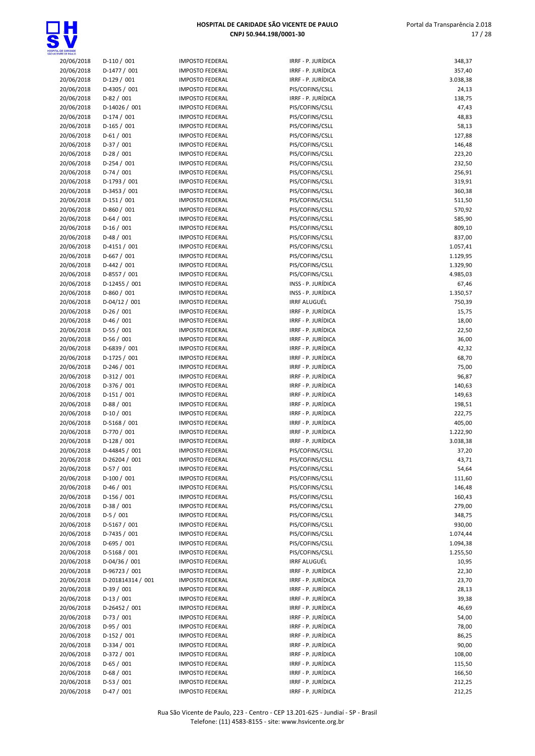| 20/06/2018 | D-110 / 001 | IMPOSTO FEDERAL | IRRF - P. JURÍDICA | 348,37 |
|---|---|---|---|---|
| 20/06/2018 | D-1477 / 001 | IMPOSTO FEDERAL | IRRF - P. JURÍDICA | 357,40 |
| 20/06/2018 | D-129 / 001 | IMPOSTO FEDERAL | IRRF - P. JURÍDICA | 3.038,38 |
| 20/06/2018 | D-4305 / 001 | IMPOSTO FEDERAL | PIS/COFINS/CSLL | 24,13 |
| 20/06/2018 | D-82 / 001 | IMPOSTO FEDERAL | IRRF - P. JURÍDICA | 138,75 |
| 20/06/2018 | D-14026 / 001 | IMPOSTO FEDERAL | PIS/COFINS/CSLL | 47,43 |
| 20/06/2018 | D-174 / 001 | IMPOSTO FEDERAL | PIS/COFINS/CSLL | 48,83 |
| 20/06/2018 | D-165 / 001 | IMPOSTO FEDERAL | PIS/COFINS/CSLL | 58,13 |
| 20/06/2018 | D-61 / 001 | IMPOSTO FEDERAL | PIS/COFINS/CSLL | 127,88 |
| 20/06/2018 | D-37 / 001 | IMPOSTO FEDERAL | PIS/COFINS/CSLL | 146,48 |
| 20/06/2018 | D-28 / 001 | IMPOSTO FEDERAL | PIS/COFINS/CSLL | 223,20 |
| 20/06/2018 | D-254 / 001 | IMPOSTO FEDERAL | PIS/COFINS/CSLL | 232,50 |
| 20/06/2018 | D-74 / 001 | IMPOSTO FEDERAL | PIS/COFINS/CSLL | 256,91 |
| 20/06/2018 | D-1793 / 001 | IMPOSTO FEDERAL | PIS/COFINS/CSLL | 319,91 |
| 20/06/2018 | D-3453 / 001 | IMPOSTO FEDERAL | PIS/COFINS/CSLL | 360,38 |
| 20/06/2018 | D-151 / 001 | IMPOSTO FEDERAL | PIS/COFINS/CSLL | 511,50 |
| 20/06/2018 | D-860 / 001 | IMPOSTO FEDERAL | PIS/COFINS/CSLL | 570,92 |
| 20/06/2018 | D-64 / 001 | IMPOSTO FEDERAL | PIS/COFINS/CSLL | 585,90 |
| 20/06/2018 | D-16 / 001 | IMPOSTO FEDERAL | PIS/COFINS/CSLL | 809,10 |
| 20/06/2018 | D-48 / 001 | IMPOSTO FEDERAL | PIS/COFINS/CSLL | 837,00 |
| 20/06/2018 | D-4151 / 001 | IMPOSTO FEDERAL | PIS/COFINS/CSLL | 1.057,41 |
| 20/06/2018 | D-667 / 001 | IMPOSTO FEDERAL | PIS/COFINS/CSLL | 1.129,95 |
| 20/06/2018 | D-442 / 001 | IMPOSTO FEDERAL | PIS/COFINS/CSLL | 1.329,90 |
| 20/06/2018 | D-8557 / 001 | IMPOSTO FEDERAL | PIS/COFINS/CSLL | 4.985,03 |
| 20/06/2018 | D-12455 / 001 | IMPOSTO FEDERAL | INSS - P. JURÍDICA | 67,46 |
| 20/06/2018 | D-860 / 001 | IMPOSTO FEDERAL | INSS - P. JURÍDICA | 1.350,57 |
| 20/06/2018 | D-04/12 / 001 | IMPOSTO FEDERAL | IRRF ALUGUÉL | 750,39 |
| 20/06/2018 | D-26 / 001 | IMPOSTO FEDERAL | IRRF - P. JURÍDICA | 15,75 |
| 20/06/2018 | D-46 / 001 | IMPOSTO FEDERAL | IRRF - P. JURÍDICA | 18,00 |
| 20/06/2018 | D-55 / 001 | IMPOSTO FEDERAL | IRRF - P. JURÍDICA | 22,50 |
| 20/06/2018 | D-56 / 001 | IMPOSTO FEDERAL | IRRF - P. JURÍDICA | 36,00 |
| 20/06/2018 | D-6839 / 001 | IMPOSTO FEDERAL | IRRF - P. JURÍDICA | 42,32 |
| 20/06/2018 | D-1725 / 001 | IMPOSTO FEDERAL | IRRF - P. JURÍDICA | 68,70 |
| 20/06/2018 | D-246 / 001 | IMPOSTO FEDERAL | IRRF - P. JURÍDICA | 75,00 |
| 20/06/2018 | D-312 / 001 | IMPOSTO FEDERAL | IRRF - P. JURÍDICA | 96,87 |
| 20/06/2018 | D-376 / 001 | IMPOSTO FEDERAL | IRRF - P. JURÍDICA | 140,63 |
| 20/06/2018 | D-151 / 001 | IMPOSTO FEDERAL | IRRF - P. JURÍDICA | 149,63 |
| 20/06/2018 | D-88 / 001 | IMPOSTO FEDERAL | IRRF - P. JURÍDICA | 198,51 |
| 20/06/2018 | D-10 / 001 | IMPOSTO FEDERAL | IRRF - P. JURÍDICA | 222,75 |
| 20/06/2018 | D-5168 / 001 | IMPOSTO FEDERAL | IRRF - P. JURÍDICA | 405,00 |
| 20/06/2018 | D-770 / 001 | IMPOSTO FEDERAL | IRRF - P. JURÍDICA | 1.222,90 |
| 20/06/2018 | D-128 / 001 | IMPOSTO FEDERAL | IRRF - P. JURÍDICA | 3.038,38 |
| 20/06/2018 | D-44845 / 001 | IMPOSTO FEDERAL | PIS/COFINS/CSLL | 37,20 |
| 20/06/2018 | D-26204 / 001 | IMPOSTO FEDERAL | PIS/COFINS/CSLL | 43,71 |
| 20/06/2018 | D-57 / 001 | IMPOSTO FEDERAL | PIS/COFINS/CSLL | 54,64 |
| 20/06/2018 | D-100 / 001 | IMPOSTO FEDERAL | PIS/COFINS/CSLL | 111,60 |
| 20/06/2018 | D-46 / 001 | IMPOSTO FEDERAL | PIS/COFINS/CSLL | 146,48 |
| 20/06/2018 | D-156 / 001 | IMPOSTO FEDERAL | PIS/COFINS/CSLL | 160,43 |
| 20/06/2018 | D-38 / 001 | IMPOSTO FEDERAL | PIS/COFINS/CSLL | 279,00 |
| 20/06/2018 | D-5 / 001 | IMPOSTO FEDERAL | PIS/COFINS/CSLL | 348,75 |
| 20/06/2018 | D-5167 / 001 | IMPOSTO FEDERAL | PIS/COFINS/CSLL | 930,00 |
| 20/06/2018 | D-7435 / 001 | IMPOSTO FEDERAL | PIS/COFINS/CSLL | 1.074,44 |
| 20/06/2018 | D-695 / 001 | IMPOSTO FEDERAL | PIS/COFINS/CSLL | 1.094,38 |
| 20/06/2018 | D-5168 / 001 | IMPOSTO FEDERAL | PIS/COFINS/CSLL | 1.255,50 |
| 20/06/2018 | D-04/36 / 001 | IMPOSTO FEDERAL | IRRF ALUGUÉL | 10,95 |
| 20/06/2018 | D-96723 / 001 | IMPOSTO FEDERAL | IRRF - P. JURÍDICA | 22,30 |
| 20/06/2018 | D-201814314 / 001 | IMPOSTO FEDERAL | IRRF - P. JURÍDICA | 23,70 |
| 20/06/2018 | D-39 / 001 | IMPOSTO FEDERAL | IRRF - P. JURÍDICA | 28,13 |
| 20/06/2018 | D-13 / 001 | IMPOSTO FEDERAL | IRRF - P. JURÍDICA | 39,38 |
| 20/06/2018 | D-26452 / 001 | IMPOSTO FEDERAL | IRRF - P. JURÍDICA | 46,69 |
| 20/06/2018 | D-73 / 001 | IMPOSTO FEDERAL | IRRF - P. JURÍDICA | 54,00 |
| 20/06/2018 | D-95 / 001 | IMPOSTO FEDERAL | IRRF - P. JURÍDICA | 78,00 |
| 20/06/2018 | D-152 / 001 | IMPOSTO FEDERAL | IRRF - P. JURÍDICA | 86,25 |
| 20/06/2018 | D-334 / 001 | IMPOSTO FEDERAL | IRRF - P. JURÍDICA | 90,00 |
| 20/06/2018 | D-372 / 001 | IMPOSTO FEDERAL | IRRF - P. JURÍDICA | 108,00 |
| 20/06/2018 | D-65 / 001 | IMPOSTO FEDERAL | IRRF - P. JURÍDICA | 115,50 |
| 20/06/2018 | D-68 / 001 | IMPOSTO FEDERAL | IRRF - P. JURÍDICA | 166,50 |
| 20/06/2018 | D-53 / 001 | IMPOSTO FEDERAL | IRRF - P. JURÍDICA | 212,25 |
| 20/06/2018 | D-47 / 001 | IMPOSTO FEDERAL | IRRF - P. JURÍDICA | 212,25 |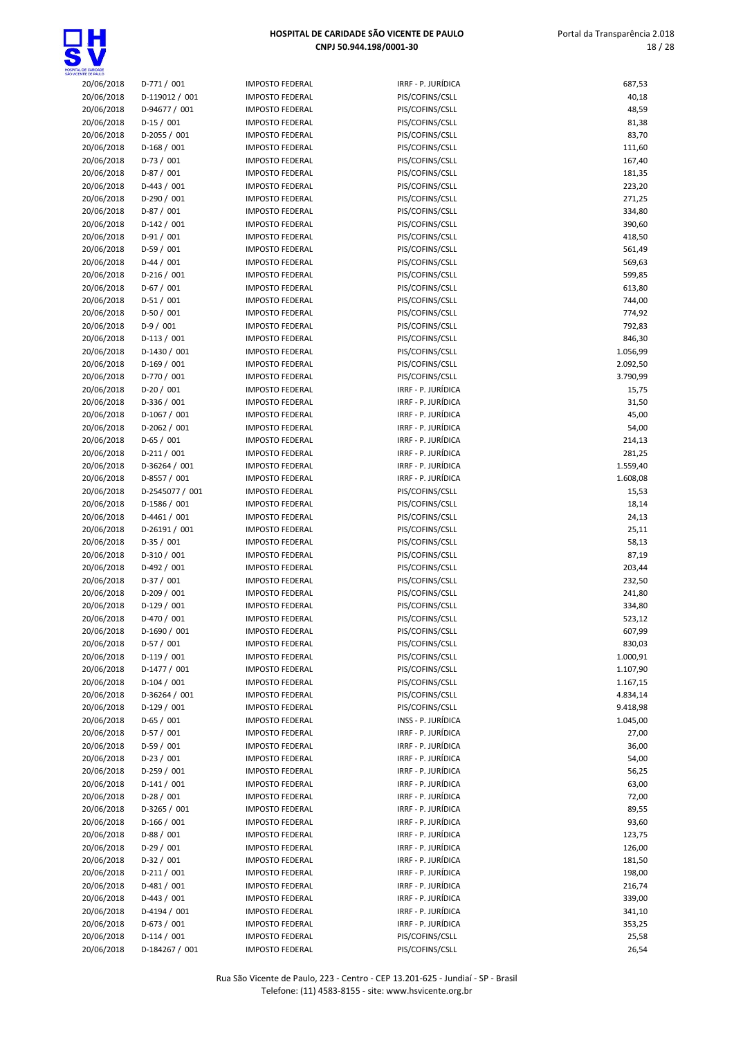| 20/06/2018 | D-771 / 001 | IMPOSTO FEDERAL | IRRF - P. JURÍDICA | 687,53 |
|---|---|---|---|---|
| 20/06/2018 | D-119012 / 001 | IMPOSTO FEDERAL | PIS/COFINS/CSLL | 40,18 |
| 20/06/2018 | D-94677 / 001 | IMPOSTO FEDERAL | PIS/COFINS/CSLL | 48,59 |
| 20/06/2018 | D-15 / 001 | IMPOSTO FEDERAL | PIS/COFINS/CSLL | 81,38 |
| 20/06/2018 | D-2055 / 001 | IMPOSTO FEDERAL | PIS/COFINS/CSLL | 83,70 |
| 20/06/2018 | D-168 / 001 | IMPOSTO FEDERAL | PIS/COFINS/CSLL | 111,60 |
| 20/06/2018 | D-73 / 001 | IMPOSTO FEDERAL | PIS/COFINS/CSLL | 167,40 |
| 20/06/2018 | D-87 / 001 | IMPOSTO FEDERAL | PIS/COFINS/CSLL | 181,35 |
| 20/06/2018 | D-443 / 001 | IMPOSTO FEDERAL | PIS/COFINS/CSLL | 223,20 |
| 20/06/2018 | D-290 / 001 | IMPOSTO FEDERAL | PIS/COFINS/CSLL | 271,25 |
| 20/06/2018 | D-87 / 001 | IMPOSTO FEDERAL | PIS/COFINS/CSLL | 334,80 |
| 20/06/2018 | D-142 / 001 | IMPOSTO FEDERAL | PIS/COFINS/CSLL | 390,60 |
| 20/06/2018 | D-91 / 001 | IMPOSTO FEDERAL | PIS/COFINS/CSLL | 418,50 |
| 20/06/2018 | D-59 / 001 | IMPOSTO FEDERAL | PIS/COFINS/CSLL | 561,49 |
| 20/06/2018 | D-44 / 001 | IMPOSTO FEDERAL | PIS/COFINS/CSLL | 569,63 |
| 20/06/2018 | D-216 / 001 | IMPOSTO FEDERAL | PIS/COFINS/CSLL | 599,85 |
| 20/06/2018 | D-67 / 001 | IMPOSTO FEDERAL | PIS/COFINS/CSLL | 613,80 |
| 20/06/2018 | D-51 / 001 | IMPOSTO FEDERAL | PIS/COFINS/CSLL | 744,00 |
| 20/06/2018 | D-50 / 001 | IMPOSTO FEDERAL | PIS/COFINS/CSLL | 774,92 |
| 20/06/2018 | D-9 / 001 | IMPOSTO FEDERAL | PIS/COFINS/CSLL | 792,83 |
| 20/06/2018 | D-113 / 001 | IMPOSTO FEDERAL | PIS/COFINS/CSLL | 846,30 |
| 20/06/2018 | D-1430 / 001 | IMPOSTO FEDERAL | PIS/COFINS/CSLL | 1.056,99 |
| 20/06/2018 | D-169 / 001 | IMPOSTO FEDERAL | PIS/COFINS/CSLL | 2.092,50 |
| 20/06/2018 | D-770 / 001 | IMPOSTO FEDERAL | PIS/COFINS/CSLL | 3.790,99 |
| 20/06/2018 | D-20 / 001 | IMPOSTO FEDERAL | IRRF - P. JURÍDICA | 15,75 |
| 20/06/2018 | D-336 / 001 | IMPOSTO FEDERAL | IRRF - P. JURÍDICA | 31,50 |
| 20/06/2018 | D-1067 / 001 | IMPOSTO FEDERAL | IRRF - P. JURÍDICA | 45,00 |
| 20/06/2018 | D-2062 / 001 | IMPOSTO FEDERAL | IRRF - P. JURÍDICA | 54,00 |
| 20/06/2018 | D-65 / 001 | IMPOSTO FEDERAL | IRRF - P. JURÍDICA | 214,13 |
| 20/06/2018 | D-211 / 001 | IMPOSTO FEDERAL | IRRF - P. JURÍDICA | 281,25 |
| 20/06/2018 | D-36264 / 001 | IMPOSTO FEDERAL | IRRF - P. JURÍDICA | 1.559,40 |
| 20/06/2018 | D-8557 / 001 | IMPOSTO FEDERAL | IRRF - P. JURÍDICA | 1.608,08 |
| 20/06/2018 | D-2545077 / 001 | IMPOSTO FEDERAL | PIS/COFINS/CSLL | 15,53 |
| 20/06/2018 | D-1586 / 001 | IMPOSTO FEDERAL | PIS/COFINS/CSLL | 18,14 |
| 20/06/2018 | D-4461 / 001 | IMPOSTO FEDERAL | PIS/COFINS/CSLL | 24,13 |
| 20/06/2018 | D-26191 / 001 | IMPOSTO FEDERAL | PIS/COFINS/CSLL | 25,11 |
| 20/06/2018 | D-35 / 001 | IMPOSTO FEDERAL | PIS/COFINS/CSLL | 58,13 |
| 20/06/2018 | D-310 / 001 | IMPOSTO FEDERAL | PIS/COFINS/CSLL | 87,19 |
| 20/06/2018 | D-492 / 001 | IMPOSTO FEDERAL | PIS/COFINS/CSLL | 203,44 |
| 20/06/2018 | D-37 / 001 | IMPOSTO FEDERAL | PIS/COFINS/CSLL | 232,50 |
| 20/06/2018 | D-209 / 001 | IMPOSTO FEDERAL | PIS/COFINS/CSLL | 241,80 |
| 20/06/2018 | D-129 / 001 | IMPOSTO FEDERAL | PIS/COFINS/CSLL | 334,80 |
| 20/06/2018 | D-470 / 001 | IMPOSTO FEDERAL | PIS/COFINS/CSLL | 523,12 |
| 20/06/2018 | D-1690 / 001 | IMPOSTO FEDERAL | PIS/COFINS/CSLL | 607,99 |
| 20/06/2018 | D-57 / 001 | IMPOSTO FEDERAL | PIS/COFINS/CSLL | 830,03 |
| 20/06/2018 | D-119 / 001 | IMPOSTO FEDERAL | PIS/COFINS/CSLL | 1.000,91 |
| 20/06/2018 | D-1477 / 001 | IMPOSTO FEDERAL | PIS/COFINS/CSLL | 1.107,90 |
| 20/06/2018 | D-104 / 001 | IMPOSTO FEDERAL | PIS/COFINS/CSLL | 1.167,15 |
| 20/06/2018 | D-36264 / 001 | IMPOSTO FEDERAL | PIS/COFINS/CSLL | 4.834,14 |
| 20/06/2018 | D-129 / 001 | IMPOSTO FEDERAL | PIS/COFINS/CSLL | 9.418,98 |
| 20/06/2018 | D-65 / 001 | IMPOSTO FEDERAL | INSS - P. JURÍDICA | 1.045,00 |
| 20/06/2018 | D-57 / 001 | IMPOSTO FEDERAL | IRRF - P. JURÍDICA | 27,00 |
| 20/06/2018 | D-59 / 001 | IMPOSTO FEDERAL | IRRF - P. JURÍDICA | 36,00 |
| 20/06/2018 | D-23 / 001 | IMPOSTO FEDERAL | IRRF - P. JURÍDICA | 54,00 |
| 20/06/2018 | D-259 / 001 | IMPOSTO FEDERAL | IRRF - P. JURÍDICA | 56,25 |
| 20/06/2018 | D-141 / 001 | IMPOSTO FEDERAL | IRRF - P. JURÍDICA | 63,00 |
| 20/06/2018 | D-28 / 001 | IMPOSTO FEDERAL | IRRF - P. JURÍDICA | 72,00 |
| 20/06/2018 | D-3265 / 001 | IMPOSTO FEDERAL | IRRF - P. JURÍDICA | 89,55 |
| 20/06/2018 | D-166 / 001 | IMPOSTO FEDERAL | IRRF - P. JURÍDICA | 93,60 |
| 20/06/2018 | D-88 / 001 | IMPOSTO FEDERAL | IRRF - P. JURÍDICA | 123,75 |
| 20/06/2018 | D-29 / 001 | IMPOSTO FEDERAL | IRRF - P. JURÍDICA | 126,00 |
| 20/06/2018 | D-32 / 001 | IMPOSTO FEDERAL | IRRF - P. JURÍDICA | 181,50 |
| 20/06/2018 | D-211 / 001 | IMPOSTO FEDERAL | IRRF - P. JURÍDICA | 198,00 |
| 20/06/2018 | D-481 / 001 | IMPOSTO FEDERAL | IRRF - P. JURÍDICA | 216,74 |
| 20/06/2018 | D-443 / 001 | IMPOSTO FEDERAL | IRRF - P. JURÍDICA | 339,00 |
| 20/06/2018 | D-4194 / 001 | IMPOSTO FEDERAL | IRRF - P. JURÍDICA | 341,10 |
| 20/06/2018 | D-673 / 001 | IMPOSTO FEDERAL | IRRF - P. JURÍDICA | 353,25 |
| 20/06/2018 | D-114 / 001 | IMPOSTO FEDERAL | PIS/COFINS/CSLL | 25,58 |
| 20/06/2018 | D-184267 / 001 | IMPOSTO FEDERAL | PIS/COFINS/CSLL | 26,54 |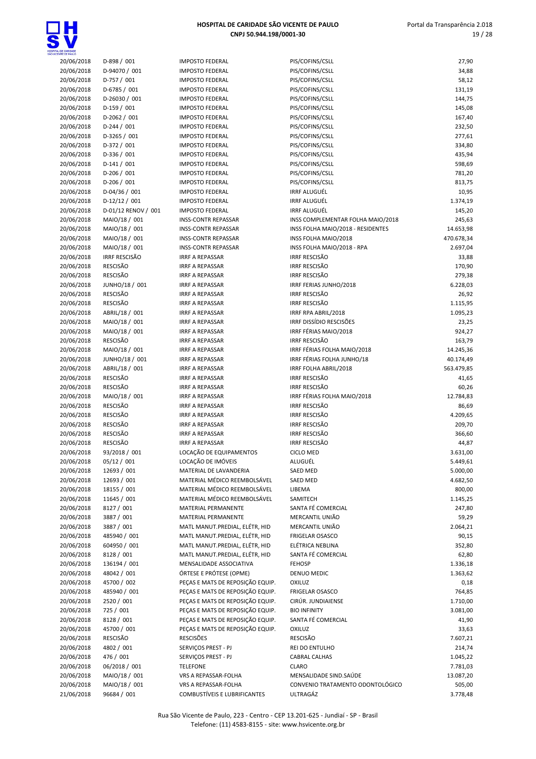| 20/06/2018 | D-898 / 001 | IMPOSTO FEDERAL | PIS/COFINS/CSLL | 27,90 |
|---|---|---|---|---|
| 20/06/2018 | D-94070 / 001 | IMPOSTO FEDERAL | PIS/COFINS/CSLL | 34,88 |
| 20/06/2018 | D-757 / 001 | IMPOSTO FEDERAL | PIS/COFINS/CSLL | 58,12 |
| 20/06/2018 | D-6785 / 001 | IMPOSTO FEDERAL | PIS/COFINS/CSLL | 131,19 |
| 20/06/2018 | D-26030 / 001 | IMPOSTO FEDERAL | PIS/COFINS/CSLL | 144,75 |
| 20/06/2018 | D-159 / 001 | IMPOSTO FEDERAL | PIS/COFINS/CSLL | 145,08 |
| 20/06/2018 | D-2062 / 001 | IMPOSTO FEDERAL | PIS/COFINS/CSLL | 167,40 |
| 20/06/2018 | D-244 / 001 | IMPOSTO FEDERAL | PIS/COFINS/CSLL | 232,50 |
| 20/06/2018 | D-3265 / 001 | IMPOSTO FEDERAL | PIS/COFINS/CSLL | 277,61 |
| 20/06/2018 | D-372 / 001 | IMPOSTO FEDERAL | PIS/COFINS/CSLL | 334,80 |
| 20/06/2018 | D-336 / 001 | IMPOSTO FEDERAL | PIS/COFINS/CSLL | 435,94 |
| 20/06/2018 | D-141 / 001 | IMPOSTO FEDERAL | PIS/COFINS/CSLL | 598,69 |
| 20/06/2018 | D-206 / 001 | IMPOSTO FEDERAL | PIS/COFINS/CSLL | 781,20 |
| 20/06/2018 | D-206 / 001 | IMPOSTO FEDERAL | PIS/COFINS/CSLL | 813,75 |
| 20/06/2018 | D-04/36 / 001 | IMPOSTO FEDERAL | IRRF ALUGUÉL | 10,95 |
| 20/06/2018 | D-12/12 / 001 | IMPOSTO FEDERAL | IRRF ALUGUÉL | 1.374,19 |
| 20/06/2018 | D-01/12 RENOV / 001 | IMPOSTO FEDERAL | IRRF ALUGUÉL | 145,20 |
| 20/06/2018 | MAIO/18 / 001 | INSS-CONTR REPASSAR | INSS COMPLEMENTAR FOLHA MAIO/2018 | 245,63 |
| 20/06/2018 | MAIO/18 / 001 | INSS-CONTR REPASSAR | INSS FOLHA MAIO/2018 - RESIDENTES | 14.653,98 |
| 20/06/2018 | MAIO/18 / 001 | INSS-CONTR REPASSAR | INSS FOLHA MAIO/2018 | 470.678,34 |
| 20/06/2018 | MAIO/18 / 001 | INSS-CONTR REPASSAR | INSS FOLHA MAIO/2018 - RPA | 2.697,04 |
| 20/06/2018 | IRRF RESCISÃO | IRRF A REPASSAR | IRRF RESCISÃO | 33,88 |
| 20/06/2018 | RESCISÃO | IRRF A REPASSAR | IRRF RESCISÃO | 170,90 |
| 20/06/2018 | RESCISÃO | IRRF A REPASSAR | IRRF RESCISÃO | 279,38 |
| 20/06/2018 | JUNHO/18 / 001 | IRRF A REPASSAR | IRRF FERIAS JUNHO/2018 | 6.228,03 |
| 20/06/2018 | RESCISÃO | IRRF A REPASSAR | IRRF RESCISÃO | 26,92 |
| 20/06/2018 | RESCISÃO | IRRF A REPASSAR | IRRF RESCISÃO | 1.115,95 |
| 20/06/2018 | ABRIL/18 / 001 | IRRF A REPASSAR | IRRF RPA ABRIL/2018 | 1.095,23 |
| 20/06/2018 | MAIO/18 / 001 | IRRF A REPASSAR | IRRF DISSÍDIO RESCISÕES | 23,25 |
| 20/06/2018 | MAIO/18 / 001 | IRRF A REPASSAR | IRRF FÉRIAS MAIO/2018 | 924,27 |
| 20/06/2018 | RESCISÃO | IRRF A REPASSAR | IRRF RESCISÃO | 163,79 |
| 20/06/2018 | MAIO/18 / 001 | IRRF A REPASSAR | IRRF FÉRIAS FOLHA MAIO/2018 | 14.245,36 |
| 20/06/2018 | JUNHO/18 / 001 | IRRF A REPASSAR | IRRF FÉRIAS FOLHA JUNHO/18 | 40.174,49 |
| 20/06/2018 | ABRIL/18 / 001 | IRRF A REPASSAR | IRRF FOLHA ABRIL/2018 | 563.479,85 |
| 20/06/2018 | RESCISÃO | IRRF A REPASSAR | IRRF RESCISÃO | 41,65 |
| 20/06/2018 | RESCISÃO | IRRF A REPASSAR | IRRF RESCISÃO | 60,26 |
| 20/06/2018 | MAIO/18 / 001 | IRRF A REPASSAR | IRRF FÉRIAS FOLHA MAIO/2018 | 12.784,83 |
| 20/06/2018 | RESCISÃO | IRRF A REPASSAR | IRRF RESCISÃO | 86,69 |
| 20/06/2018 | RESCISÃO | IRRF A REPASSAR | IRRF RESCISÃO | 4.209,65 |
| 20/06/2018 | RESCISÃO | IRRF A REPASSAR | IRRF RESCISÃO | 209,70 |
| 20/06/2018 | RESCISÃO | IRRF A REPASSAR | IRRF RESCISÃO | 366,60 |
| 20/06/2018 | RESCISÃO | IRRF A REPASSAR | IRRF RESCISÃO | 44,87 |
| 20/06/2018 | 93/2018 / 001 | LOCAÇÃO DE EQUIPAMENTOS | CICLO MED | 3.631,00 |
| 20/06/2018 | 05/12 / 001 | LOCAÇÃO DE IMÓVEIS | ALUGUÉL | 5.449,61 |
| 20/06/2018 | 12693 / 001 | MATERIAL DE LAVANDERIA | SAED MED | 5.000,00 |
| 20/06/2018 | 12693 / 001 | MATERIAL MÉDICO REEMBOLSÁVEL | SAED MED | 4.682,50 |
| 20/06/2018 | 18155 / 001 | MATERIAL MÉDICO REEMBOLSÁVEL | LIBEMA | 800,00 |
| 20/06/2018 | 11645 / 001 | MATERIAL MÉDICO REEMBOLSÁVEL | SAMITECH | 1.145,25 |
| 20/06/2018 | 8127 / 001 | MATERIAL PERMANENTE | SANTA FÉ COMERCIAL | 247,80 |
| 20/06/2018 | 3887 / 001 | MATERIAL PERMANENTE | MERCANTIL UNIÃO | 59,29 |
| 20/06/2018 | 3887 / 001 | MATL MANUT.PREDIAL, ELÉTR, HID | MERCANTIL UNIÃO | 2.064,21 |
| 20/06/2018 | 485940 / 001 | MATL MANUT.PREDIAL, ELÉTR, HID | FRIGELAR OSASCO | 90,15 |
| 20/06/2018 | 604950 / 001 | MATL MANUT.PREDIAL, ELÉTR, HID | ELÉTRICA NEBLINA | 352,80 |
| 20/06/2018 | 8128 / 001 | MATL MANUT.PREDIAL, ELÉTR, HID | SANTA FÉ COMERCIAL | 62,80 |
| 20/06/2018 | 136194 / 001 | MENSALIDADE ASSOCIATIVA | FEHOSP | 1.336,18 |
| 20/06/2018 | 48042 / 001 | ÓRTESE E PRÓTESE (OPME) | DENUO MEDIC | 1.363,62 |
| 20/06/2018 | 45700 / 002 | PEÇAS E MATS DE REPOSIÇÃO EQUIP. | OXILUZ | 0,18 |
| 20/06/2018 | 485940 / 001 | PEÇAS E MATS DE REPOSIÇÃO EQUIP. | FRIGELAR OSASCO | 764,85 |
| 20/06/2018 | 2520 / 001 | PEÇAS E MATS DE REPOSIÇÃO EQUIP. | CIRÚR. JUNDIAIENSE | 1.710,00 |
| 20/06/2018 | 725 / 001 | PEÇAS E MATS DE REPOSIÇÃO EQUIP. | BIO INFINITY | 3.081,00 |
| 20/06/2018 | 8128 / 001 | PEÇAS E MATS DE REPOSIÇÃO EQUIP. | SANTA FÉ COMERCIAL | 41,90 |
| 20/06/2018 | 45700 / 001 | PEÇAS E MATS DE REPOSIÇÃO EQUIP. | OXILUZ | 33,63 |
| 20/06/2018 | RESCISÃO | RESCISÕES | RESCISÃO | 7.607,21 |
| 20/06/2018 | 4802 / 001 | SERVIÇOS PREST - PJ | REI DO ENTULHO | 214,74 |
| 20/06/2018 | 476 / 001 | SERVIÇOS PREST - PJ | CABRAL CALHAS | 1.045,22 |
| 20/06/2018 | 06/2018 / 001 | TELEFONE | CLARO | 7.781,03 |
| 20/06/2018 | MAIO/18 / 001 | VRS A REPASSAR-FOLHA | MENSALIDADE SIND.SAÚDE | 13.087,20 |
| 20/06/2018 | MAIO/18 / 001 | VRS A REPASSAR-FOLHA | CONVENIO TRATAMENTO ODONTOLÓGICO | 505,00 |
| 21/06/2018 | 96684 / 001 | COMBUSTÍVEIS E LUBRIFICANTES | ULTRAGÁZ | 3.778,48 |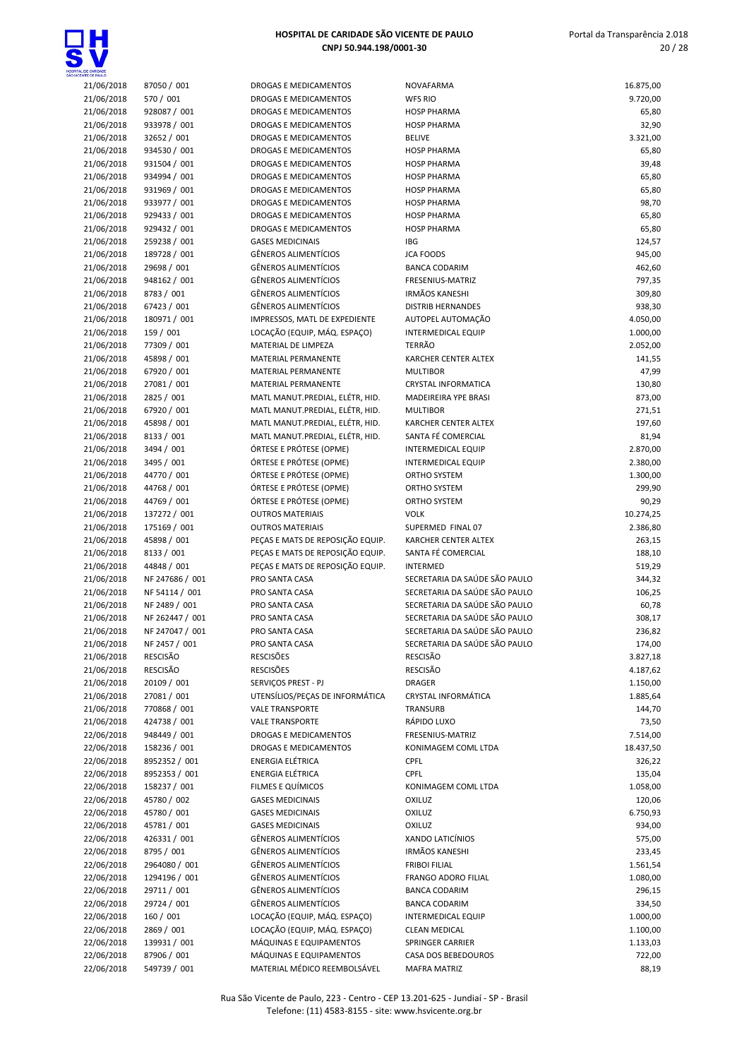| | | | | |
|---|---|---|---|---|
| 21/06/2018 | 87050 / 001 | DROGAS E MEDICAMENTOS | NOVAFARMA | 16.875,00 |
| 21/06/2018 | 570 / 001 | DROGAS E MEDICAMENTOS | WFS RIO | 9.720,00 |
| 21/06/2018 | 928087 / 001 | DROGAS E MEDICAMENTOS | HOSP PHARMA | 65,80 |
| 21/06/2018 | 933978 / 001 | DROGAS E MEDICAMENTOS | HOSP PHARMA | 32,90 |
| 21/06/2018 | 32652 / 001 | DROGAS E MEDICAMENTOS | BELIVE | 3.321,00 |
| 21/06/2018 | 934530 / 001 | DROGAS E MEDICAMENTOS | HOSP PHARMA | 65,80 |
| 21/06/2018 | 931504 / 001 | DROGAS E MEDICAMENTOS | HOSP PHARMA | 39,48 |
| 21/06/2018 | 934994 / 001 | DROGAS E MEDICAMENTOS | HOSP PHARMA | 65,80 |
| 21/06/2018 | 931969 / 001 | DROGAS E MEDICAMENTOS | HOSP PHARMA | 65,80 |
| 21/06/2018 | 933977 / 001 | DROGAS E MEDICAMENTOS | HOSP PHARMA | 98,70 |
| 21/06/2018 | 929433 / 001 | DROGAS E MEDICAMENTOS | HOSP PHARMA | 65,80 |
| 21/06/2018 | 929432 / 001 | DROGAS E MEDICAMENTOS | HOSP PHARMA | 65,80 |
| 21/06/2018 | 259238 / 001 | GASES MEDICINAIS | IBG | 124,57 |
| 21/06/2018 | 189728 / 001 | GÊNEROS ALIMENTÍCIOS | JCA FOODS | 945,00 |
| 21/06/2018 | 29698 / 001 | GÊNEROS ALIMENTÍCIOS | BANCA CODARIM | 462,60 |
| 21/06/2018 | 948162 / 001 | GÊNEROS ALIMENTÍCIOS | FRESENIUS-MATRIZ | 797,35 |
| 21/06/2018 | 8783 / 001 | GÊNEROS ALIMENTÍCIOS | IRMÃOS KANESHI | 309,80 |
| 21/06/2018 | 67423 / 001 | GÊNEROS ALIMENTÍCIOS | DISTRIB HERNANDES | 938,30 |
| 21/06/2018 | 180971 / 001 | IMPRESSOS, MATL DE EXPEDIENTE | AUTOPEL AUTOMAÇÃO | 4.050,00 |
| 21/06/2018 | 159 / 001 | LOCAÇÃO (EQUIP, MÁQ. ESPAÇO) | INTERMEDICAL EQUIP | 1.000,00 |
| 21/06/2018 | 77309 / 001 | MATERIAL DE LIMPEZA | TERRÃO | 2.052,00 |
| 21/06/2018 | 45898 / 001 | MATERIAL PERMANENTE | KARCHER CENTER ALTEX | 141,55 |
| 21/06/2018 | 67920 / 001 | MATERIAL PERMANENTE | MULTIBOR | 47,99 |
| 21/06/2018 | 27081 / 001 | MATERIAL PERMANENTE | CRYSTAL INFORMATICA | 130,80 |
| 21/06/2018 | 2825 / 001 | MATL MANUT.PREDIAL, ELÉTR, HID. | MADEIREIRA YPE BRASI | 873,00 |
| 21/06/2018 | 67920 / 001 | MATL MANUT.PREDIAL, ELÉTR, HID. | MULTIBOR | 271,51 |
| 21/06/2018 | 45898 / 001 | MATL MANUT.PREDIAL, ELÉTR, HID. | KARCHER CENTER ALTEX | 197,60 |
| 21/06/2018 | 8133 / 001 | MATL MANUT.PREDIAL, ELÉTR, HID. | SANTA FÉ COMERCIAL | 81,94 |
| 21/06/2018 | 3494 / 001 | ÓRTESE E PRÓTESE (OPME) | INTERMEDICAL EQUIP | 2.870,00 |
| 21/06/2018 | 3495 / 001 | ÓRTESE E PRÓTESE (OPME) | INTERMEDICAL EQUIP | 2.380,00 |
| 21/06/2018 | 44770 / 001 | ÓRTESE E PRÓTESE (OPME) | ORTHO SYSTEM | 1.300,00 |
| 21/06/2018 | 44768 / 001 | ÓRTESE E PRÓTESE (OPME) | ORTHO SYSTEM | 299,90 |
| 21/06/2018 | 44769 / 001 | ÓRTESE E PRÓTESE (OPME) | ORTHO SYSTEM | 90,29 |
| 21/06/2018 | 137272 / 001 | OUTROS MATERIAIS | VOLK | 10.274,25 |
| 21/06/2018 | 175169 / 001 | OUTROS MATERIAIS | SUPERMED FINAL 07 | 2.386,80 |
| 21/06/2018 | 45898 / 001 | PEÇAS E MATS DE REPOSIÇÃO EQUIP. | KARCHER CENTER ALTEX | 263,15 |
| 21/06/2018 | 8133 / 001 | PEÇAS E MATS DE REPOSIÇÃO EQUIP. | SANTA FÉ COMERCIAL | 188,10 |
| 21/06/2018 | 44848 / 001 | PEÇAS E MATS DE REPOSIÇÃO EQUIP. | INTERMED | 519,29 |
| 21/06/2018 | NF 247686 / 001 | PRO SANTA CASA | SECRETARIA DA SAÚDE SÃO PAULO | 344,32 |
| 21/06/2018 | NF 54114 / 001 | PRO SANTA CASA | SECRETARIA DA SAÚDE SÃO PAULO | 106,25 |
| 21/06/2018 | NF 2489 / 001 | PRO SANTA CASA | SECRETARIA DA SAÚDE SÃO PAULO | 60,78 |
| 21/06/2018 | NF 262447 / 001 | PRO SANTA CASA | SECRETARIA DA SAÚDE SÃO PAULO | 308,17 |
| 21/06/2018 | NF 247047 / 001 | PRO SANTA CASA | SECRETARIA DA SAÚDE SÃO PAULO | 236,82 |
| 21/06/2018 | NF 2457 / 001 | PRO SANTA CASA | SECRETARIA DA SAÚDE SÃO PAULO | 174,00 |
| 21/06/2018 | RESCISÃO | RESCISÕES | RESCISÃO | 3.827,18 |
| 21/06/2018 | RESCISÃO | RESCISÕES | RESCISÃO | 4.187,62 |
| 21/06/2018 | 20109 / 001 | SERVIÇOS PREST - PJ | DRAGER | 1.150,00 |
| 21/06/2018 | 27081 / 001 | UTENSÍLIOS/PEÇAS DE INFORMÁTICA | CRYSTAL INFORMÁTICA | 1.885,64 |
| 21/06/2018 | 770868 / 001 | VALE TRANSPORTE | TRANSURB | 144,70 |
| 21/06/2018 | 424738 / 001 | VALE TRANSPORTE | RÁPIDO LUXO | 73,50 |
| 22/06/2018 | 948449 / 001 | DROGAS E MEDICAMENTOS | FRESENIUS-MATRIZ | 7.514,00 |
| 22/06/2018 | 158236 / 001 | DROGAS E MEDICAMENTOS | KONIMAGEM COML LTDA | 18.437,50 |
| 22/06/2018 | 8952352 / 001 | ENERGIA ELÉTRICA | CPFL | 326,22 |
| 22/06/2018 | 8952353 / 001 | ENERGIA ELÉTRICA | CPFL | 135,04 |
| 22/06/2018 | 158237 / 001 | FILMES E QUÍMICOS | KONIMAGEM COML LTDA | 1.058,00 |
| 22/06/2018 | 45780 / 002 | GASES MEDICINAIS | OXILUZ | 120,06 |
| 22/06/2018 | 45780 / 001 | GASES MEDICINAIS | OXILUZ | 6.750,93 |
| 22/06/2018 | 45781 / 001 | GASES MEDICINAIS | OXILUZ | 934,00 |
| 22/06/2018 | 426331 / 001 | GÊNEROS ALIMENTÍCIOS | XANDO LATICÍNIOS | 575,00 |
| 22/06/2018 | 8795 / 001 | GÊNEROS ALIMENTÍCIOS | IRMÃOS KANESHI | 233,45 |
| 22/06/2018 | 2964080 / 001 | GÊNEROS ALIMENTÍCIOS | FRIBOI FILIAL | 1.561,54 |
| 22/06/2018 | 1294196 / 001 | GÊNEROS ALIMENTÍCIOS | FRANGO ADORO FILIAL | 1.080,00 |
| 22/06/2018 | 29711 / 001 | GÊNEROS ALIMENTÍCIOS | BANCA CODARIM | 296,15 |
| 22/06/2018 | 29724 / 001 | GÊNEROS ALIMENTÍCIOS | BANCA CODARIM | 334,50 |
| 22/06/2018 | 160 / 001 | LOCAÇÃO (EQUIP, MÁQ. ESPAÇO) | INTERMEDICAL EQUIP | 1.000,00 |
| 22/06/2018 | 2869 / 001 | LOCAÇÃO (EQUIP, MÁQ. ESPAÇO) | CLEAN MEDICAL | 1.100,00 |
| 22/06/2018 | 139931 / 001 | MÁQUINAS E EQUIPAMENTOS | SPRINGER CARRIER | 1.133,03 |
| 22/06/2018 | 87906 / 001 | MÁQUINAS E EQUIPAMENTOS | CASA DOS BEBEDOUROS | 722,00 |
| 22/06/2018 | 549739 / 001 | MATERIAL MÉDICO REEMBOLSÁVEL | MAFRA MATRIZ | 88,19 |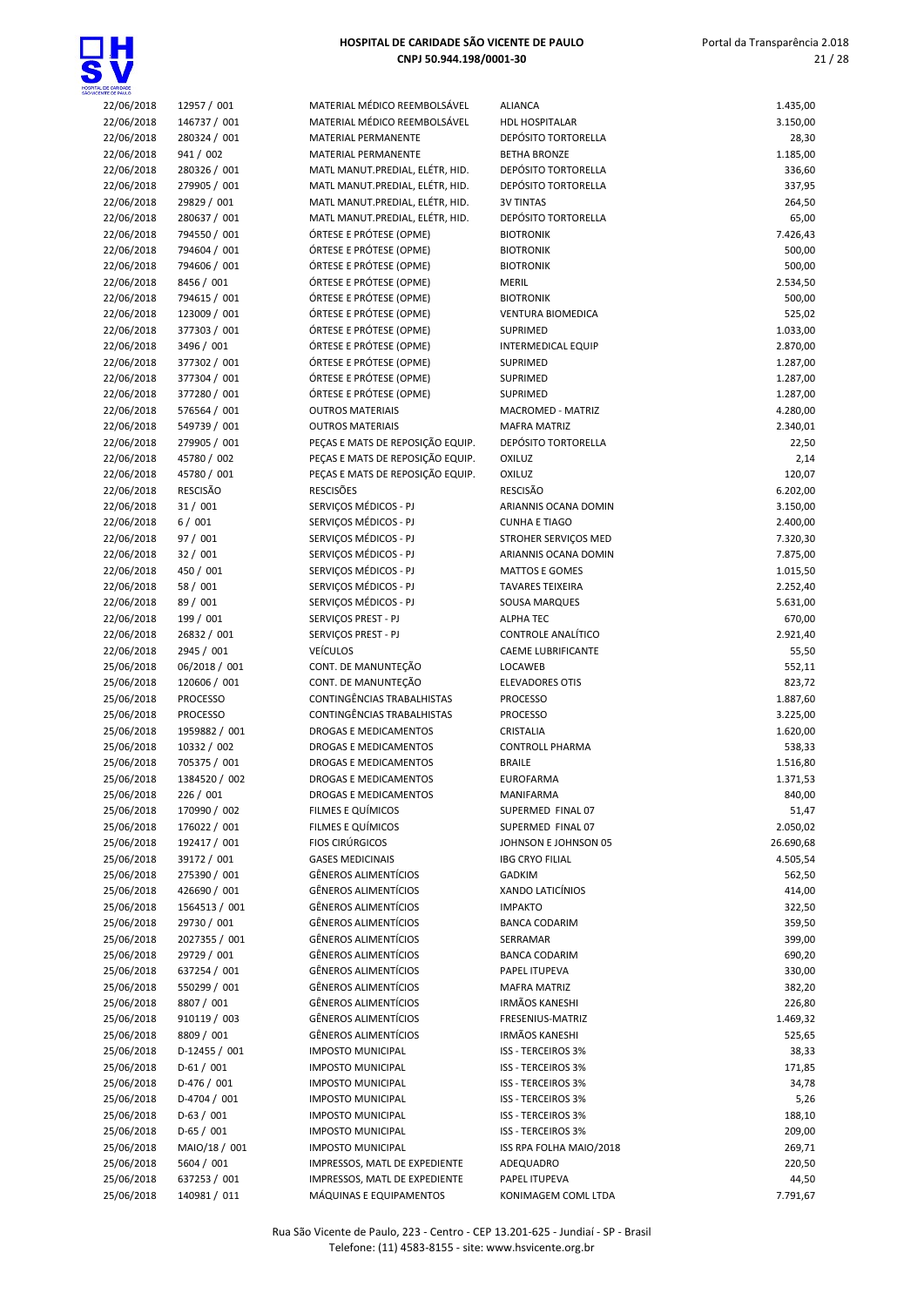| | | | | |
|---|---|---|---|---|
| 22/06/2018 | 12957 / 001 | MATERIAL MÉDICO REEMBOLSÁVEL | ALIANCA | 1.435,00 |
| 22/06/2018 | 146737 / 001 | MATERIAL MÉDICO REEMBOLSÁVEL | HDL HOSPITALAR | 3.150,00 |
| 22/06/2018 | 280324 / 001 | MATERIAL PERMANENTE | DEPÓSITO TORTORELLA | 28,30 |
| 22/06/2018 | 941 / 002 | MATERIAL PERMANENTE | BETHA BRONZE | 1.185,00 |
| 22/06/2018 | 280326 / 001 | MATL MANUT.PREDIAL, ELÉTR, HID. | DEPÓSITO TORTORELLA | 336,60 |
| 22/06/2018 | 279905 / 001 | MATL MANUT.PREDIAL, ELÉTR, HID. | DEPÓSITO TORTORELLA | 337,95 |
| 22/06/2018 | 29829 / 001 | MATL MANUT.PREDIAL, ELÉTR, HID. | 3V TINTAS | 264,50 |
| 22/06/2018 | 280637 / 001 | MATL MANUT.PREDIAL, ELÉTR, HID. | DEPÓSITO TORTORELLA | 65,00 |
| 22/06/2018 | 794550 / 001 | ÓRTESE E PRÓTESE (OPME) | BIOTRONIK | 7.426,43 |
| 22/06/2018 | 794604 / 001 | ÓRTESE E PRÓTESE (OPME) | BIOTRONIK | 500,00 |
| 22/06/2018 | 794606 / 001 | ÓRTESE E PRÓTESE (OPME) | BIOTRONIK | 500,00 |
| 22/06/2018 | 8456 / 001 | ÓRTESE E PRÓTESE (OPME) | MERIL | 2.534,50 |
| 22/06/2018 | 794615 / 001 | ÓRTESE E PRÓTESE (OPME) | BIOTRONIK | 500,00 |
| 22/06/2018 | 123009 / 001 | ÓRTESE E PRÓTESE (OPME) | VENTURA BIOMEDICA | 525,02 |
| 22/06/2018 | 377303 / 001 | ÓRTESE E PRÓTESE (OPME) | SUPRIMED | 1.033,00 |
| 22/06/2018 | 3496 / 001 | ÓRTESE E PRÓTESE (OPME) | INTERMEDICAL EQUIP | 2.870,00 |
| 22/06/2018 | 377302 / 001 | ÓRTESE E PRÓTESE (OPME) | SUPRIMED | 1.287,00 |
| 22/06/2018 | 377304 / 001 | ÓRTESE E PRÓTESE (OPME) | SUPRIMED | 1.287,00 |
| 22/06/2018 | 377280 / 001 | ÓRTESE E PRÓTESE (OPME) | SUPRIMED | 1.287,00 |
| 22/06/2018 | 576564 / 001 | OUTROS MATERIAIS | MACROMED - MATRIZ | 4.280,00 |
| 22/06/2018 | 549739 / 001 | OUTROS MATERIAIS | MAFRA MATRIZ | 2.340,01 |
| 22/06/2018 | 279905 / 001 | PEÇAS E MATS DE REPOSIÇÃO EQUIP. | DEPÓSITO TORTORELLA | 22,50 |
| 22/06/2018 | 45780 / 002 | PEÇAS E MATS DE REPOSIÇÃO EQUIP. | OXILUZ | 2,14 |
| 22/06/2018 | 45780 / 001 | PEÇAS E MATS DE REPOSIÇÃO EQUIP. | OXILUZ | 120,07 |
| 22/06/2018 | RESCISÃO | RESCISÕES | RESCISÃO | 6.202,00 |
| 22/06/2018 | 31 / 001 | SERVIÇOS MÉDICOS - PJ | ARIANNIS OCANA DOMIN | 3.150,00 |
| 22/06/2018 | 6 / 001 | SERVIÇOS MÉDICOS - PJ | CUNHA E TIAGO | 2.400,00 |
| 22/06/2018 | 97 / 001 | SERVIÇOS MÉDICOS - PJ | STROHER SERVIÇOS MED | 7.320,30 |
| 22/06/2018 | 32 / 001 | SERVIÇOS MÉDICOS - PJ | ARIANNIS OCANA DOMIN | 7.875,00 |
| 22/06/2018 | 450 / 001 | SERVIÇOS MÉDICOS - PJ | MATTOS E GOMES | 1.015,50 |
| 22/06/2018 | 58 / 001 | SERVIÇOS MÉDICOS - PJ | TAVARES TEIXEIRA | 2.252,40 |
| 22/06/2018 | 89 / 001 | SERVIÇOS MÉDICOS - PJ | SOUSA MARQUES | 5.631,00 |
| 22/06/2018 | 199 / 001 | SERVIÇOS PREST - PJ | ALPHA TEC | 670,00 |
| 22/06/2018 | 26832 / 001 | SERVIÇOS PREST - PJ | CONTROLE ANALÍTICO | 2.921,40 |
| 22/06/2018 | 2945 / 001 | VEÍCULOS | CAEME LUBRIFICANTE | 55,50 |
| 25/06/2018 | 06/2018 / 001 | CONT. DE MANUNTEÇÃO | LOCAWEB | 552,11 |
| 25/06/2018 | 120606 / 001 | CONT. DE MANUNTEÇÃO | ELEVADORES OTIS | 823,72 |
| 25/06/2018 | PROCESSO | CONTINGÊNCIAS TRABALHISTAS | PROCESSO | 1.887,60 |
| 25/06/2018 | PROCESSO | CONTINGÊNCIAS TRABALHISTAS | PROCESSO | 3.225,00 |
| 25/06/2018 | 1959882 / 001 | DROGAS E MEDICAMENTOS | CRISTALIA | 1.620,00 |
| 25/06/2018 | 10332 / 002 | DROGAS E MEDICAMENTOS | CONTROLL PHARMA | 538,33 |
| 25/06/2018 | 705375 / 001 | DROGAS E MEDICAMENTOS | BRAILE | 1.516,80 |
| 25/06/2018 | 1384520 / 002 | DROGAS E MEDICAMENTOS | EUROFARMA | 1.371,53 |
| 25/06/2018 | 226 / 001 | DROGAS E MEDICAMENTOS | MANIFARMA | 840,00 |
| 25/06/2018 | 170990 / 002 | FILMES E QUÍMICOS | SUPERMED FINAL 07 | 51,47 |
| 25/06/2018 | 176022 / 001 | FILMES E QUÍMICOS | SUPERMED FINAL 07 | 2.050,02 |
| 25/06/2018 | 192417 / 001 | FIOS CIRÚRGICOS | JOHNSON E JOHNSON 05 | 26.690,68 |
| 25/06/2018 | 39172 / 001 | GASES MEDICINAIS | IBG CRYO FILIAL | 4.505,54 |
| 25/06/2018 | 275390 / 001 | GÊNEROS ALIMENTÍCIOS | GADKIM | 562,50 |
| 25/06/2018 | 426690 / 001 | GÊNEROS ALIMENTÍCIOS | XANDO LATICÍNIOS | 414,00 |
| 25/06/2018 | 1564513 / 001 | GÊNEROS ALIMENTÍCIOS | IMPAKTO | 322,50 |
| 25/06/2018 | 29730 / 001 | GÊNEROS ALIMENTÍCIOS | BANCA CODARIM | 359,50 |
| 25/06/2018 | 2027355 / 001 | GÊNEROS ALIMENTÍCIOS | SERRAMAR | 399,00 |
| 25/06/2018 | 29729 / 001 | GÊNEROS ALIMENTÍCIOS | BANCA CODARIM | 690,20 |
| 25/06/2018 | 637254 / 001 | GÊNEROS ALIMENTÍCIOS | PAPEL ITUPEVA | 330,00 |
| 25/06/2018 | 550299 / 001 | GÊNEROS ALIMENTÍCIOS | MAFRA MATRIZ | 382,20 |
| 25/06/2018 | 8807 / 001 | GÊNEROS ALIMENTÍCIOS | IRMÃOS KANESHI | 226,80 |
| 25/06/2018 | 910119 / 003 | GÊNEROS ALIMENTÍCIOS | FRESENIUS-MATRIZ | 1.469,32 |
| 25/06/2018 | 8809 / 001 | GÊNEROS ALIMENTÍCIOS | IRMÃOS KANESHI | 525,65 |
| 25/06/2018 | D-12455 / 001 | IMPOSTO MUNICIPAL | ISS - TERCEIROS 3% | 38,33 |
| 25/06/2018 | D-61 / 001 | IMPOSTO MUNICIPAL | ISS - TERCEIROS 3% | 171,85 |
| 25/06/2018 | D-476 / 001 | IMPOSTO MUNICIPAL | ISS - TERCEIROS 3% | 34,78 |
| 25/06/2018 | D-4704 / 001 | IMPOSTO MUNICIPAL | ISS - TERCEIROS 3% | 5,26 |
| 25/06/2018 | D-63 / 001 | IMPOSTO MUNICIPAL | ISS - TERCEIROS 3% | 188,10 |
| 25/06/2018 | D-65 / 001 | IMPOSTO MUNICIPAL | ISS - TERCEIROS 3% | 209,00 |
| 25/06/2018 | MAIO/18 / 001 | IMPOSTO MUNICIPAL | ISS RPA FOLHA MAIO/2018 | 269,71 |
| 25/06/2018 | 5604 / 001 | IMPRESSOS, MATL DE EXPEDIENTE | ADEQUADRO | 220,50 |
| 25/06/2018 | 637253 / 001 | IMPRESSOS, MATL DE EXPEDIENTE | PAPEL ITUPEVA | 44,50 |
| 25/06/2018 | 140981 / 011 | MÁQUINAS E EQUIPAMENTOS | KONIMAGEM COML LTDA | 7.791,67 |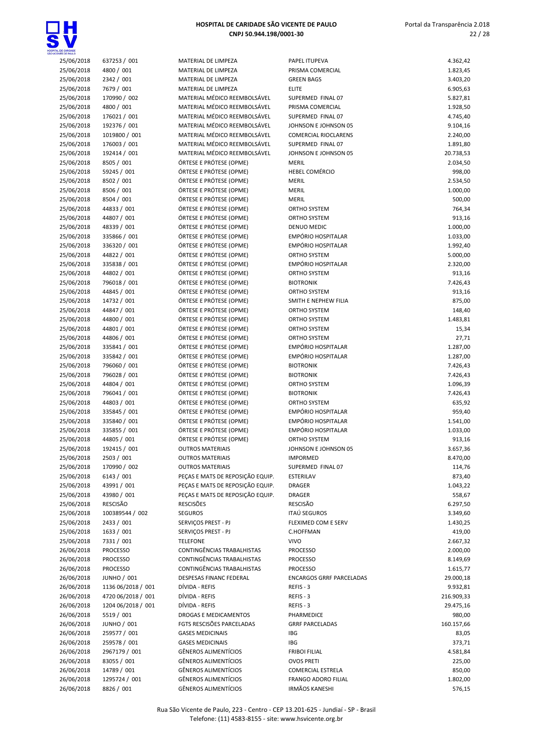| | | | | |
|---|---|---|---|---|
| 25/06/2018 | 637253 / 001 | MATERIAL DE LIMPEZA | PAPEL ITUPEVA | 4.362,42 |
| 25/06/2018 | 4800 / 001 | MATERIAL DE LIMPEZA | PRISMA COMERCIAL | 1.823,45 |
| 25/06/2018 | 2342 / 001 | MATERIAL DE LIMPEZA | GREEN BAGS | 3.403,20 |
| 25/06/2018 | 7679 / 001 | MATERIAL DE LIMPEZA | ELITE | 6.905,63 |
| 25/06/2018 | 170990 / 002 | MATERIAL MÉDICO REEMBOLSÁVEL | SUPERMED FINAL 07 | 5.827,81 |
| 25/06/2018 | 4800 / 001 | MATERIAL MÉDICO REEMBOLSÁVEL | PRISMA COMERCIAL | 1.928,50 |
| 25/06/2018 | 176021 / 001 | MATERIAL MÉDICO REEMBOLSÁVEL | SUPERMED FINAL 07 | 4.745,40 |
| 25/06/2018 | 192376 / 001 | MATERIAL MÉDICO REEMBOLSÁVEL | JOHNSON E JOHNSON 05 | 9.104,16 |
| 25/06/2018 | 1019800 / 001 | MATERIAL MÉDICO REEMBOLSÁVEL | COMERCIAL RIOCLARENS | 2.240,00 |
| 25/06/2018 | 176003 / 001 | MATERIAL MÉDICO REEMBOLSÁVEL | SUPERMED FINAL 07 | 1.891,80 |
| 25/06/2018 | 192414 / 001 | MATERIAL MÉDICO REEMBOLSÁVEL | JOHNSON E JOHNSON 05 | 20.738,53 |
| 25/06/2018 | 8505 / 001 | ÓRTESE E PRÓTESE (OPME) | MERIL | 2.034,50 |
| 25/06/2018 | 59245 / 001 | ÓRTESE E PRÓTESE (OPME) | HEBEL COMÉRCIO | 998,00 |
| 25/06/2018 | 8502 / 001 | ÓRTESE E PRÓTESE (OPME) | MERIL | 2.534,50 |
| 25/06/2018 | 8506 / 001 | ÓRTESE E PRÓTESE (OPME) | MERIL | 1.000,00 |
| 25/06/2018 | 8504 / 001 | ÓRTESE E PRÓTESE (OPME) | MERIL | 500,00 |
| 25/06/2018 | 44833 / 001 | ÓRTESE E PRÓTESE (OPME) | ORTHO SYSTEM | 764,34 |
| 25/06/2018 | 44807 / 001 | ÓRTESE E PRÓTESE (OPME) | ORTHO SYSTEM | 913,16 |
| 25/06/2018 | 48339 / 001 | ÓRTESE E PRÓTESE (OPME) | DENUO MEDIC | 1.000,00 |
| 25/06/2018 | 335866 / 001 | ÓRTESE E PRÓTESE (OPME) | EMPÓRIO HOSPITALAR | 1.033,00 |
| 25/06/2018 | 336320 / 001 | ÓRTESE E PRÓTESE (OPME) | EMPÓRIO HOSPITALAR | 1.992,40 |
| 25/06/2018 | 44822 / 001 | ÓRTESE E PRÓTESE (OPME) | ORTHO SYSTEM | 5.000,00 |
| 25/06/2018 | 335838 / 001 | ÓRTESE E PRÓTESE (OPME) | EMPÓRIO HOSPITALAR | 2.320,00 |
| 25/06/2018 | 44802 / 001 | ÓRTESE E PRÓTESE (OPME) | ORTHO SYSTEM | 913,16 |
| 25/06/2018 | 796018 / 001 | ÓRTESE E PRÓTESE (OPME) | BIOTRONIK | 7.426,43 |
| 25/06/2018 | 44845 / 001 | ÓRTESE E PRÓTESE (OPME) | ORTHO SYSTEM | 913,16 |
| 25/06/2018 | 14732 / 001 | ÓRTESE E PRÓTESE (OPME) | SMITH E NEPHEW FILIA | 875,00 |
| 25/06/2018 | 44847 / 001 | ÓRTESE E PRÓTESE (OPME) | ORTHO SYSTEM | 148,40 |
| 25/06/2018 | 44800 / 001 | ÓRTESE E PRÓTESE (OPME) | ORTHO SYSTEM | 1.483,81 |
| 25/06/2018 | 44801 / 001 | ÓRTESE E PRÓTESE (OPME) | ORTHO SYSTEM | 15,34 |
| 25/06/2018 | 44806 / 001 | ÓRTESE E PRÓTESE (OPME) | ORTHO SYSTEM | 27,71 |
| 25/06/2018 | 335841 / 001 | ÓRTESE E PRÓTESE (OPME) | EMPÓRIO HOSPITALAR | 1.287,00 |
| 25/06/2018 | 335842 / 001 | ÓRTESE E PRÓTESE (OPME) | EMPÓRIO HOSPITALAR | 1.287,00 |
| 25/06/2018 | 796060 / 001 | ÓRTESE E PRÓTESE (OPME) | BIOTRONIK | 7.426,43 |
| 25/06/2018 | 796028 / 001 | ÓRTESE E PRÓTESE (OPME) | BIOTRONIK | 7.426,43 |
| 25/06/2018 | 44804 / 001 | ÓRTESE E PRÓTESE (OPME) | ORTHO SYSTEM | 1.096,39 |
| 25/06/2018 | 796041 / 001 | ÓRTESE E PRÓTESE (OPME) | BIOTRONIK | 7.426,43 |
| 25/06/2018 | 44803 / 001 | ÓRTESE E PRÓTESE (OPME) | ORTHO SYSTEM | 635,92 |
| 25/06/2018 | 335845 / 001 | ÓRTESE E PRÓTESE (OPME) | EMPÓRIO HOSPITALAR | 959,40 |
| 25/06/2018 | 335840 / 001 | ÓRTESE E PRÓTESE (OPME) | EMPÓRIO HOSPITALAR | 1.541,00 |
| 25/06/2018 | 335855 / 001 | ÓRTESE E PRÓTESE (OPME) | EMPÓRIO HOSPITALAR | 1.033,00 |
| 25/06/2018 | 44805 / 001 | ÓRTESE E PRÓTESE (OPME) | ORTHO SYSTEM | 913,16 |
| 25/06/2018 | 192415 / 001 | OUTROS MATERIAIS | JOHNSON E JOHNSON 05 | 3.657,36 |
| 25/06/2018 | 2503 / 001 | OUTROS MATERIAIS | IMPORMED | 8.470,00 |
| 25/06/2018 | 170990 / 002 | OUTROS MATERIAIS | SUPERMED FINAL 07 | 114,76 |
| 25/06/2018 | 6143 / 001 | PEÇAS E MATS DE REPOSIÇÃO EQUIP. | ESTERILAV | 873,40 |
| 25/06/2018 | 43991 / 001 | PEÇAS E MATS DE REPOSIÇÃO EQUIP. | DRAGER | 1.043,22 |
| 25/06/2018 | 43980 / 001 | PEÇAS E MATS DE REPOSIÇÃO EQUIP. | DRAGER | 558,67 |
| 25/06/2018 | RESCISÃO | RESCISÕES | RESCISÃO | 6.297,50 |
| 25/06/2018 | 100389544 / 002 | SEGUROS | ITAÚ SEGUROS | 3.349,60 |
| 25/06/2018 | 2433 / 001 | SERVIÇOS PREST - PJ | FLEXIMED COM E SERV | 1.430,25 |
| 25/06/2018 | 1633 / 001 | SERVIÇOS PREST - PJ | C.HOFFMAN | 419,00 |
| 25/06/2018 | 7331 / 001 | TELEFONE | VIVO | 2.667,32 |
| 26/06/2018 | PROCESSO | CONTINGÊNCIAS TRABALHISTAS | PROCESSO | 2.000,00 |
| 26/06/2018 | PROCESSO | CONTINGÊNCIAS TRABALHISTAS | PROCESSO | 8.149,69 |
| 26/06/2018 | PROCESSO | CONTINGÊNCIAS TRABALHISTAS | PROCESSO | 1.615,77 |
| 26/06/2018 | JUNHO / 001 | DESPESAS FINANC FEDERAL | ENCARGOS GRRF PARCELADAS | 29.000,18 |
| 26/06/2018 | 1136 06/2018 / 001 | DÍVIDA - REFIS | REFIS - 3 | 9.932,81 |
| 26/06/2018 | 4720 06/2018 / 001 | DÍVIDA - REFIS | REFIS - 3 | 216.909,33 |
| 26/06/2018 | 1204 06/2018 / 001 | DÍVIDA - REFIS | REFIS - 3 | 29.475,16 |
| 26/06/2018 | 5519 / 001 | DROGAS E MEDICAMENTOS | PHARMEDICE | 980,00 |
| 26/06/2018 | JUNHO / 001 | FGTS RESCISÕES PARCELADAS | GRRF PARCELADAS | 160.157,66 |
| 26/06/2018 | 259577 / 001 | GASES MEDICINAIS | IBG | 83,05 |
| 26/06/2018 | 259578 / 001 | GASES MEDICINAIS | IBG | 373,71 |
| 26/06/2018 | 2967179 / 001 | GÊNEROS ALIMENTÍCIOS | FRIBOI FILIAL | 4.581,84 |
| 26/06/2018 | 83055 / 001 | GÊNEROS ALIMENTÍCIOS | OVOS PRETI | 225,00 |
| 26/06/2018 | 14789 / 001 | GÊNEROS ALIMENTÍCIOS | COMERCIAL ESTRELA | 850,00 |
| 26/06/2018 | 1295724 / 001 | GÊNEROS ALIMENTÍCIOS | FRANGO ADORO FILIAL | 1.802,00 |
| 26/06/2018 | 8826 / 001 | GÊNEROS ALIMENTÍCIOS | IRMÃOS KANESHI | 576,15 |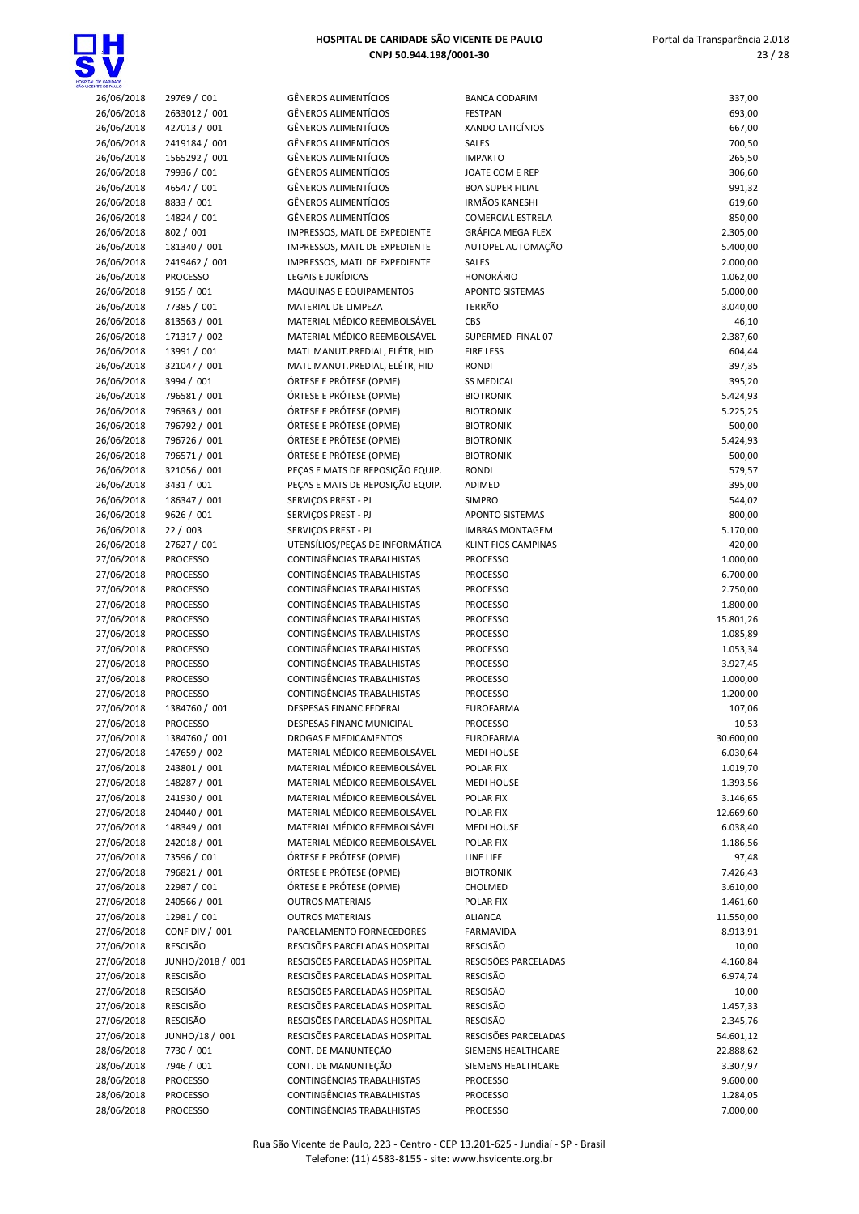| 26/06/2018 | 29769 / 001 | GÊNEROS ALIMENTÍCIOS | BANCA CODARIM | 337,00 |
|---|---|---|---|---|
| 26/06/2018 | 2633012 / 001 | GÊNEROS ALIMENTÍCIOS | FESTPAN | 693,00 |
| 26/06/2018 | 427013 / 001 | GÊNEROS ALIMENTÍCIOS | XANDO LATICÍNIOS | 667,00 |
| 26/06/2018 | 2419184 / 001 | GÊNEROS ALIMENTÍCIOS | SALES | 700,50 |
| 26/06/2018 | 1565292 / 001 | GÊNEROS ALIMENTÍCIOS | IMPAKTO | 265,50 |
| 26/06/2018 | 79936 / 001 | GÊNEROS ALIMENTÍCIOS | JOATE COM E REP | 306,60 |
| 26/06/2018 | 46547 / 001 | GÊNEROS ALIMENTÍCIOS | BOA SUPER FILIAL | 991,32 |
| 26/06/2018 | 8833 / 001 | GÊNEROS ALIMENTÍCIOS | IRMÃOS KANESHI | 619,60 |
| 26/06/2018 | 14824 / 001 | GÊNEROS ALIMENTÍCIOS | COMERCIAL ESTRELA | 850,00 |
| 26/06/2018 | 802 / 001 | IMPRESSOS, MATL DE EXPEDIENTE | GRÁFICA MEGA FLEX | 2.305,00 |
| 26/06/2018 | 181340 / 001 | IMPRESSOS, MATL DE EXPEDIENTE | AUTOPEL AUTOMAÇÃO | 5.400,00 |
| 26/06/2018 | 2419462 / 001 | IMPRESSOS, MATL DE EXPEDIENTE | SALES | 2.000,00 |
| 26/06/2018 | PROCESSO | LEGAIS E JURÍDICAS | HONORÁRIO | 1.062,00 |
| 26/06/2018 | 9155 / 001 | MÁQUINAS E EQUIPAMENTOS | APONTO SISTEMAS | 5.000,00 |
| 26/06/2018 | 77385 / 001 | MATERIAL DE LIMPEZA | TERRÃO | 3.040,00 |
| 26/06/2018 | 813563 / 001 | MATERIAL MÉDICO REEMBOLSÁVEL | CBS | 46,10 |
| 26/06/2018 | 171317 / 002 | MATERIAL MÉDICO REEMBOLSÁVEL | SUPERMED FINAL 07 | 2.387,60 |
| 26/06/2018 | 13991 / 001 | MATL MANUT.PREDIAL, ELÉTR, HID | FIRE LESS | 604,44 |
| 26/06/2018 | 321047 / 001 | MATL MANUT.PREDIAL, ELÉTR, HID | RONDI | 397,35 |
| 26/06/2018 | 3994 / 001 | ÓRTESE E PRÓTESE (OPME) | SS MEDICAL | 395,20 |
| 26/06/2018 | 796581 / 001 | ÓRTESE E PRÓTESE (OPME) | BIOTRONIK | 5.424,93 |
| 26/06/2018 | 796363 / 001 | ÓRTESE E PRÓTESE (OPME) | BIOTRONIK | 5.225,25 |
| 26/06/2018 | 796792 / 001 | ÓRTESE E PRÓTESE (OPME) | BIOTRONIK | 500,00 |
| 26/06/2018 | 796726 / 001 | ÓRTESE E PRÓTESE (OPME) | BIOTRONIK | 5.424,93 |
| 26/06/2018 | 796571 / 001 | ÓRTESE E PRÓTESE (OPME) | BIOTRONIK | 500,00 |
| 26/06/2018 | 321056 / 001 | PEÇAS E MATS DE REPOSIÇÃO EQUIP. | RONDI | 579,57 |
| 26/06/2018 | 3431 / 001 | PEÇAS E MATS DE REPOSIÇÃO EQUIP. | ADIMED | 395,00 |
| 26/06/2018 | 186347 / 001 | SERVIÇOS PREST - PJ | SIMPRO | 544,02 |
| 26/06/2018 | 9626 / 001 | SERVIÇOS PREST - PJ | APONTO SISTEMAS | 800,00 |
| 26/06/2018 | 22 / 003 | SERVIÇOS PREST - PJ | IMBRAS MONTAGEM | 5.170,00 |
| 26/06/2018 | 27627 / 001 | UTENSÍLIOS/PEÇAS DE INFORMÁTICA | KLINT FIOS CAMPINAS | 420,00 |
| 27/06/2018 | PROCESSO | CONTINGÊNCIAS TRABALHISTAS | PROCESSO | 1.000,00 |
| 27/06/2018 | PROCESSO | CONTINGÊNCIAS TRABALHISTAS | PROCESSO | 6.700,00 |
| 27/06/2018 | PROCESSO | CONTINGÊNCIAS TRABALHISTAS | PROCESSO | 2.750,00 |
| 27/06/2018 | PROCESSO | CONTINGÊNCIAS TRABALHISTAS | PROCESSO | 1.800,00 |
| 27/06/2018 | PROCESSO | CONTINGÊNCIAS TRABALHISTAS | PROCESSO | 15.801,26 |
| 27/06/2018 | PROCESSO | CONTINGÊNCIAS TRABALHISTAS | PROCESSO | 1.085,89 |
| 27/06/2018 | PROCESSO | CONTINGÊNCIAS TRABALHISTAS | PROCESSO | 1.053,34 |
| 27/06/2018 | PROCESSO | CONTINGÊNCIAS TRABALHISTAS | PROCESSO | 3.927,45 |
| 27/06/2018 | PROCESSO | CONTINGÊNCIAS TRABALHISTAS | PROCESSO | 1.000,00 |
| 27/06/2018 | PROCESSO | CONTINGÊNCIAS TRABALHISTAS | PROCESSO | 1.200,00 |
| 27/06/2018 | 1384760 / 001 | DESPESAS FINANC FEDERAL | EUROFARMA | 107,06 |
| 27/06/2018 | PROCESSO | DESPESAS FINANC MUNICIPAL | PROCESSO | 10,53 |
| 27/06/2018 | 1384760 / 001 | DROGAS E MEDICAMENTOS | EUROFARMA | 30.600,00 |
| 27/06/2018 | 147659 / 002 | MATERIAL MÉDICO REEMBOLSÁVEL | MEDI HOUSE | 6.030,64 |
| 27/06/2018 | 243801 / 001 | MATERIAL MÉDICO REEMBOLSÁVEL | POLAR FIX | 1.019,70 |
| 27/06/2018 | 148287 / 001 | MATERIAL MÉDICO REEMBOLSÁVEL | MEDI HOUSE | 1.393,56 |
| 27/06/2018 | 241930 / 001 | MATERIAL MÉDICO REEMBOLSÁVEL | POLAR FIX | 3.146,65 |
| 27/06/2018 | 240440 / 001 | MATERIAL MÉDICO REEMBOLSÁVEL | POLAR FIX | 12.669,60 |
| 27/06/2018 | 148349 / 001 | MATERIAL MÉDICO REEMBOLSÁVEL | MEDI HOUSE | 6.038,40 |
| 27/06/2018 | 242018 / 001 | MATERIAL MÉDICO REEMBOLSÁVEL | POLAR FIX | 1.186,56 |
| 27/06/2018 | 73596 / 001 | ÓRTESE E PRÓTESE (OPME) | LINE LIFE | 97,48 |
| 27/06/2018 | 796821 / 001 | ÓRTESE E PRÓTESE (OPME) | BIOTRONIK | 7.426,43 |
| 27/06/2018 | 22987 / 001 | ÓRTESE E PRÓTESE (OPME) | CHOLMED | 3.610,00 |
| 27/06/2018 | 240566 / 001 | OUTROS MATERIAIS | POLAR FIX | 1.461,60 |
| 27/06/2018 | 12981 / 001 | OUTROS MATERIAIS | ALIANCA | 11.550,00 |
| 27/06/2018 | CONF DIV / 001 | PARCELAMENTO FORNECEDORES | FARMAVIDA | 8.913,91 |
| 27/06/2018 | RESCISÃO | RESCISÕES PARCELADAS HOSPITAL | RESCISÃO | 10,00 |
| 27/06/2018 | JUNHO/2018 / 001 | RESCISÕES PARCELADAS HOSPITAL | RESCISÕES PARCELADAS | 4.160,84 |
| 27/06/2018 | RESCISÃO | RESCISÕES PARCELADAS HOSPITAL | RESCISÃO | 6.974,74 |
| 27/06/2018 | RESCISÃO | RESCISÕES PARCELADAS HOSPITAL | RESCISÃO | 10,00 |
| 27/06/2018 | RESCISÃO | RESCISÕES PARCELADAS HOSPITAL | RESCISÃO | 1.457,33 |
| 27/06/2018 | RESCISÃO | RESCISÕES PARCELADAS HOSPITAL | RESCISÃO | 2.345,76 |
| 27/06/2018 | JUNHO/18 / 001 | RESCISÕES PARCELADAS HOSPITAL | RESCISÕES PARCELADAS | 54.601,12 |
| 28/06/2018 | 7730 / 001 | CONT. DE MANUNTEÇÃO | SIEMENS HEALTHCARE | 22.888,62 |
| 28/06/2018 | 7946 / 001 | CONT. DE MANUNTEÇÃO | SIEMENS HEALTHCARE | 3.307,97 |
| 28/06/2018 | PROCESSO | CONTINGÊNCIAS TRABALHISTAS | PROCESSO | 9.600,00 |
| 28/06/2018 | PROCESSO | CONTINGÊNCIAS TRABALHISTAS | PROCESSO | 1.284,05 |
| 28/06/2018 | PROCESSO | CONTINGÊNCIAS TRABALHISTAS | PROCESSO | 7.000,00 |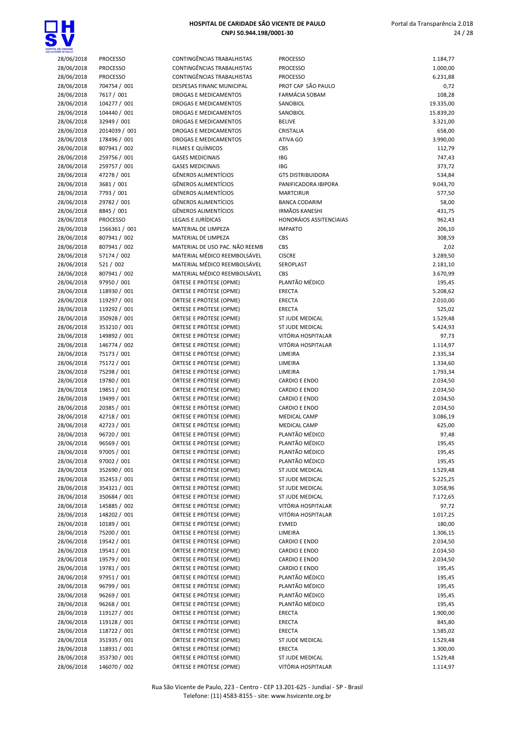# HOSPITAL DE CARIDADE SÃO VICENTE DE PAULO
**CNPJ 50.944.198/0001-30**

| | | | | |
|---|---|---|---|---|
| 28/06/2018 | PROCESSO | CONTINGÊNCIAS TRABALHISTAS | PROCESSO | 1.184,77 |
| 28/06/2018 | PROCESSO | CONTINGÊNCIAS TRABALHISTAS | PROCESSO | 1.000,00 |
| 28/06/2018 | PROCESSO | CONTINGÊNCIAS TRABALHISTAS | PROCESSO | 6.231,88 |
| 28/06/2018 | 704754 / 001 | DESPESAS FINANC MUNICIPAL | PROT CAP SÃO PAULO | 0,72 |
| 28/06/2018 | 7617 / 001 | DROGAS E MEDICAMENTOS | FARMÁCIA SOBAM | 108,28 |
| 28/06/2018 | 104277 / 001 | DROGAS E MEDICAMENTOS | SANOBIOL | 19.335,00 |
| 28/06/2018 | 104440 / 001 | DROGAS E MEDICAMENTOS | SANOBIOL | 15.839,20 |
| 28/06/2018 | 32949 / 001 | DROGAS E MEDICAMENTOS | BELIVE | 3.321,00 |
| 28/06/2018 | 2014039 / 001 | DROGAS E MEDICAMENTOS | CRISTALIA | 658,00 |
| 28/06/2018 | 178496 / 001 | DROGAS E MEDICAMENTOS | ATIVA GO | 3.990,00 |
| 28/06/2018 | 807941 / 002 | FILMES E QUÍMICOS | CBS | 112,79 |
| 28/06/2018 | 259756 / 001 | GASES MEDICINAIS | IBG | 747,43 |
| 28/06/2018 | 259757 / 001 | GASES MEDICINAIS | IBG | 373,72 |
| 28/06/2018 | 47278 / 001 | GÊNEROS ALIMENTÍCIOS | GTS DISTRIBUIDORA | 534,84 |
| 28/06/2018 | 3681 / 001 | GÊNEROS ALIMENTÍCIOS | PANIFICADORA IBIPORA | 9.043,70 |
| 28/06/2018 | 7793 / 001 | GÊNEROS ALIMENTÍCIOS | MARTCIRUR | 577,50 |
| 28/06/2018 | 29782 / 001 | GÊNEROS ALIMENTÍCIOS | BANCA CODARIM | 58,00 |
| 28/06/2018 | 8845 / 001 | GÊNEROS ALIMENTÍCIOS | IRMÃOS KANESHI | 431,75 |
| 28/06/2018 | PROCESSO | LEGAIS E JURÍDICAS | HONORÁIOS ASSITENCIAIAS | 962,43 |
| 28/06/2018 | 1566361 / 001 | MATERIAL DE LIMPEZA | IMPAKTO | 206,10 |
| 28/06/2018 | 807941 / 002 | MATERIAL DE LIMPEZA | CBS | 308,59 |
| 28/06/2018 | 807941 / 002 | MATERIAL DE USO PAC. NÃO REEMB | CBS | 2,02 |
| 28/06/2018 | 57174 / 002 | MATERIAL MÉDICO REEMBOLSÁVEL | CISCRE | 3.289,50 |
| 28/06/2018 | 521 / 002 | MATERIAL MÉDICO REEMBOLSÁVEL | SEROPLAST | 2.181,10 |
| 28/06/2018 | 807941 / 002 | MATERIAL MÉDICO REEMBOLSÁVEL | CBS | 3.670,99 |
| 28/06/2018 | 97950 / 001 | ÓRTESE E PRÓTESE (OPME) | PLANTÃO MÉDICO | 195,45 |
| 28/06/2018 | 118930 / 001 | ÓRTESE E PRÓTESE (OPME) | ERECTA | 5.208,62 |
| 28/06/2018 | 119297 / 001 | ÓRTESE E PRÓTESE (OPME) | ERECTA | 2.010,00 |
| 28/06/2018 | 119292 / 001 | ÓRTESE E PRÓTESE (OPME) | ERECTA | 525,02 |
| 28/06/2018 | 350928 / 001 | ÓRTESE E PRÓTESE (OPME) | ST JUDE MEDICAL | 1.529,48 |
| 28/06/2018 | 353210 / 001 | ÓRTESE E PRÓTESE (OPME) | ST JUDE MEDICAL | 5.424,93 |
| 28/06/2018 | 149892 / 001 | ÓRTESE E PRÓTESE (OPME) | VITÓRIA HOSPITALAR | 97,73 |
| 28/06/2018 | 146774 / 002 | ÓRTESE E PRÓTESE (OPME) | VITÓRIA HOSPITALAR | 1.114,97 |
| 28/06/2018 | 75173 / 001 | ÓRTESE E PRÓTESE (OPME) | LIMEIRA | 2.335,34 |
| 28/06/2018 | 75172 / 001 | ÓRTESE E PRÓTESE (OPME) | LIMEIRA | 1.334,60 |
| 28/06/2018 | 75298 / 001 | ÓRTESE E PRÓTESE (OPME) | LIMEIRA | 1.793,34 |
| 28/06/2018 | 19780 / 001 | ÓRTESE E PRÓTESE (OPME) | CARDIO E ENDO | 2.034,50 |
| 28/06/2018 | 19851 / 001 | ÓRTESE E PRÓTESE (OPME) | CARDIO E ENDO | 2.034,50 |
| 28/06/2018 | 19499 / 001 | ÓRTESE E PRÓTESE (OPME) | CARDIO E ENDO | 2.034,50 |
| 28/06/2018 | 20385 / 001 | ÓRTESE E PRÓTESE (OPME) | CARDIO E ENDO | 2.034,50 |
| 28/06/2018 | 42718 / 001 | ÓRTESE E PRÓTESE (OPME) | MEDICAL CAMP | 3.086,19 |
| 28/06/2018 | 42723 / 001 | ÓRTESE E PRÓTESE (OPME) | MEDICAL CAMP | 625,00 |
| 28/06/2018 | 96720 / 001 | ÓRTESE E PRÓTESE (OPME) | PLANTÃO MÉDICO | 97,48 |
| 28/06/2018 | 96569 / 001 | ÓRTESE E PRÓTESE (OPME) | PLANTÃO MÉDICO | 195,45 |
| 28/06/2018 | 97005 / 001 | ÓRTESE E PRÓTESE (OPME) | PLANTÃO MÉDICO | 195,45 |
| 28/06/2018 | 97002 / 001 | ÓRTESE E PRÓTESE (OPME) | PLANTÃO MÉDICO | 195,45 |
| 28/06/2018 | 352690 / 001 | ÓRTESE E PRÓTESE (OPME) | ST JUDE MEDICAL | 1.529,48 |
| 28/06/2018 | 352453 / 001 | ÓRTESE E PRÓTESE (OPME) | ST JUDE MEDICAL | 5.225,25 |
| 28/06/2018 | 354321 / 001 | ÓRTESE E PRÓTESE (OPME) | ST JUDE MEDICAL | 3.058,96 |
| 28/06/2018 | 350684 / 001 | ÓRTESE E PRÓTESE (OPME) | ST JUDE MEDICAL | 7.172,65 |
| 28/06/2018 | 145885 / 002 | ÓRTESE E PRÓTESE (OPME) | VITÓRIA HOSPITALAR | 97,72 |
| 28/06/2018 | 148202 / 001 | ÓRTESE E PRÓTESE (OPME) | VITÓRIA HOSPITALAR | 1.017,25 |
| 28/06/2018 | 10189 / 001 | ÓRTESE E PRÓTESE (OPME) | EVMED | 180,00 |
| 28/06/2018 | 75200 / 001 | ÓRTESE E PRÓTESE (OPME) | LIMEIRA | 1.306,15 |
| 28/06/2018 | 19542 / 001 | ÓRTESE E PRÓTESE (OPME) | CARDIO E ENDO | 2.034,50 |
| 28/06/2018 | 19541 / 001 | ÓRTESE E PRÓTESE (OPME) | CARDIO E ENDO | 2.034,50 |
| 28/06/2018 | 19579 / 001 | ÓRTESE E PRÓTESE (OPME) | CARDIO E ENDO | 2.034,50 |
| 28/06/2018 | 19781 / 001 | ÓRTESE E PRÓTESE (OPME) | CARDIO E ENDO | 195,45 |
| 28/06/2018 | 97951 / 001 | ÓRTESE E PRÓTESE (OPME) | PLANTÃO MÉDICO | 195,45 |
| 28/06/2018 | 96799 / 001 | ÓRTESE E PRÓTESE (OPME) | PLANTÃO MÉDICO | 195,45 |
| 28/06/2018 | 96269 / 001 | ÓRTESE E PRÓTESE (OPME) | PLANTÃO MÉDICO | 195,45 |
| 28/06/2018 | 96268 / 001 | ÓRTESE E PRÓTESE (OPME) | PLANTÃO MÉDICO | 195,45 |
| 28/06/2018 | 119127 / 001 | ÓRTESE E PRÓTESE (OPME) | ERECTA | 1.900,00 |
| 28/06/2018 | 119128 / 001 | ÓRTESE E PRÓTESE (OPME) | ERECTA | 845,80 |
| 28/06/2018 | 118722 / 001 | ÓRTESE E PRÓTESE (OPME) | ERECTA | 1.585,02 |
| 28/06/2018 | 351935 / 001 | ÓRTESE E PRÓTESE (OPME) | ST JUDE MEDICAL | 1.529,48 |
| 28/06/2018 | 118931 / 001 | ÓRTESE E PRÓTESE (OPME) | ERECTA | 1.300,00 |
| 28/06/2018 | 353730 / 001 | ÓRTESE E PRÓTESE (OPME) | ST JUDE MEDICAL | 1.529,48 |
| 28/06/2018 | 146070 / 002 | ÓRTESE E PRÓTESE (OPME) | VITÓRIA HOSPITALAR | 1.114,97 |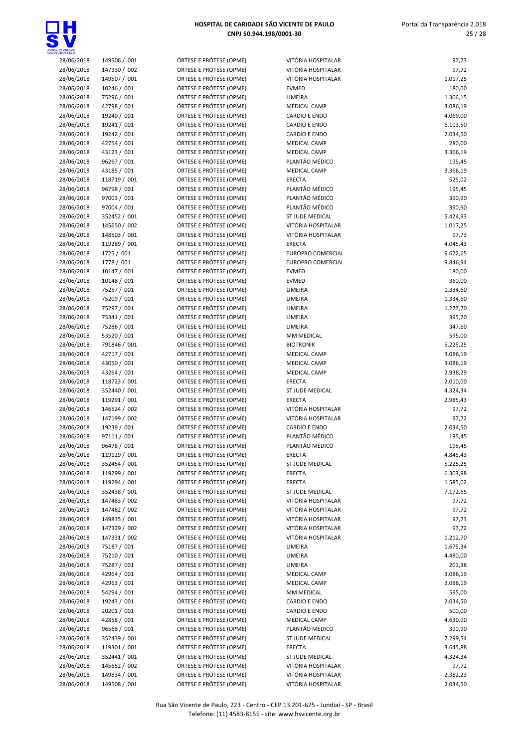| | | | | |
|---|---|---|---|---|
| 28/06/2018 | 149506 / 001 | ÓRTESE E PRÓTESE (OPME) | VITÓRIA HOSPITALAR | 97,73 |
| 28/06/2018 | 147330 / 002 | ÓRTESE E PRÓTESE (OPME) | VITÓRIA HOSPITALAR | 97,72 |
| 28/06/2018 | 149507 / 001 | ÓRTESE E PRÓTESE (OPME) | VITÓRIA HOSPITALAR | 1.017,25 |
| 28/06/2018 | 10246 / 001 | ÓRTESE E PRÓTESE (OPME) | EVMED | 180,00 |
| 28/06/2018 | 75296 / 001 | ÓRTESE E PRÓTESE (OPME) | LIMEIRA | 1.306,15 |
| 28/06/2018 | 42798 / 001 | ÓRTESE E PRÓTESE (OPME) | MEDICAL CAMP | 3.086,19 |
| 28/06/2018 | 19240 / 001 | ÓRTESE E PRÓTESE (OPME) | CARDIO E ENDO | 4.069,00 |
| 28/06/2018 | 19241 / 001 | ÓRTESE E PRÓTESE (OPME) | CARDIO E ENDO | 6.103,50 |
| 28/06/2018 | 19242 / 001 | ÓRTESE E PRÓTESE (OPME) | CARDIO E ENDO | 2.034,50 |
| 28/06/2018 | 42754 / 001 | ÓRTESE E PRÓTESE (OPME) | MEDICAL CAMP | 280,00 |
| 28/06/2018 | 43123 / 001 | ÓRTESE E PRÓTESE (OPME) | MEDICAL CAMP | 3.366,19 |
| 28/06/2018 | 96267 / 001 | ÓRTESE E PRÓTESE (OPME) | PLANTÃO MÉDICO | 195,45 |
| 28/06/2018 | 43185 / 001 | ÓRTESE E PRÓTESE (OPME) | MEDICAL CAMP | 3.366,19 |
| 28/06/2018 | 118719 / 001 | ÓRTESE E PRÓTESE (OPME) | ERECTA | 525,02 |
| 28/06/2018 | 96798 / 001 | ÓRTESE E PRÓTESE (OPME) | PLANTÃO MÉDICO | 195,45 |
| 28/06/2018 | 97003 / 001 | ÓRTESE E PRÓTESE (OPME) | PLANTÃO MÉDICO | 390,90 |
| 28/06/2018 | 97004 / 001 | ÓRTESE E PRÓTESE (OPME) | PLANTÃO MÉDICO | 390,90 |
| 28/06/2018 | 352452 / 001 | ÓRTESE E PRÓTESE (OPME) | ST JUDE MEDICAL | 5.424,93 |
| 28/06/2018 | 145650 / 002 | ÓRTESE E PRÓTESE (OPME) | VITÓRIA HOSPITALAR | 1.017,25 |
| 28/06/2018 | 148503 / 001 | ÓRTESE E PRÓTESE (OPME) | VITÓRIA HOSPITALAR | 97,73 |
| 28/06/2018 | 119289 / 001 | ÓRTESE E PRÓTESE (OPME) | ERECTA | 4.045,43 |
| 28/06/2018 | 1725 / 001 | ÓRTESE E PRÓTESE (OPME) | EUROPRO COMERCIAL | 9.622,65 |
| 28/06/2018 | 1778 / 001 | ÓRTESE E PRÓTESE (OPME) | EUROPRO COMERCIAL | 9.846,94 |
| 28/06/2018 | 10147 / 001 | ÓRTESE E PRÓTESE (OPME) | EVMED | 180,00 |
| 28/06/2018 | 10148 / 001 | ÓRTESE E PRÓTESE (OPME) | EVMED | 360,00 |
| 28/06/2018 | 75257 / 001 | ÓRTESE E PRÓTESE (OPME) | LIMEIRA | 1.334,60 |
| 28/06/2018 | 75209 / 001 | ÓRTESE E PRÓTESE (OPME) | LIMEIRA | 1.334,60 |
| 28/06/2018 | 75297 / 001 | ÓRTESE E PRÓTESE (OPME) | LIMEIRA | 1.277,70 |
| 28/06/2018 | 75341 / 001 | ÓRTESE E PRÓTESE (OPME) | LIMEIRA | 395,20 |
| 28/06/2018 | 75286 / 001 | ÓRTESE E PRÓTESE (OPME) | LIMEIRA | 347,60 |
| 28/06/2018 | 53520 / 001 | ÓRTESE E PRÓTESE (OPME) | MM MEDICAL | 595,00 |
| 28/06/2018 | 791846 / 001 | ÓRTESE E PRÓTESE (OPME) | BIOTRONIK | 5.225,25 |
| 28/06/2018 | 42717 / 001 | ÓRTESE E PRÓTESE (OPME) | MEDICAL CAMP | 3.086,19 |
| 28/06/2018 | 43050 / 001 | ÓRTESE E PRÓTESE (OPME) | MEDICAL CAMP | 3.086,19 |
| 28/06/2018 | 43264 / 001 | ÓRTESE E PRÓTESE (OPME) | MEDICAL CAMP | 2.938,29 |
| 28/06/2018 | 118723 / 001 | ÓRTESE E PRÓTESE (OPME) | ERECTA | 2.010,00 |
| 28/06/2018 | 352440 / 001 | ÓRTESE E PRÓTESE (OPME) | ST JUDE MEDICAL | 4.324,34 |
| 28/06/2018 | 119291 / 001 | ÓRTESE E PRÓTESE (OPME) | ERECTA | 2.985,43 |
| 28/06/2018 | 146524 / 002 | ÓRTESE E PRÓTESE (OPME) | VITÓRIA HOSPITALAR | 97,72 |
| 28/06/2018 | 147199 / 002 | ÓRTESE E PRÓTESE (OPME) | VITÓRIA HOSPITALAR | 97,72 |
| 28/06/2018 | 19239 / 001 | ÓRTESE E PRÓTESE (OPME) | CARDIO E ENDO | 2.034,50 |
| 28/06/2018 | 97111 / 001 | ÓRTESE E PRÓTESE (OPME) | PLANTÃO MÉDICO | 195,45 |
| 28/06/2018 | 96478 / 001 | ÓRTESE E PRÓTESE (OPME) | PLANTÃO MÉDICO | 195,45 |
| 28/06/2018 | 119129 / 001 | ÓRTESE E PRÓTESE (OPME) | ERECTA | 4.845,43 |
| 28/06/2018 | 352454 / 001 | ÓRTESE E PRÓTESE (OPME) | ST JUDE MEDICAL | 5.225,25 |
| 28/06/2018 | 119299 / 001 | ÓRTESE E PRÓTESE (OPME) | ERECTA | 6.303,98 |
| 28/06/2018 | 119294 / 001 | ÓRTESE E PRÓTESE (OPME) | ERECTA | 1.585,02 |
| 28/06/2018 | 352438 / 001 | ÓRTESE E PRÓTESE (OPME) | ST JUDE MEDICAL | 7.172,65 |
| 28/06/2018 | 147483 / 002 | ÓRTESE E PRÓTESE (OPME) | VITÓRIA HOSPITALAR | 97,72 |
| 28/06/2018 | 147482 / 002 | ÓRTESE E PRÓTESE (OPME) | VITÓRIA HOSPITALAR | 97,72 |
| 28/06/2018 | 149835 / 001 | ÓRTESE E PRÓTESE (OPME) | VITÓRIA HOSPITALAR | 97,73 |
| 28/06/2018 | 147329 / 002 | ÓRTESE E PRÓTESE (OPME) | VITÓRIA HOSPITALAR | 97,72 |
| 28/06/2018 | 147331 / 002 | ÓRTESE E PRÓTESE (OPME) | VITÓRIA HOSPITALAR | 1.212,70 |
| 28/06/2018 | 75187 / 001 | ÓRTESE E PRÓTESE (OPME) | LIMEIRA | 1.675,34 |
| 28/06/2018 | 75210 / 001 | ÓRTESE E PRÓTESE (OPME) | LIMEIRA | 4.480,00 |
| 28/06/2018 | 75287 / 001 | ÓRTESE E PRÓTESE (OPME) | LIMEIRA | 201,38 |
| 28/06/2018 | 42964 / 001 | ÓRTESE E PRÓTESE (OPME) | MEDICAL CAMP | 3.086,19 |
| 28/06/2018 | 42963 / 001 | ÓRTESE E PRÓTESE (OPME) | MEDICAL CAMP | 3.086,19 |
| 28/06/2018 | 54294 / 001 | ÓRTESE E PRÓTESE (OPME) | MM MEDICAL | 595,00 |
| 28/06/2018 | 19243 / 001 | ÓRTESE E PRÓTESE (OPME) | CARDIO E ENDO | 2.034,50 |
| 28/06/2018 | 20201 / 001 | ÓRTESE E PRÓTESE (OPME) | CARDIO E ENDO | 500,00 |
| 28/06/2018 | 42858 / 001 | ÓRTESE E PRÓTESE (OPME) | MEDICAL CAMP | 4.630,90 |
| 28/06/2018 | 96568 / 001 | ÓRTESE E PRÓTESE (OPME) | PLANTÃO MÉDICO | 390,90 |
| 28/06/2018 | 352439 / 001 | ÓRTESE E PRÓTESE (OPME) | ST JUDE MEDICAL | 7.299,54 |
| 28/06/2018 | 119301 / 001 | ÓRTESE E PRÓTESE (OPME) | ERECTA | 3.645,88 |
| 28/06/2018 | 352441 / 001 | ÓRTESE E PRÓTESE (OPME) | ST JUDE MEDICAL | 4.324,34 |
| 28/06/2018 | 145652 / 002 | ÓRTESE E PRÓTESE (OPME) | VITÓRIA HOSPITALAR | 97,72 |
| 28/06/2018 | 149834 / 001 | ÓRTESE E PRÓTESE (OPME) | VITÓRIA HOSPITALAR | 2.382,23 |
| 28/06/2018 | 149508 / 001 | ÓRTESE E PRÓTESE (OPME) | VITÓRIA HOSPITALAR | 2.034,50 |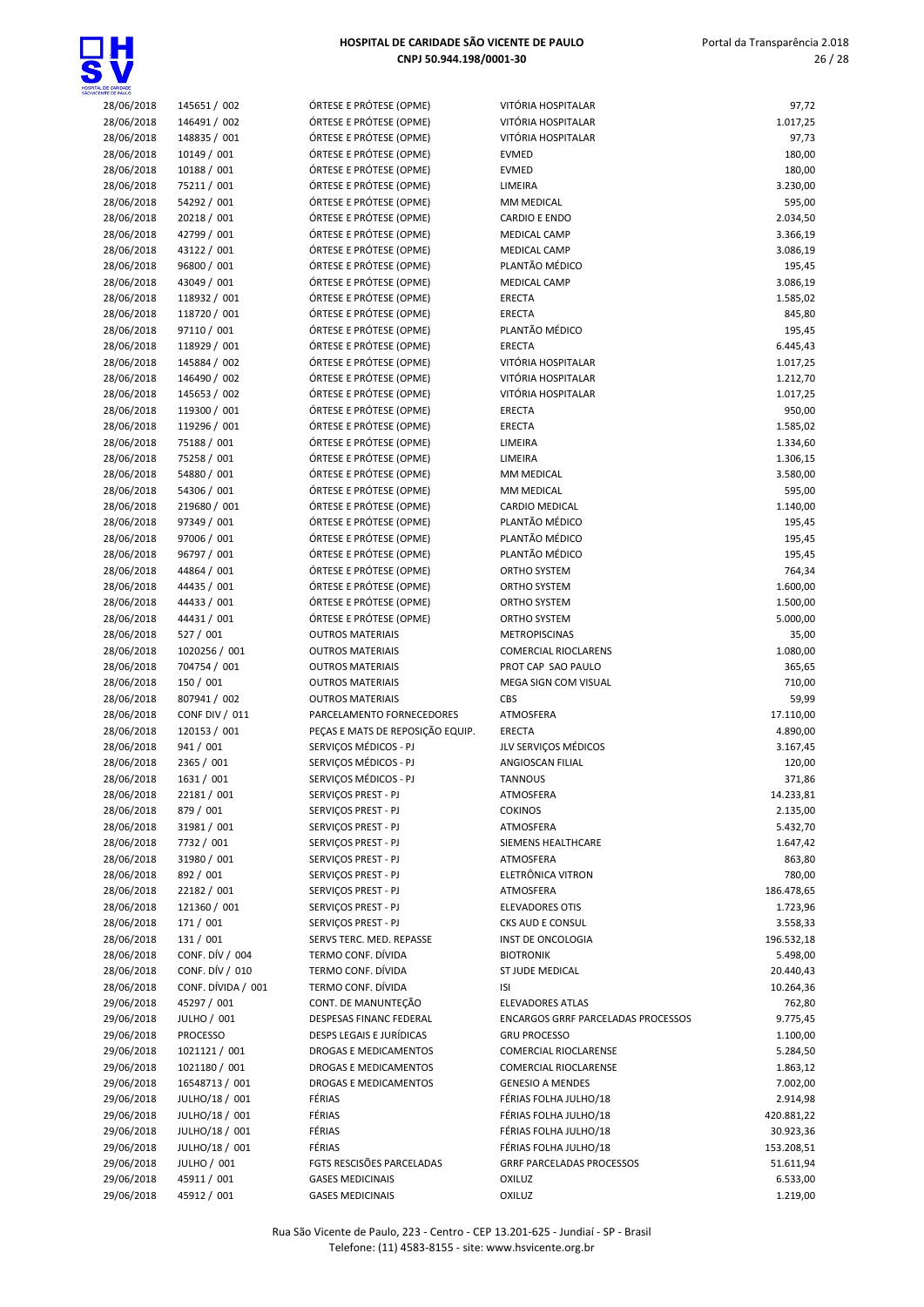| | | | | |
|---|---|---|---|---|
| 28/06/2018 | 145651 / 002 | ÓRTESE E PRÓTESE (OPME) | VITÓRIA HOSPITALAR | 97,72 |
| 28/06/2018 | 146491 / 002 | ÓRTESE E PRÓTESE (OPME) | VITÓRIA HOSPITALAR | 1.017,25 |
| 28/06/2018 | 148835 / 001 | ÓRTESE E PRÓTESE (OPME) | VITÓRIA HOSPITALAR | 97,73 |
| 28/06/2018 | 10149 / 001 | ÓRTESE E PRÓTESE (OPME) | EVMED | 180,00 |
| 28/06/2018 | 10188 / 001 | ÓRTESE E PRÓTESE (OPME) | EVMED | 180,00 |
| 28/06/2018 | 75211 / 001 | ÓRTESE E PRÓTESE (OPME) | LIMEIRA | 3.230,00 |
| 28/06/2018 | 54292 / 001 | ÓRTESE E PRÓTESE (OPME) | MM MEDICAL | 595,00 |
| 28/06/2018 | 20218 / 001 | ÓRTESE E PRÓTESE (OPME) | CARDIO E ENDO | 2.034,50 |
| 28/06/2018 | 42799 / 001 | ÓRTESE E PRÓTESE (OPME) | MEDICAL CAMP | 3.366,19 |
| 28/06/2018 | 43122 / 001 | ÓRTESE E PRÓTESE (OPME) | MEDICAL CAMP | 3.086,19 |
| 28/06/2018 | 96800 / 001 | ÓRTESE E PRÓTESE (OPME) | PLANTÃO MÉDICO | 195,45 |
| 28/06/2018 | 43049 / 001 | ÓRTESE E PRÓTESE (OPME) | MEDICAL CAMP | 3.086,19 |
| 28/06/2018 | 118932 / 001 | ÓRTESE E PRÓTESE (OPME) | ERECTA | 1.585,02 |
| 28/06/2018 | 118720 / 001 | ÓRTESE E PRÓTESE (OPME) | ERECTA | 845,80 |
| 28/06/2018 | 97110 / 001 | ÓRTESE E PRÓTESE (OPME) | PLANTÃO MÉDICO | 195,45 |
| 28/06/2018 | 118929 / 001 | ÓRTESE E PRÓTESE (OPME) | ERECTA | 6.445,43 |
| 28/06/2018 | 145884 / 002 | ÓRTESE E PRÓTESE (OPME) | VITÓRIA HOSPITALAR | 1.017,25 |
| 28/06/2018 | 146490 / 002 | ÓRTESE E PRÓTESE (OPME) | VITÓRIA HOSPITALAR | 1.212,70 |
| 28/06/2018 | 145653 / 002 | ÓRTESE E PRÓTESE (OPME) | VITÓRIA HOSPITALAR | 1.017,25 |
| 28/06/2018 | 119300 / 001 | ÓRTESE E PRÓTESE (OPME) | ERECTA | 950,00 |
| 28/06/2018 | 119296 / 001 | ÓRTESE E PRÓTESE (OPME) | ERECTA | 1.585,02 |
| 28/06/2018 | 75188 / 001 | ÓRTESE E PRÓTESE (OPME) | LIMEIRA | 1.334,60 |
| 28/06/2018 | 75258 / 001 | ÓRTESE E PRÓTESE (OPME) | LIMEIRA | 1.306,15 |
| 28/06/2018 | 54880 / 001 | ÓRTESE E PRÓTESE (OPME) | MM MEDICAL | 3.580,00 |
| 28/06/2018 | 54306 / 001 | ÓRTESE E PRÓTESE (OPME) | MM MEDICAL | 595,00 |
| 28/06/2018 | 219680 / 001 | ÓRTESE E PRÓTESE (OPME) | CARDIO MEDICAL | 1.140,00 |
| 28/06/2018 | 97349 / 001 | ÓRTESE E PRÓTESE (OPME) | PLANTÃO MÉDICO | 195,45 |
| 28/06/2018 | 97006 / 001 | ÓRTESE E PRÓTESE (OPME) | PLANTÃO MÉDICO | 195,45 |
| 28/06/2018 | 96797 / 001 | ÓRTESE E PRÓTESE (OPME) | PLANTÃO MÉDICO | 195,45 |
| 28/06/2018 | 44864 / 001 | ÓRTESE E PRÓTESE (OPME) | ORTHO SYSTEM | 764,34 |
| 28/06/2018 | 44435 / 001 | ÓRTESE E PRÓTESE (OPME) | ORTHO SYSTEM | 1.600,00 |
| 28/06/2018 | 44433 / 001 | ÓRTESE E PRÓTESE (OPME) | ORTHO SYSTEM | 1.500,00 |
| 28/06/2018 | 44431 / 001 | ÓRTESE E PRÓTESE (OPME) | ORTHO SYSTEM | 5.000,00 |
| 28/06/2018 | 527 / 001 | OUTROS MATERIAIS | METROPISCINAS | 35,00 |
| 28/06/2018 | 1020256 / 001 | OUTROS MATERIAIS | COMERCIAL RIOCLARENS | 1.080,00 |
| 28/06/2018 | 704754 / 001 | OUTROS MATERIAIS | PROT CAP SAO PAULO | 365,65 |
| 28/06/2018 | 150 / 001 | OUTROS MATERIAIS | MEGA SIGN COM VISUAL | 710,00 |
| 28/06/2018 | 807941 / 002 | OUTROS MATERIAIS | CBS | 59,99 |
| 28/06/2018 | CONF DIV / 011 | PARCELAMENTO FORNECEDORES | ATMOSFERA | 17.110,00 |
| 28/06/2018 | 120153 / 001 | PEÇAS E MATS DE REPOSIÇÃO EQUIP. | ERECTA | 4.890,00 |
| 28/06/2018 | 941 / 001 | SERVIÇOS MÉDICOS - PJ | JLV SERVIÇOS MÉDICOS | 3.167,45 |
| 28/06/2018 | 2365 / 001 | SERVIÇOS MÉDICOS - PJ | ANGIOSCAN FILIAL | 120,00 |
| 28/06/2018 | 1631 / 001 | SERVIÇOS MÉDICOS - PJ | TANNOUS | 371,86 |
| 28/06/2018 | 22181 / 001 | SERVIÇOS PREST - PJ | ATMOSFERA | 14.233,81 |
| 28/06/2018 | 879 / 001 | SERVIÇOS PREST - PJ | COKINOS | 2.135,00 |
| 28/06/2018 | 31981 / 001 | SERVIÇOS PREST - PJ | ATMOSFERA | 5.432,70 |
| 28/06/2018 | 7732 / 001 | SERVIÇOS PREST - PJ | SIEMENS HEALTHCARE | 1.647,42 |
| 28/06/2018 | 31980 / 001 | SERVIÇOS PREST - PJ | ATMOSFERA | 863,80 |
| 28/06/2018 | 892 / 001 | SERVIÇOS PREST - PJ | ELETRÔNICA VITRON | 780,00 |
| 28/06/2018 | 22182 / 001 | SERVIÇOS PREST - PJ | ATMOSFERA | 186.478,65 |
| 28/06/2018 | 121360 / 001 | SERVIÇOS PREST - PJ | ELEVADORES OTIS | 1.723,96 |
| 28/06/2018 | 171 / 001 | SERVIÇOS PREST - PJ | CKS AUD E CONSUL | 3.558,33 |
| 28/06/2018 | 131 / 001 | SERVS TERC. MED. REPASSE | INST DE ONCOLOGIA | 196.532,18 |
| 28/06/2018 | CONF. DÍV / 004 | TERMO CONF. DÍVIDA | BIOTRONIK | 5.498,00 |
| 28/06/2018 | CONF. DÍV / 010 | TERMO CONF. DÍVIDA | ST JUDE MEDICAL | 20.440,43 |
| 28/06/2018 | CONF. DÍVIDA / 001 | TERMO CONF. DÍVIDA | ISI | 10.264,36 |
| 29/06/2018 | 45297 / 001 | CONT. DE MANUNTEÇÃO | ELEVADORES ATLAS | 762,80 |
| 29/06/2018 | JULHO / 001 | DESPESAS FINANC FEDERAL | ENCARGOS GRRF PARCELADAS PROCESSOS | 9.775,45 |
| 29/06/2018 | PROCESSO | DESPS LEGAIS E JURÍDICAS | GRU PROCESSO | 1.100,00 |
| 29/06/2018 | 1021121 / 001 | DROGAS E MEDICAMENTOS | COMERCIAL RIOCLARENSE | 5.284,50 |
| 29/06/2018 | 1021180 / 001 | DROGAS E MEDICAMENTOS | COMERCIAL RIOCLARENSE | 1.863,12 |
| 29/06/2018 | 16548713 / 001 | DROGAS E MEDICAMENTOS | GENESIO A MENDES | 7.002,00 |
| 29/06/2018 | JULHO/18 / 001 | FÉRIAS | FÉRIAS FOLHA JULHO/18 | 2.914,98 |
| 29/06/2018 | JULHO/18 / 001 | FÉRIAS | FÉRIAS FOLHA JULHO/18 | 420.881,22 |
| 29/06/2018 | JULHO/18 / 001 | FÉRIAS | FÉRIAS FOLHA JULHO/18 | 30.923,36 |
| 29/06/2018 | JULHO/18 / 001 | FÉRIAS | FÉRIAS FOLHA JULHO/18 | 153.208,51 |
| 29/06/2018 | JULHO / 001 | FGTS RESCISÕES PARCELADAS | GRRF PARCELADAS PROCESSOS | 51.611,94 |
| 29/06/2018 | 45911 / 001 | GASES MEDICINAIS | OXILUZ | 6.533,00 |
| 29/06/2018 | 45912 / 001 | GASES MEDICINAIS | OXILUZ | 1.219,00 |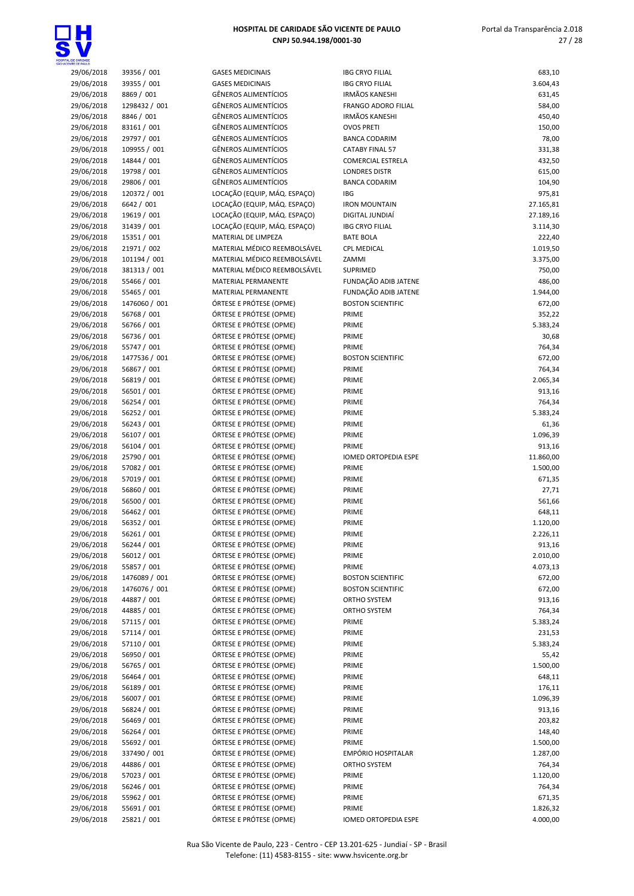| | | | | |
|---|---|---|---|---|
| 29/06/2018 | 39356 / 001 | GASES MEDICINAIS | IBG CRYO FILIAL | 683,10 |
| 29/06/2018 | 39355 / 001 | GASES MEDICINAIS | IBG CRYO FILIAL | 3.604,43 |
| 29/06/2018 | 8869 / 001 | GÊNEROS ALIMENTÍCIOS | IRMÃOS KANESHI | 631,45 |
| 29/06/2018 | 1298432 / 001 | GÊNEROS ALIMENTÍCIOS | FRANGO ADORO FILIAL | 584,00 |
| 29/06/2018 | 8846 / 001 | GÊNEROS ALIMENTÍCIOS | IRMÃOS KANESHI | 450,40 |
| 29/06/2018 | 83161 / 001 | GÊNEROS ALIMENTÍCIOS | OVOS PRETI | 150,00 |
| 29/06/2018 | 29797 / 001 | GÊNEROS ALIMENTÍCIOS | BANCA CODARIM | 78,00 |
| 29/06/2018 | 109955 / 001 | GÊNEROS ALIMENTÍCIOS | CATABY FINAL 57 | 331,38 |
| 29/06/2018 | 14844 / 001 | GÊNEROS ALIMENTÍCIOS | COMERCIAL ESTRELA | 432,50 |
| 29/06/2018 | 19798 / 001 | GÊNEROS ALIMENTÍCIOS | LONDRES DISTR | 615,00 |
| 29/06/2018 | 29806 / 001 | GÊNEROS ALIMENTÍCIOS | BANCA CODARIM | 104,90 |
| 29/06/2018 | 120372 / 001 | LOCAÇÃO (EQUIP, MÁQ. ESPAÇO) | IBG | 975,81 |
| 29/06/2018 | 6642 / 001 | LOCAÇÃO (EQUIP, MÁQ. ESPAÇO) | IRON MOUNTAIN | 27.165,81 |
| 29/06/2018 | 19619 / 001 | LOCAÇÃO (EQUIP, MÁQ. ESPAÇO) | DIGITAL JUNDIAÍ | 27.189,16 |
| 29/06/2018 | 31439 / 001 | LOCAÇÃO (EQUIP, MÁQ. ESPAÇO) | IBG CRYO FILIAL | 3.114,30 |
| 29/06/2018 | 15351 / 001 | MATERIAL DE LIMPEZA | BATE BOLA | 222,40 |
| 29/06/2018 | 21971 / 002 | MATERIAL MÉDICO REEMBOLSÁVEL | CPL MEDICAL | 1.019,50 |
| 29/06/2018 | 101194 / 001 | MATERIAL MÉDICO REEMBOLSÁVEL | ZAMMI | 3.375,00 |
| 29/06/2018 | 381313 / 001 | MATERIAL MÉDICO REEMBOLSÁVEL | SUPRIMED | 750,00 |
| 29/06/2018 | 55466 / 001 | MATERIAL PERMANENTE | FUNDAÇÃO ADIB JATENE | 486,00 |
| 29/06/2018 | 55465 / 001 | MATERIAL PERMANENTE | FUNDAÇÃO ADIB JATENE | 1.944,00 |
| 29/06/2018 | 1476060 / 001 | ÓRTESE E PRÓTESE (OPME) | BOSTON SCIENTIFIC | 672,00 |
| 29/06/2018 | 56768 / 001 | ÓRTESE E PRÓTESE (OPME) | PRIME | 352,22 |
| 29/06/2018 | 56766 / 001 | ÓRTESE E PRÓTESE (OPME) | PRIME | 5.383,24 |
| 29/06/2018 | 56736 / 001 | ÓRTESE E PRÓTESE (OPME) | PRIME | 30,68 |
| 29/06/2018 | 55747 / 001 | ÓRTESE E PRÓTESE (OPME) | PRIME | 764,34 |
| 29/06/2018 | 1477536 / 001 | ÓRTESE E PRÓTESE (OPME) | BOSTON SCIENTIFIC | 672,00 |
| 29/06/2018 | 56867 / 001 | ÓRTESE E PRÓTESE (OPME) | PRIME | 764,34 |
| 29/06/2018 | 56819 / 001 | ÓRTESE E PRÓTESE (OPME) | PRIME | 2.065,34 |
| 29/06/2018 | 56501 / 001 | ÓRTESE E PRÓTESE (OPME) | PRIME | 913,16 |
| 29/06/2018 | 56254 / 001 | ÓRTESE E PRÓTESE (OPME) | PRIME | 764,34 |
| 29/06/2018 | 56252 / 001 | ÓRTESE E PRÓTESE (OPME) | PRIME | 5.383,24 |
| 29/06/2018 | 56243 / 001 | ÓRTESE E PRÓTESE (OPME) | PRIME | 61,36 |
| 29/06/2018 | 56107 / 001 | ÓRTESE E PRÓTESE (OPME) | PRIME | 1.096,39 |
| 29/06/2018 | 56104 / 001 | ÓRTESE E PRÓTESE (OPME) | PRIME | 913,16 |
| 29/06/2018 | 25790 / 001 | ÓRTESE E PRÓTESE (OPME) | IOMED ORTOPEDIA ESPE | 11.860,00 |
| 29/06/2018 | 57082 / 001 | ÓRTESE E PRÓTESE (OPME) | PRIME | 1.500,00 |
| 29/06/2018 | 57019 / 001 | ÓRTESE E PRÓTESE (OPME) | PRIME | 671,35 |
| 29/06/2018 | 56860 / 001 | ÓRTESE E PRÓTESE (OPME) | PRIME | 27,71 |
| 29/06/2018 | 56500 / 001 | ÓRTESE E PRÓTESE (OPME) | PRIME | 561,66 |
| 29/06/2018 | 56462 / 001 | ÓRTESE E PRÓTESE (OPME) | PRIME | 648,11 |
| 29/06/2018 | 56352 / 001 | ÓRTESE E PRÓTESE (OPME) | PRIME | 1.120,00 |
| 29/06/2018 | 56261 / 001 | ÓRTESE E PRÓTESE (OPME) | PRIME | 2.226,11 |
| 29/06/2018 | 56244 / 001 | ÓRTESE E PRÓTESE (OPME) | PRIME | 913,16 |
| 29/06/2018 | 56012 / 001 | ÓRTESE E PRÓTESE (OPME) | PRIME | 2.010,00 |
| 29/06/2018 | 55857 / 001 | ÓRTESE E PRÓTESE (OPME) | PRIME | 4.073,13 |
| 29/06/2018 | 1476089 / 001 | ÓRTESE E PRÓTESE (OPME) | BOSTON SCIENTIFIC | 672,00 |
| 29/06/2018 | 1476076 / 001 | ÓRTESE E PRÓTESE (OPME) | BOSTON SCIENTIFIC | 672,00 |
| 29/06/2018 | 44887 / 001 | ÓRTESE E PRÓTESE (OPME) | ORTHO SYSTEM | 913,16 |
| 29/06/2018 | 44885 / 001 | ÓRTESE E PRÓTESE (OPME) | ORTHO SYSTEM | 764,34 |
| 29/06/2018 | 57115 / 001 | ÓRTESE E PRÓTESE (OPME) | PRIME | 5.383,24 |
| 29/06/2018 | 57114 / 001 | ÓRTESE E PRÓTESE (OPME) | PRIME | 231,53 |
| 29/06/2018 | 57110 / 001 | ÓRTESE E PRÓTESE (OPME) | PRIME | 5.383,24 |
| 29/06/2018 | 56950 / 001 | ÓRTESE E PRÓTESE (OPME) | PRIME | 55,42 |
| 29/06/2018 | 56765 / 001 | ÓRTESE E PRÓTESE (OPME) | PRIME | 1.500,00 |
| 29/06/2018 | 56464 / 001 | ÓRTESE E PRÓTESE (OPME) | PRIME | 648,11 |
| 29/06/2018 | 56189 / 001 | ÓRTESE E PRÓTESE (OPME) | PRIME | 176,11 |
| 29/06/2018 | 56007 / 001 | ÓRTESE E PRÓTESE (OPME) | PRIME | 1.096,39 |
| 29/06/2018 | 56824 / 001 | ÓRTESE E PRÓTESE (OPME) | PRIME | 913,16 |
| 29/06/2018 | 56469 / 001 | ÓRTESE E PRÓTESE (OPME) | PRIME | 203,82 |
| 29/06/2018 | 56264 / 001 | ÓRTESE E PRÓTESE (OPME) | PRIME | 148,40 |
| 29/06/2018 | 55692 / 001 | ÓRTESE E PRÓTESE (OPME) | PRIME | 1.500,00 |
| 29/06/2018 | 337490 / 001 | ÓRTESE E PRÓTESE (OPME) | EMPÓRIO HOSPITALAR | 1.287,00 |
| 29/06/2018 | 44886 / 001 | ÓRTESE E PRÓTESE (OPME) | ORTHO SYSTEM | 764,34 |
| 29/06/2018 | 57023 / 001 | ÓRTESE E PRÓTESE (OPME) | PRIME | 1.120,00 |
| 29/06/2018 | 56246 / 001 | ÓRTESE E PRÓTESE (OPME) | PRIME | 764,34 |
| 29/06/2018 | 55962 / 001 | ÓRTESE E PRÓTESE (OPME) | PRIME | 671,35 |
| 29/06/2018 | 55691 / 001 | ÓRTESE E PRÓTESE (OPME) | PRIME | 1.826,32 |
| 29/06/2018 | 25821 / 001 | ÓRTESE E PRÓTESE (OPME) | IOMED ORTOPEDIA ESPE | 4.000,00 |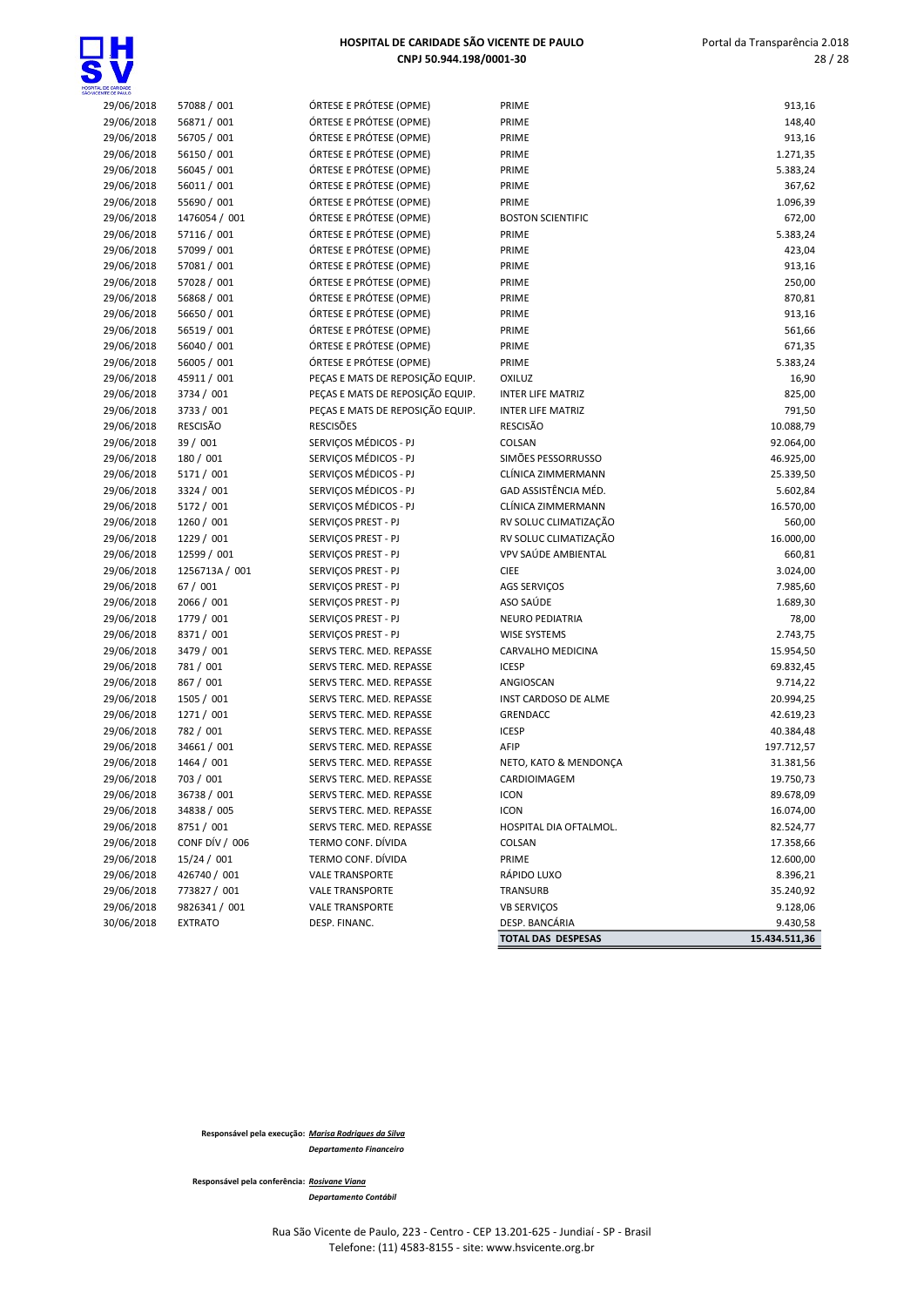| | | | | |
|---|---|---|---|---|
| 29/06/2018 | 57088 / 001 | ÓRTESE E PRÓTESE (OPME) | PRIME | 913,16 |
| 29/06/2018 | 56871 / 001 | ÓRTESE E PRÓTESE (OPME) | PRIME | 148,40 |
| 29/06/2018 | 56705 / 001 | ÓRTESE E PRÓTESE (OPME) | PRIME | 913,16 |
| 29/06/2018 | 56150 / 001 | ÓRTESE E PRÓTESE (OPME) | PRIME | 1.271,35 |
| 29/06/2018 | 56045 / 001 | ÓRTESE E PRÓTESE (OPME) | PRIME | 5.383,24 |
| 29/06/2018 | 56011 / 001 | ÓRTESE E PRÓTESE (OPME) | PRIME | 367,62 |
| 29/06/2018 | 55690 / 001 | ÓRTESE E PRÓTESE (OPME) | PRIME | 1.096,39 |
| 29/06/2018 | 1476054 / 001 | ÓRTESE E PRÓTESE (OPME) | BOSTON SCIENTIFIC | 672,00 |
| 29/06/2018 | 57116 / 001 | ÓRTESE E PRÓTESE (OPME) | PRIME | 5.383,24 |
| 29/06/2018 | 57099 / 001 | ÓRTESE E PRÓTESE (OPME) | PRIME | 423,04 |
| 29/06/2018 | 57081 / 001 | ÓRTESE E PRÓTESE (OPME) | PRIME | 913,16 |
| 29/06/2018 | 57028 / 001 | ÓRTESE E PRÓTESE (OPME) | PRIME | 250,00 |
| 29/06/2018 | 56868 / 001 | ÓRTESE E PRÓTESE (OPME) | PRIME | 870,81 |
| 29/06/2018 | 56650 / 001 | ÓRTESE E PRÓTESE (OPME) | PRIME | 913,16 |
| 29/06/2018 | 56519 / 001 | ÓRTESE E PRÓTESE (OPME) | PRIME | 561,66 |
| 29/06/2018 | 56040 / 001 | ÓRTESE E PRÓTESE (OPME) | PRIME | 671,35 |
| 29/06/2018 | 56005 / 001 | ÓRTESE E PRÓTESE (OPME) | PRIME | 5.383,24 |
| 29/06/2018 | 45911 / 001 | PEÇAS E MATS DE REPOSIÇÃO EQUIP. | OXILUZ | 16,90 |
| 29/06/2018 | 3734 / 001 | PEÇAS E MATS DE REPOSIÇÃO EQUIP. | INTER LIFE MATRIZ | 825,00 |
| 29/06/2018 | 3733 / 001 | PEÇAS E MATS DE REPOSIÇÃO EQUIP. | INTER LIFE MATRIZ | 791,50 |
| 29/06/2018 | RESCISÃO | RESCISÕES | RESCISÃO | 10.088,79 |
| 29/06/2018 | 39 / 001 | SERVIÇOS MÉDICOS - PJ | COLSAN | 92.064,00 |
| 29/06/2018 | 180 / 001 | SERVIÇOS MÉDICOS - PJ | SIMÕES PESSORRUSSO | 46.925,00 |
| 29/06/2018 | 5171 / 001 | SERVIÇOS MÉDICOS - PJ | CLÍNICA ZIMMERMANN | 25.339,50 |
| 29/06/2018 | 3324 / 001 | SERVIÇOS MÉDICOS - PJ | GAD ASSISTÊNCIA MÉD. | 5.602,84 |
| 29/06/2018 | 5172 / 001 | SERVIÇOS MÉDICOS - PJ | CLÍNICA ZIMMERMANN | 16.570,00 |
| 29/06/2018 | 1260 / 001 | SERVIÇOS PREST - PJ | RV SOLUC CLIMATIZAÇÃO | 560,00 |
| 29/06/2018 | 1229 / 001 | SERVIÇOS PREST - PJ | RV SOLUC CLIMATIZAÇÃO | 16.000,00 |
| 29/06/2018 | 12599 / 001 | SERVIÇOS PREST - PJ | VPV SAÚDE AMBIENTAL | 660,81 |
| 29/06/2018 | 1256713A / 001 | SERVIÇOS PREST - PJ | CIEE | 3.024,00 |
| 29/06/2018 | 67 / 001 | SERVIÇOS PREST - PJ | AGS SERVIÇOS | 7.985,60 |
| 29/06/2018 | 2066 / 001 | SERVIÇOS PREST - PJ | ASO SAÚDE | 1.689,30 |
| 29/06/2018 | 1779 / 001 | SERVIÇOS PREST - PJ | NEURO PEDIATRIA | 78,00 |
| 29/06/2018 | 8371 / 001 | SERVIÇOS PREST - PJ | WISE SYSTEMS | 2.743,75 |
| 29/06/2018 | 3479 / 001 | SERVS TERC. MED. REPASSE | CARVALHO MEDICINA | 15.954,50 |
| 29/06/2018 | 781 / 001 | SERVS TERC. MED. REPASSE | ICESP | 69.832,45 |
| 29/06/2018 | 867 / 001 | SERVS TERC. MED. REPASSE | ANGIOSCAN | 9.714,22 |
| 29/06/2018 | 1505 / 001 | SERVS TERC. MED. REPASSE | INST CARDOSO DE ALME | 20.994,25 |
| 29/06/2018 | 1271 / 001 | SERVS TERC. MED. REPASSE | GRENDACC | 42.619,23 |
| 29/06/2018 | 782 / 001 | SERVS TERC. MED. REPASSE | ICESP | 40.384,48 |
| 29/06/2018 | 34661 / 001 | SERVS TERC. MED. REPASSE | AFIP | 197.712,57 |
| 29/06/2018 | 1464 / 001 | SERVS TERC. MED. REPASSE | NETO, KATO & MENDONÇA | 31.381,56 |
| 29/06/2018 | 703 / 001 | SERVS TERC. MED. REPASSE | CARDIOIMAGEM | 19.750,73 |
| 29/06/2018 | 36738 / 001 | SERVS TERC. MED. REPASSE | ICON | 89.678,09 |
| 29/06/2018 | 34838 / 005 | SERVS TERC. MED. REPASSE | ICON | 16.074,00 |
| 29/06/2018 | 8751 / 001 | SERVS TERC. MED. REPASSE | HOSPITAL DIA OFTALMOL. | 82.524,77 |
| 29/06/2018 | CONF DÍV / 006 | TERMO CONF. DÍVIDA | COLSAN | 17.358,66 |
| 29/06/2018 | 15/24 / 001 | TERMO CONF. DÍVIDA | PRIME | 12.600,00 |
| 29/06/2018 | 426740 / 001 | VALE TRANSPORTE | RÁPIDO LUXO | 8.396,21 |
| 29/06/2018 | 773827 / 001 | VALE TRANSPORTE | TRANSURB | 35.240,92 |
| 29/06/2018 | 9826341 / 001 | VALE TRANSPORTE | VB SERVIÇOS | 9.128,06 |
| 30/06/2018 | EXTRATO | DESP. FINANC. | DESP. BANCÁRIA | 9.430,58 |
| | | | **TOTAL DAS DESPESAS** | **15.434.511,36** |

**Responsável pela execução:** ***Marisa Rodrigues da Silva***
***Departamento Financeiro***

**Responsável pela conferência:** ***Rosivane Viana***
***Departamento Contábil***

Rua São Vicente de Paulo, 223 - Centro - CEP 13.201-625 - Jundiaí - SP - Brasil
Telefone: (11) 4583-8155 - site: www.hsvicente.org.br